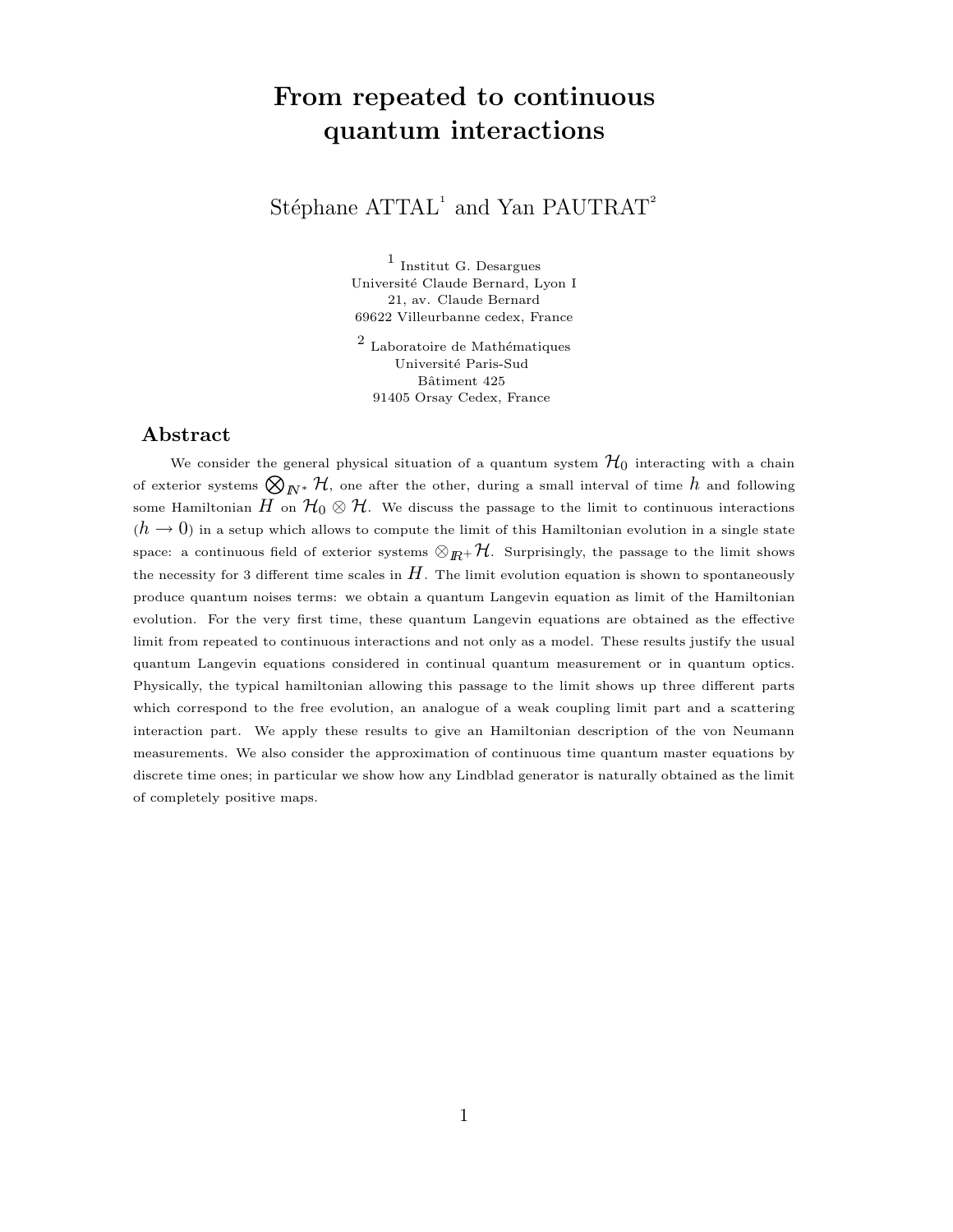# From repeated to continuous quantum interactions

Stéphane ATTAL[1] and Yan PAUTRAT[2]

[1] Institut G. Desargues
Université Claude Bernard, Lyon I
21, av. Claude Bernard
69622 Villeurbanne cedex, France

[2] Laboratoire de Mathématiques
Université Paris-Sud
Bâtiment 425
91405 Orsay Cedex, France

## Abstract

We consider the general physical situation of a quantum system $\mathcal{H}_0$ interacting with a chain of exterior systems $\bigotimes_{\mathbb{N}^*} \mathcal{H}$, one after the other, during a small interval of time $h$ and following some Hamiltonian $H$ on $\mathcal{H}_0 \otimes \mathcal{H}$. We discuss the passage to the limit to continuous interactions ($h \to 0$) in a setup which allows to compute the limit of this Hamiltonian evolution in a single state space: a continuous field of exterior systems $\otimes_{\mathbb{R}^+} \mathcal{H}$. Surprisingly, the passage to the limit shows the necessity for 3 different time scales in $H$. The limit evolution equation is shown to spontaneously produce quantum noises terms: we obtain a quantum Langevin equation as limit of the Hamiltonian evolution. For the very first time, these quantum Langevin equations are obtained as the effective limit from repeated to continuous interactions and not only as a model. These results justify the usual quantum Langevin equations considered in continual quantum measurement or in quantum optics. Physically, the typical hamiltonian allowing this passage to the limit shows up three different parts which correspond to the free evolution, an analogue of a weak coupling limit part and a scattering interaction part. We apply these results to give an Hamiltonian description of the von Neumann measurements. We also consider the approximation of continuous time quantum master equations by discrete time ones; in particular we show how any Lindblad generator is naturally obtained as the limit of completely positive maps.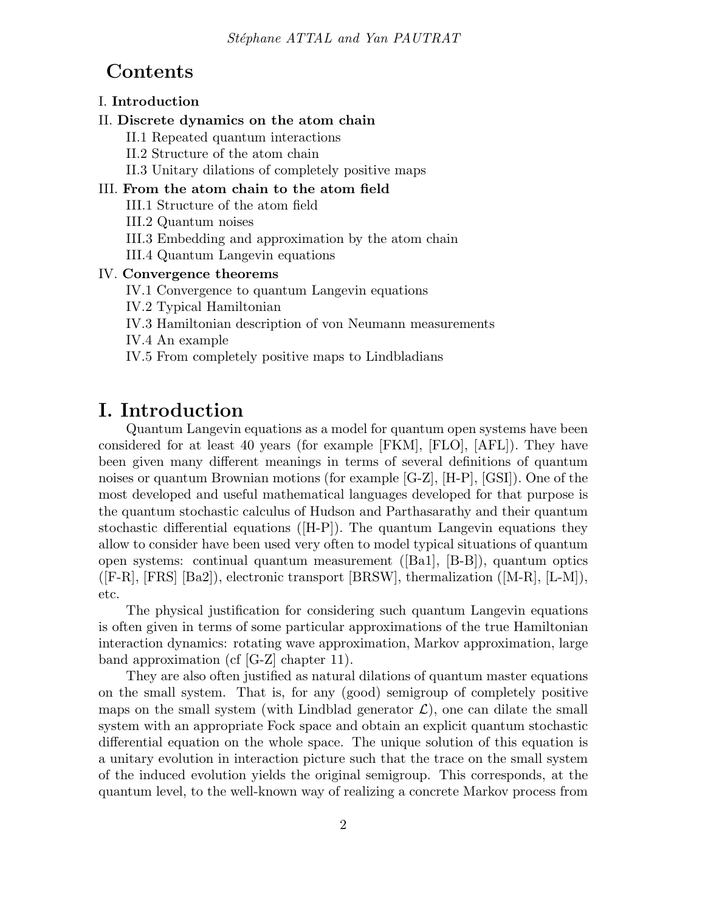# Contents

I. **Introduction**

II. **Discrete dynamics on the atom chain**
- II.1 Repeated quantum interactions
- II.2 Structure of the atom chain
- II.3 Unitary dilations of completely positive maps

III. **From the atom chain to the atom field**
- III.1 Structure of the atom field
- III.2 Quantum noises
- III.3 Embedding and approximation by the atom chain
- III.4 Quantum Langevin equations

IV. **Convergence theorems**
- IV.1 Convergence to quantum Langevin equations
- IV.2 Typical Hamiltonian
- IV.3 Hamiltonian description of von Neumann measurements
- IV.4 An example
- IV.5 From completely positive maps to Lindbladians

# I. Introduction

Quantum Langevin equations as a model for quantum open systems have been considered for at least 40 years (for example [FKM], [FLO], [AFL]). They have been given many different meanings in terms of several definitions of quantum noises or quantum Brownian motions (for example [G-Z], [H-P], [GSI]). One of the most developed and useful mathematical languages developed for that purpose is the quantum stochastic calculus of Hudson and Parthasarathy and their quantum stochastic differential equations ([H-P]). The quantum Langevin equations they allow to consider have been used very often to model typical situations of quantum open systems: continual quantum measurement ([Ba1], [B-B]), quantum optics ([F-R], [FRS] [Ba2]), electronic transport [BRSW], thermalization ([M-R], [L-M]), etc.

The physical justification for considering such quantum Langevin equations is often given in terms of some particular approximations of the true Hamiltonian interaction dynamics: rotating wave approximation, Markov approximation, large band approximation (cf [G-Z] chapter 11).

They are also often justified as natural dilations of quantum master equations on the small system. That is, for any (good) semigroup of completely positive maps on the small system (with Lindblad generator $\mathcal{L}$), one can dilate the small system with an appropriate Fock space and obtain an explicit quantum stochastic differential equation on the whole space. The unique solution of this equation is a unitary evolution in interaction picture such that the trace on the small system of the induced evolution yields the original semigroup. This corresponds, at the quantum level, to the well-known way of realizing a concrete Markov process from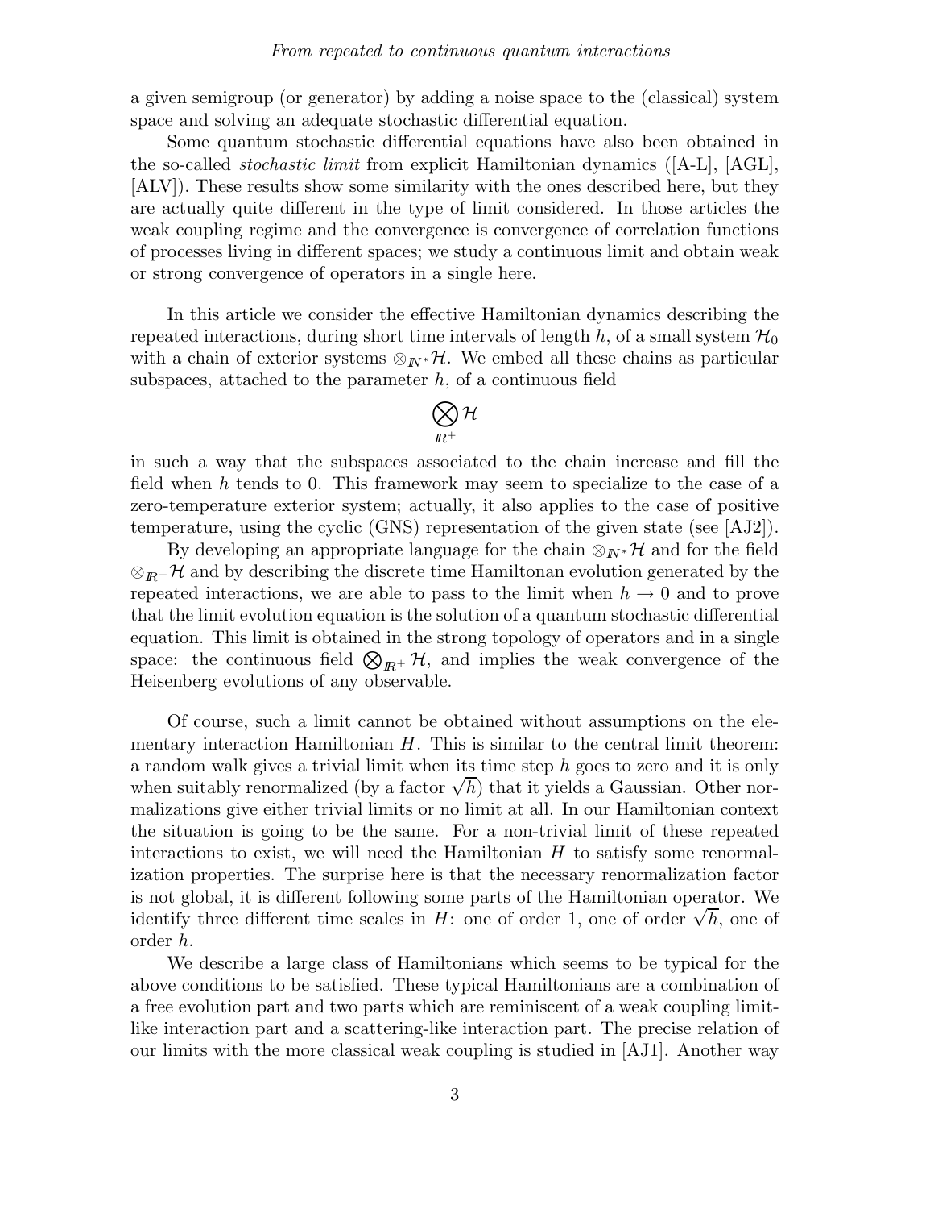a given semigroup (or generator) by adding a noise space to the (classical) system space and solving an adequate stochastic differential equation.

Some quantum stochastic differential equations have also been obtained in the so-called *stochastic limit* from explicit Hamiltonian dynamics ([A-L], [AGL], [ALV]). These results show some similarity with the ones described here, but they are actually quite different in the type of limit considered. In those articles the weak coupling regime and the convergence is convergence of correlation functions of processes living in different spaces; we study a continuous limit and obtain weak or strong convergence of operators in a single here.

In this article we consider the effective Hamiltonian dynamics describing the repeated interactions, during short time intervals of length $h$, of a small system $\mathcal{H}_0$ with a chain of exterior systems $\otimes_{\mathbb{N}^*}\mathcal{H}$. We embed all these chains as particular subspaces, attached to the parameter $h$, of a continuous field

$$\bigotimes_{\mathbb{R}^+}\mathcal{H}$$

in such a way that the subspaces associated to the chain increase and fill the field when $h$ tends to 0. This framework may seem to specialize to the case of a zero-temperature exterior system; actually, it also applies to the case of positive temperature, using the cyclic (GNS) representation of the given state (see [AJ2]).

By developing an appropriate language for the chain $\otimes_{\mathbb{N}^*}\mathcal{H}$ and for the field $\otimes_{\mathbb{R}^+}\mathcal{H}$ and by describing the discrete time Hamiltonan evolution generated by the repeated interactions, we are able to pass to the limit when $h \to 0$ and to prove that the limit evolution equation is the solution of a quantum stochastic differential equation. This limit is obtained in the strong topology of operators and in a single space: the continuous field $\bigotimes_{\mathbb{R}^+}\mathcal{H}$, and implies the weak convergence of the Heisenberg evolutions of any observable.

Of course, such a limit cannot be obtained without assumptions on the elementary interaction Hamiltonian $H$. This is similar to the central limit theorem: a random walk gives a trivial limit when its time step $h$ goes to zero and it is only when suitably renormalized (by a factor $\sqrt{h}$) that it yields a Gaussian. Other normalizations give either trivial limits or no limit at all. In our Hamiltonian context the situation is going to be the same. For a non-trivial limit of these repeated interactions to exist, we will need the Hamiltonian $H$ to satisfy some renormalization properties. The surprise here is that the necessary renormalization factor is not global, it is different following some parts of the Hamiltonian operator. We identify three different time scales in $H$: one of order 1, one of order $\sqrt{h}$, one of order $h$.

We describe a large class of Hamiltonians which seems to be typical for the above conditions to be satisfied. These typical Hamiltonians are a combination of a free evolution part and two parts which are reminiscent of a weak coupling limit-like interaction part and a scattering-like interaction part. The precise relation of our limits with the more classical weak coupling is studied in [AJ1]. Another way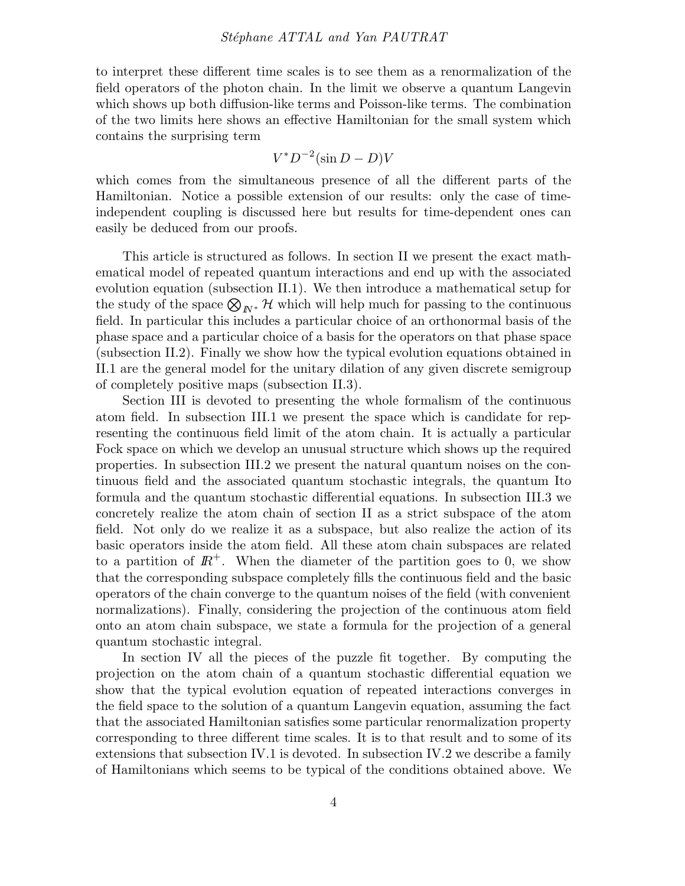to interpret these different time scales is to see them as a renormalization of the field operators of the photon chain. In the limit we observe a quantum Langevin which shows up both diffusion-like terms and Poisson-like terms. The combination of the two limits here shows an effective Hamiltonian for the small system which contains the surprising term

$$V^* D^{-2}(\sin D - D)V$$

which comes from the simultaneous presence of all the different parts of the Hamiltonian. Notice a possible extension of our results: only the case of time-independent coupling is discussed here but results for time-dependent ones can easily be deduced from our proofs.

This article is structured as follows. In section II we present the exact mathematical model of repeated quantum interactions and end up with the associated evolution equation (subsection II.1). We then introduce a mathematical setup for the study of the space $\bigotimes_{\mathbb{N}^*} \mathcal{H}$ which will help much for passing to the continuous field. In particular this includes a particular choice of an orthonormal basis of the phase space and a particular choice of a basis for the operators on that phase space (subsection II.2). Finally we show how the typical evolution equations obtained in II.1 are the general model for the unitary dilation of any given discrete semigroup of completely positive maps (subsection II.3).

Section III is devoted to presenting the whole formalism of the continuous atom field. In subsection III.1 we present the space which is candidate for representing the continuous field limit of the atom chain. It is actually a particular Fock space on which we develop an unusual structure which shows up the required properties. In subsection III.2 we present the natural quantum noises on the continuous field and the associated quantum stochastic integrals, the quantum Ito formula and the quantum stochastic differential equations. In subsection III.3 we concretely realize the atom chain of section II as a strict subspace of the atom field. Not only do we realize it as a subspace, but also realize the action of its basic operators inside the atom field. All these atom chain subspaces are related to a partition of $\mathbb{R}^+$. When the diameter of the partition goes to 0, we show that the corresponding subspace completely fills the continuous field and the basic operators of the chain converge to the quantum noises of the field (with convenient normalizations). Finally, considering the projection of the continuous atom field onto an atom chain subspace, we state a formula for the projection of a general quantum stochastic integral.

In section IV all the pieces of the puzzle fit together. By computing the projection on the atom chain of a quantum stochastic differential equation we show that the typical evolution equation of repeated interactions converges in the field space to the solution of a quantum Langevin equation, assuming the fact that the associated Hamiltonian satisfies some particular renormalization property corresponding to three different time scales. It is to that result and to some of its extensions that subsection IV.1 is devoted. In subsection IV.2 we describe a family of Hamiltonians which seems to be typical of the conditions obtained above. We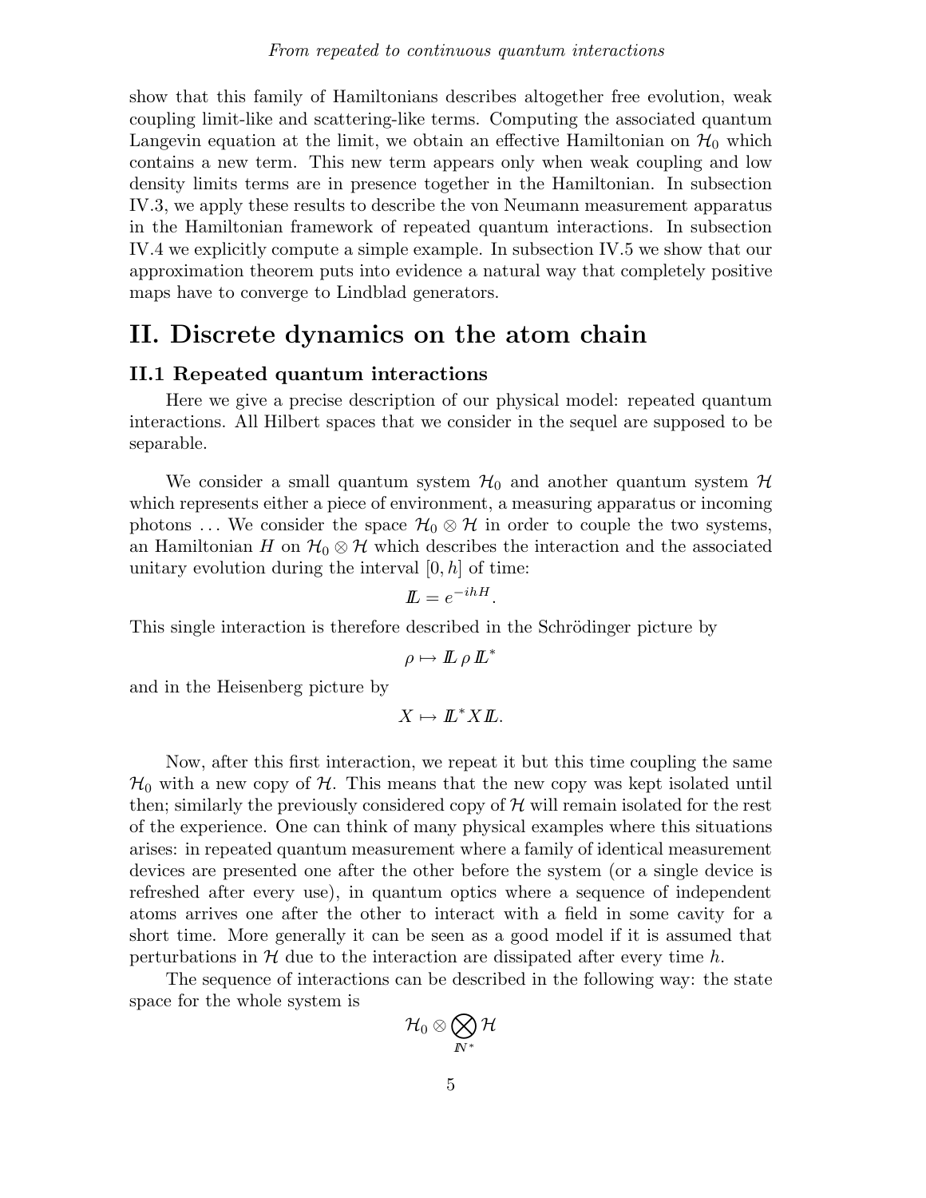show that this family of Hamiltonians describes altogether free evolution, weak coupling limit-like and scattering-like terms. Computing the associated quantum Langevin equation at the limit, we obtain an effective Hamiltonian on $\mathcal{H}_0$ which contains a new term. This new term appears only when weak coupling and low density limits terms are in presence together in the Hamiltonian. In subsection IV.3, we apply these results to describe the von Neumann measurement apparatus in the Hamiltonian framework of repeated quantum interactions. In subsection IV.4 we explicitly compute a simple example. In subsection IV.5 we show that our approximation theorem puts into evidence a natural way that completely positive maps have to converge to Lindblad generators.

# II. Discrete dynamics on the atom chain

## II.1 Repeated quantum interactions

Here we give a precise description of our physical model: repeated quantum interactions. All Hilbert spaces that we consider in the sequel are supposed to be separable.

We consider a small quantum system $\mathcal{H}_0$ and another quantum system $\mathcal{H}$ which represents either a piece of environment, a measuring apparatus or incoming photons ... We consider the space $\mathcal{H}_0 \otimes \mathcal{H}$ in order to couple the two systems, an Hamiltonian $H$ on $\mathcal{H}_0 \otimes \mathcal{H}$ which describes the interaction and the associated unitary evolution during the interval $[0, h]$ of time:

$$\mathbb{L} = e^{-ihH}.$$

This single interaction is therefore described in the Schrödinger picture by

$$\rho \mapsto \mathbb{L}\, \rho\, \mathbb{L}^*$$

and in the Heisenberg picture by

$$X \mapsto \mathbb{L}^* X \mathbb{L}.$$

Now, after this first interaction, we repeat it but this time coupling the same $\mathcal{H}_0$ with a new copy of $\mathcal{H}$. This means that the new copy was kept isolated until then; similarly the previously considered copy of $\mathcal{H}$ will remain isolated for the rest of the experience. One can think of many physical examples where this situations arises: in repeated quantum measurement where a family of identical measurement devices are presented one after the other before the system (or a single device is refreshed after every use), in quantum optics where a sequence of independent atoms arrives one after the other to interact with a field in some cavity for a short time. More generally it can be seen as a good model if it is assumed that perturbations in $\mathcal{H}$ due to the interaction are dissipated after every time $h$.

The sequence of interactions can be described in the following way: the state space for the whole system is

$$\mathcal{H}_0 \otimes \bigotimes_{\mathbb{N}^*} \mathcal{H}$$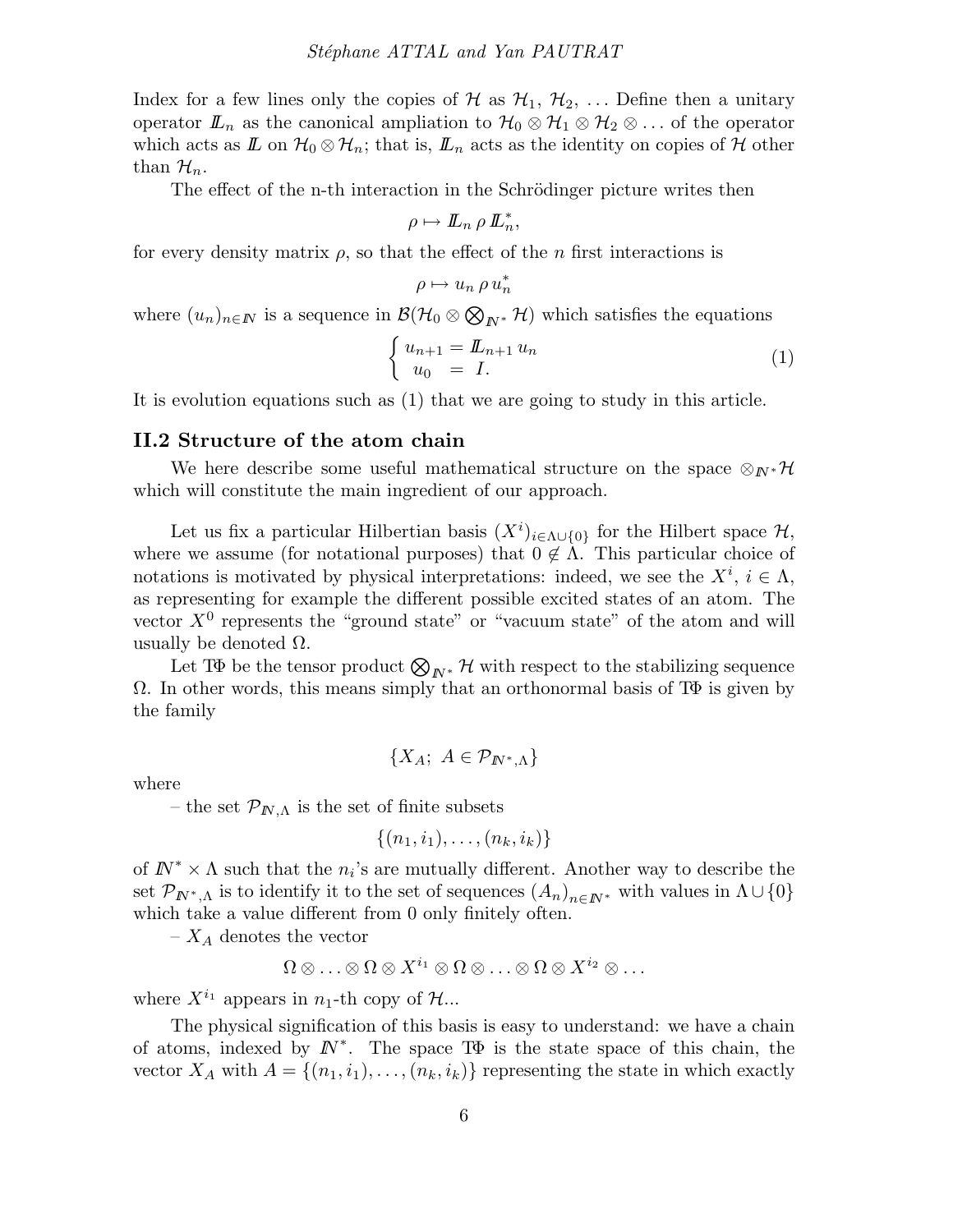Index for a few lines only the copies of $\mathcal{H}$ as $\mathcal{H}_1$, $\mathcal{H}_2$, ... Define then a unitary operator $\mathbb{L}_n$ as the canonical ampliation to $\mathcal{H}_0 \otimes \mathcal{H}_1 \otimes \mathcal{H}_2 \otimes \ldots$ of the operator which acts as $\mathbb{L}$ on $\mathcal{H}_0 \otimes \mathcal{H}_n$; that is, $\mathbb{L}_n$ acts as the identity on copies of $\mathcal{H}$ other than $\mathcal{H}_n$.

The effect of the n-th interaction in the Schrödinger picture writes then

$$\rho \mapsto \mathbb{L}_n \, \rho \, \mathbb{L}_n^*,$$

for every density matrix $\rho$, so that the effect of the $n$ first interactions is

$$\rho \mapsto u_n \, \rho \, u_n^*$$

where $(u_n)_{n \in \mathbb{N}}$ is a sequence in $\mathcal{B}(\mathcal{H}_0 \otimes \bigotimes_{\mathbb{N}^*} \mathcal{H})$ which satisfies the equations

$$\begin{cases} u_{n+1} = \mathbb{L}_{n+1} \, u_n \\ u_0 \;\; = \; I. \end{cases} \tag{1}$$

It is evolution equations such as (1) that we are going to study in this article.

## II.2 Structure of the atom chain

We here describe some useful mathematical structure on the space $\otimes_{\mathbb{N}^*} \mathcal{H}$ which will constitute the main ingredient of our approach.

Let us fix a particular Hilbertian basis $(X^i)_{i \in \Lambda \cup \{0\}}$ for the Hilbert space $\mathcal{H}$, where we assume (for notational purposes) that $0 \notin \Lambda$. This particular choice of notations is motivated by physical interpretations: indeed, we see the $X^i$, $i \in \Lambda$, as representing for example the different possible excited states of an atom. The vector $X^0$ represents the "ground state" or "vacuum state" of the atom and will usually be denoted $\Omega$.

Let $T\Phi$ be the tensor product $\bigotimes_{\mathbb{N}^*} \mathcal{H}$ with respect to the stabilizing sequence $\Omega$. In other words, this means simply that an orthonormal basis of $T\Phi$ is given by the family

$$\{X_A;\ A \in \mathcal{P}_{\mathbb{N}^*,\Lambda}\}$$

where

– the set $\mathcal{P}_{\mathbb{N},\Lambda}$ is the set of finite subsets

$$\{(n_1, i_1), \ldots, (n_k, i_k)\}$$

of $\mathbb{N}^* \times \Lambda$ such that the $n_i$'s are mutually different. Another way to describe the set $\mathcal{P}_{\mathbb{N}^*,\Lambda}$ is to identify it to the set of sequences $(A_n)_{n \in \mathbb{N}^*}$ with values in $\Lambda \cup \{0\}$ which take a value different from 0 only finitely often.

– $X_A$ denotes the vector

$$\Omega \otimes \ldots \otimes \Omega \otimes X^{i_1} \otimes \Omega \otimes \ldots \otimes \Omega \otimes X^{i_2} \otimes \ldots$$

where $X^{i_1}$ appears in $n_1$-th copy of $\mathcal{H}$...

The physical signification of this basis is easy to understand: we have a chain of atoms, indexed by $\mathbb{N}^*$. The space $T\Phi$ is the state space of this chain, the vector $X_A$ with $A = \{(n_1, i_1), \ldots, (n_k, i_k)\}$ representing the state in which exactly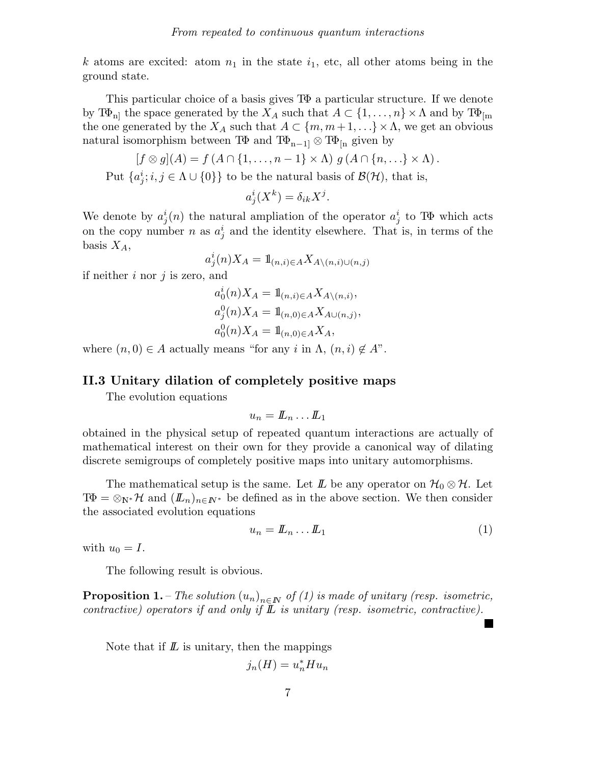$k$ atoms are excited: atom $n_1$ in the state $i_1$, etc, all other atoms being in the ground state.

This particular choice of a basis gives $T\Phi$ a particular structure. If we denote by $T\Phi_{n]}$ the space generated by the $X_A$ such that $A \subset \{1, \ldots, n\} \times \Lambda$ and by $T\Phi_{[m}$ the one generated by the $X_A$ such that $A \subset \{m, m+1, \ldots\} \times \Lambda$, we get an obvious natural isomorphism between $T\Phi$ and $T\Phi_{n-1]} \otimes T\Phi_{[n}$ given by

$$[f \otimes g](A) = f\left(A \cap \{1, \ldots, n-1\} \times \Lambda\right) g\left(A \cap \{n, \ldots\} \times \Lambda\right).$$

Put $\{a^i_j; i, j \in \Lambda \cup \{0\}\}$ to be the natural basis of $\mathcal{B}(\mathcal{H})$, that is,

$$a^i_j(X^k) = \delta_{ik} X^j.$$

We denote by $a^i_j(n)$ the natural ampliation of the operator $a^i_j$ to $T\Phi$ which acts on the copy number $n$ as $a^i_j$ and the identity elsewhere. That is, in terms of the basis $X_A$,

$$a^i_j(n) X_A = \mathbb{1}_{(n,i) \in A} X_{A \setminus (n,i) \cup (n,j)}$$

if neither $i$ nor $j$ is zero, and

$$a^i_0(n) X_A = \mathbb{1}_{(n,i) \in A} X_{A \setminus (n,i)},$$
$$a^0_j(n) X_A = \mathbb{1}_{(n,0) \in A} X_{A \cup (n,j)},$$
$$a^0_0(n) X_A = \mathbb{1}_{(n,0) \in A} X_A,$$

where $(n, 0) \in A$ actually means "for any $i$ in $\Lambda$, $(n, i) \notin A$".

## II.3 Unitary dilation of completely positive maps

The evolution equations

$$u_n = \mathbb{L}_n \ldots \mathbb{L}_1$$

obtained in the physical setup of repeated quantum interactions are actually of mathematical interest on their own for they provide a canonical way of dilating discrete semigroups of completely positive maps into unitary automorphisms.

The mathematical setup is the same. Let $\mathbb{L}$ be any operator on $\mathcal{H}_0 \otimes \mathcal{H}$. Let $T\Phi = \otimes_{\mathbb{N}^*} \mathcal{H}$ and $(\mathbb{L}_n)_{n \in \mathbb{N}^*}$ be defined as in the above section. We then consider the associated evolution equations

$$u_n = \mathbb{L}_n \ldots \mathbb{L}_1 \tag{1}$$

with $u_0 = I$.

The following result is obvious.

**Proposition 1.** – *The solution $(u_n)_{n \in \mathbb{N}}$ of (1) is made of unitary (resp. isometric, contractive) operators if and only if $\mathbb{L}$ is unitary (resp. isometric, contractive).* ∎

Note that if $\mathbb{L}$ is unitary, then the mappings

$$j_n(H) = u_n^* H u_n$$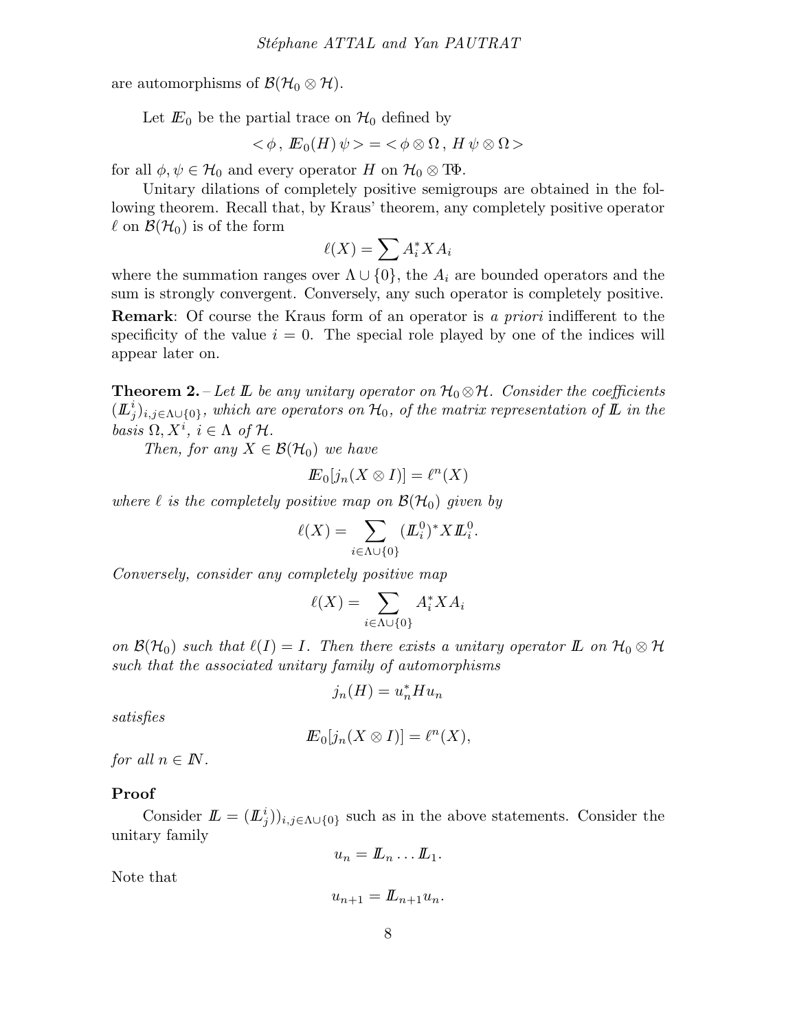are automorphisms of $\mathcal{B}(\mathcal{H}_0 \otimes \mathcal{H})$.

Let $\mathbb{E}_0$ be the partial trace on $\mathcal{H}_0$ defined by

$$< \phi \, , \, \mathbb{E}_0(H) \, \psi > = < \phi \otimes \Omega \, , \, H \, \psi \otimes \Omega >$$

for all $\phi, \psi \in \mathcal{H}_0$ and every operator $H$ on $\mathcal{H}_0 \otimes \mathrm{T}\Phi$.

Unitary dilations of completely positive semigroups are obtained in the following theorem. Recall that, by Kraus' theorem, any completely positive operator $\ell$ on $\mathcal{B}(\mathcal{H}_0)$ is of the form

$$\ell(X) = \sum A_i^* X A_i$$

where the summation ranges over $\Lambda \cup \{0\}$, the $A_i$ are bounded operators and the sum is strongly convergent. Conversely, any such operator is completely positive.

**Remark**: Of course the Kraus form of an operator is *a priori* indifferent to the specificity of the value $i = 0$. The special role played by one of the indices will appear later on.

**Theorem 2.** – *Let $\mathbb{L}$ be any unitary operator on $\mathcal{H}_0 \otimes \mathcal{H}$. Consider the coefficients $(\mathbb{L}_j^i)_{i,j \in \Lambda \cup \{0\}}$, which are operators on $\mathcal{H}_0$, of the matrix representation of $\mathbb{L}$ in the basis $\Omega, X^i$, $i \in \Lambda$ of $\mathcal{H}$.*

*Then, for any $X \in \mathcal{B}(\mathcal{H}_0)$ we have*

$$\mathbb{E}_0[j_n(X \otimes I)] = \ell^n(X)$$

*where $\ell$ is the completely positive map on $\mathcal{B}(\mathcal{H}_0)$ given by*

$$\ell(X) = \sum_{i \in \Lambda \cup \{0\}} (\mathbb{L}_i^0)^* X \mathbb{L}_i^0.$$

*Conversely, consider any completely positive map*

$$\ell(X) = \sum_{i \in \Lambda \cup \{0\}} A_i^* X A_i$$

*on $\mathcal{B}(\mathcal{H}_0)$ such that $\ell(I) = I$. Then there exists a unitary operator $\mathbb{L}$ on $\mathcal{H}_0 \otimes \mathcal{H}$ such that the associated unitary family of automorphisms*

$$j_n(H) = u_n^* H u_n$$

*satisfies*

$$\mathbb{E}_0[j_n(X \otimes I)] = \ell^n(X),$$

*for all $n \in \mathbb{N}$.*

**Proof**

Consider $\mathbb{L} = (\mathbb{L}_j^i))_{i,j \in \Lambda \cup \{0\}}$ such as in the above statements. Consider the unitary family

$$u_n = \mathbb{L}_n \dots \mathbb{L}_1.$$

Note that

$$u_{n+1} = \mathbb{L}_{n+1} u_n.$$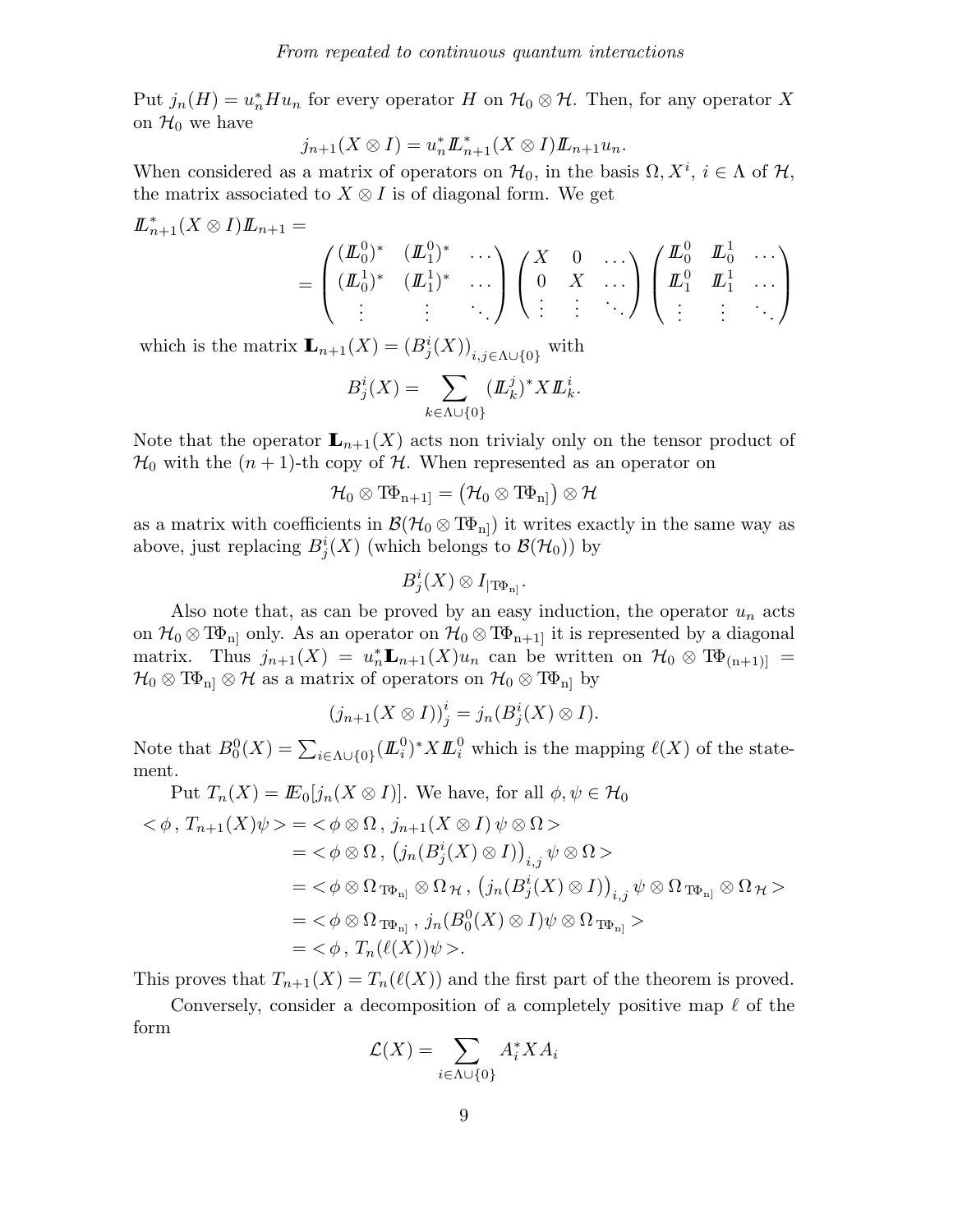Put $j_n(H) = u_n^* H u_n$ for every operator $H$ on $\mathcal{H}_0 \otimes \mathcal{H}$. Then, for any operator $X$ on $\mathcal{H}_0$ we have

$$j_{n+1}(X \otimes I) = u_n^* \mathbb{L}_{n+1}^* (X \otimes I) \mathbb{L}_{n+1} u_n.$$

When considered as a matrix of operators on $\mathcal{H}_0$, in the basis $\Omega, X^i$, $i \in \Lambda$ of $\mathcal{H}$, the matrix associated to $X \otimes I$ is of diagonal form. We get

$$\mathbb{L}_{n+1}^*(X \otimes I)\mathbb{L}_{n+1} = \\ = \begin{pmatrix} (\mathbb{L}_0^0)^* & (\mathbb{L}_1^0)^* & \dots \\ (\mathbb{L}_0^1)^* & (\mathbb{L}_1^1)^* & \dots \\ \vdots & \vdots & \ddots \end{pmatrix} \begin{pmatrix} X & 0 & \dots \\ 0 & X & \dots \\ \vdots & \vdots & \ddots \end{pmatrix} \begin{pmatrix} \mathbb{L}_0^0 & \mathbb{L}_0^1 & \dots \\ \mathbb{L}_1^0 & \mathbb{L}_1^1 & \dots \\ \vdots & \vdots & \ddots \end{pmatrix}$$

which is the matrix $\mathbf{L}_{n+1}(X) = (B_j^i(X))_{i,j \in \Lambda \cup \{0\}}$ with

$$B_j^i(X) = \sum_{k \in \Lambda \cup \{0\}} (\mathbb{L}_k^j)^* X \mathbb{L}_k^i.$$

Note that the operator $\mathbf{L}_{n+1}(X)$ acts non trivialy only on the tensor product of $\mathcal{H}_0$ with the $(n+1)$-th copy of $\mathcal{H}$. When represented as an operator on

$$\mathcal{H}_0 \otimes \mathrm{T}\Phi_{n+1]} = \left(\mathcal{H}_0 \otimes \mathrm{T}\Phi_{n]}\right) \otimes \mathcal{H}$$

as a matrix with coefficients in $\mathcal{B}(\mathcal{H}_0 \otimes \mathrm{T}\Phi_{n]})$ it writes exactly in the same way as above, just replacing $B_j^i(X)$ (which belongs to $\mathcal{B}(\mathcal{H}_0)$) by

$$B_j^i(X) \otimes I_{|\mathrm{T}\Phi_{n]}}.$$

Also note that, as can be proved by an easy induction, the operator $u_n$ acts on $\mathcal{H}_0 \otimes \mathrm{T}\Phi_{n]}$ only. As an operator on $\mathcal{H}_0 \otimes \mathrm{T}\Phi_{n+1]}$ it is represented by a diagonal matrix. Thus $j_{n+1}(X) = u_n^* \mathbf{L}_{n+1}(X) u_n$ can be written on $\mathcal{H}_0 \otimes \mathrm{T}\Phi_{(n+1)]} = \mathcal{H}_0 \otimes \mathrm{T}\Phi_{n]} \otimes \mathcal{H}$ as a matrix of operators on $\mathcal{H}_0 \otimes \mathrm{T}\Phi_{n]}$ by

$$\left(j_{n+1}(X \otimes I)\right)_j^i = j_n(B_j^i(X) \otimes I).$$

Note that $B_0^0(X) = \sum_{i \in \Lambda \cup \{0\}} (\mathbb{L}_i^0)^* X \mathbb{L}_i^0$ which is the mapping $\ell(X)$ of the statement.

Put $T_n(X) = \mathbb{E}_0[j_n(X \otimes I)]$. We have, for all $\phi, \psi \in \mathcal{H}_0$

$$\begin{aligned}
<\phi\,,\, T_{n+1}(X)\psi> &= <\phi \otimes \Omega\,,\, j_{n+1}(X \otimes I)\, \psi \otimes \Omega> \\
&= <\phi \otimes \Omega\,,\, \left(j_n(B_j^i(X) \otimes I)\right)_{i,j} \psi \otimes \Omega> \\
&= <\phi \otimes \Omega_{\,\mathrm{T}\Phi_{n]}} \otimes \Omega_{\,\mathcal{H}}\,,\, \left(j_n(B_j^i(X) \otimes I)\right)_{i,j} \psi \otimes \Omega_{\,\mathrm{T}\Phi_{n]}} \otimes \Omega_{\,\mathcal{H}}> \\
&= <\phi \otimes \Omega_{\,\mathrm{T}\Phi_{n]}}\,,\, j_n(B_0^0(X) \otimes I)\psi \otimes \Omega_{\,\mathrm{T}\Phi_{n]}}> \\
&= <\phi\,,\, T_n(\ell(X))\psi>.
\end{aligned}$$

This proves that $T_{n+1}(X) = T_n(\ell(X))$ and the first part of the theorem is proved.

Conversely, consider a decomposition of a completely positive map $\ell$ of the form

$$\mathcal{L}(X) = \sum_{i \in \Lambda \cup \{0\}} A_i^* X A_i$$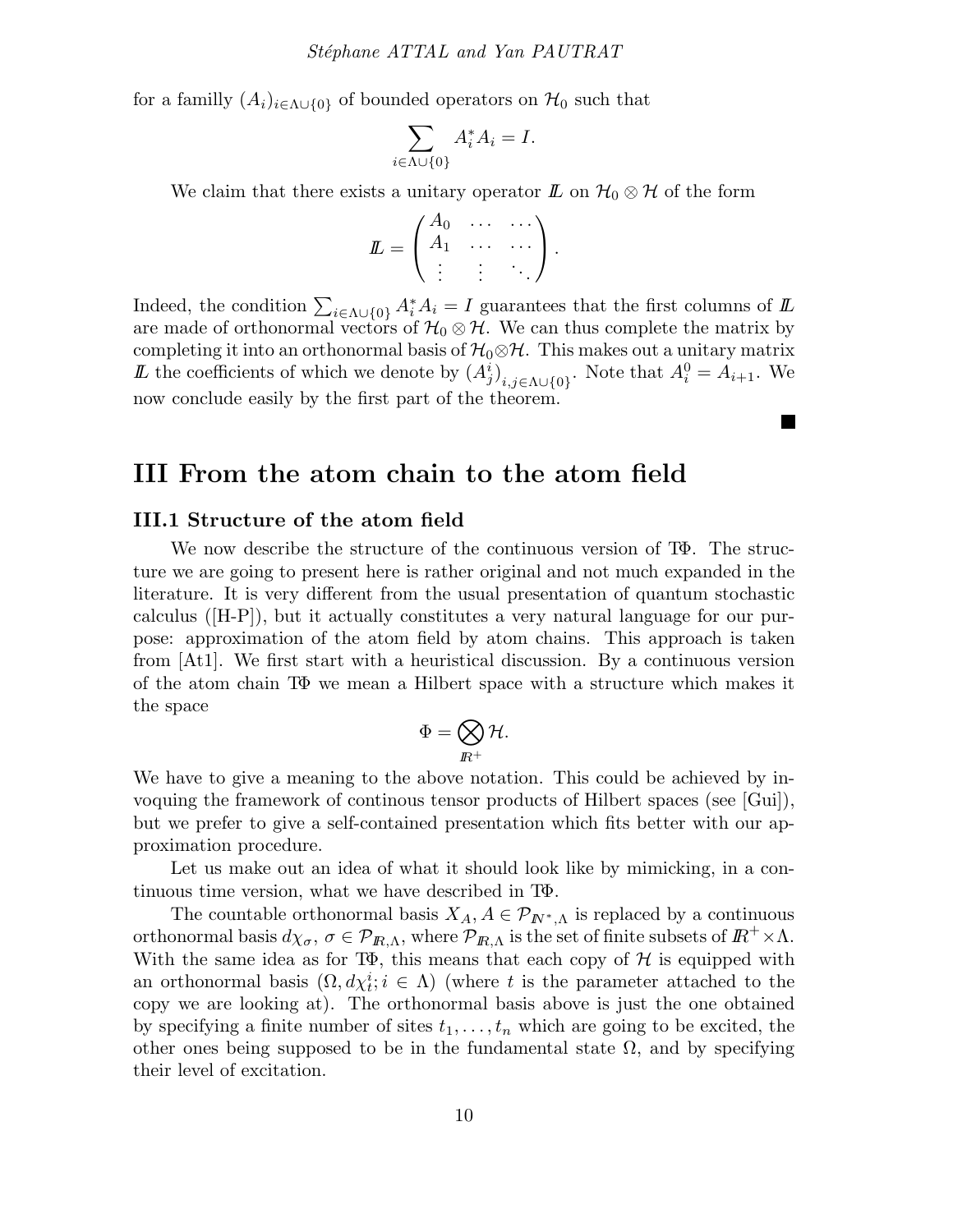for a familly $(A_i)_{i\in\Lambda\cup\{0\}}$ of bounded operators on $\mathcal{H}_0$ such that

$$\sum_{i\in\Lambda\cup\{0\}} A_i^* A_i = I.$$

We claim that there exists a unitary operator $\mathbb{L}$ on $\mathcal{H}_0 \otimes \mathcal{H}$ of the form

$$\mathbb{L} = \begin{pmatrix} A_0 & \cdots & \cdots \\ A_1 & \cdots & \cdots \\ \vdots & \vdots & \ddots \end{pmatrix}.$$

Indeed, the condition $\sum_{i\in\Lambda\cup\{0\}} A_i^* A_i = I$ guarantees that the first columns of $\mathbb{L}$ are made of orthonormal vectors of $\mathcal{H}_0 \otimes \mathcal{H}$. We can thus complete the matrix by completing it into an orthonormal basis of $\mathcal{H}_0 \otimes \mathcal{H}$. This makes out a unitary matrix $\mathbb{L}$ the coefficients of which we denote by $(A^i_j)_{i,j\in\Lambda\cup\{0\}}$. Note that $A^0_i = A_{i+1}$. We now conclude easily by the first part of the theorem.

■

# III From the atom chain to the atom field

## III.1 Structure of the atom field

We now describe the structure of the continuous version of $T\Phi$. The structure we are going to present here is rather original and not much expanded in the literature. It is very different from the usual presentation of quantum stochastic calculus ([H-P]), but it actually constitutes a very natural language for our purpose: approximation of the atom field by atom chains. This approach is taken from [At1]. We first start with a heuristical discussion. By a continuous version of the atom chain $T\Phi$ we mean a Hilbert space with a structure which makes it the space

$$\Phi = \bigotimes_{\mathbb{R}^+} \mathcal{H}.$$

We have to give a meaning to the above notation. This could be achieved by invoquing the framework of continous tensor products of Hilbert spaces (see [Gui]), but we prefer to give a self-contained presentation which fits better with our approximation procedure.

Let us make out an idea of what it should look like by mimicking, in a continuous time version, what we have described in $T\Phi$.

The countable orthonormal basis $X_A, A \in \mathcal{P}_{\mathbb{N}^*,\Lambda}$ is replaced by a continuous orthonormal basis $d\chi_\sigma$, $\sigma \in \mathcal{P}_{\mathbb{R},\Lambda}$, where $\mathcal{P}_{\mathbb{R},\Lambda}$ is the set of finite subsets of $\mathbb{R}^+ \times \Lambda$. With the same idea as for $T\Phi$, this means that each copy of $\mathcal{H}$ is equipped with an orthonormal basis $(\Omega, d\chi^i_t; i \in \Lambda)$ (where $t$ is the parameter attached to the copy we are looking at). The orthonormal basis above is just the one obtained by specifying a finite number of sites $t_1, \ldots, t_n$ which are going to be excited, the other ones being supposed to be in the fundamental state $\Omega$, and by specifying their level of excitation.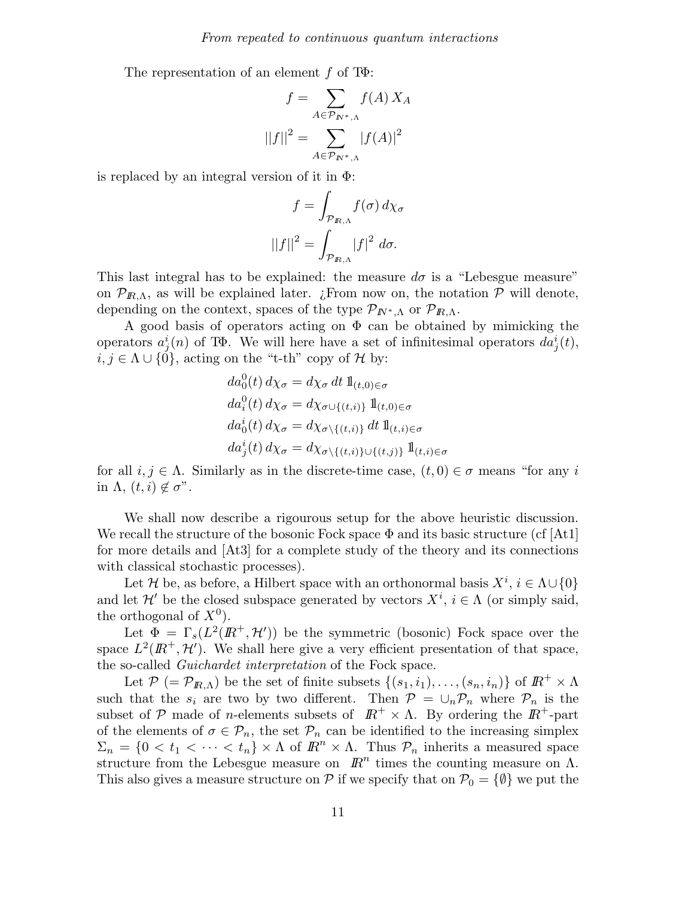The representation of an element $f$ of $T\Phi$:

$$f = \sum_{A \in \mathcal{P}_{\mathbb{N}^*,\Lambda}} f(A)\, X_A$$

$$||f||^2 = \sum_{A \in \mathcal{P}_{\mathbb{N}^*,\Lambda}} |f(A)|^2$$

is replaced by an integral version of it in $\Phi$:

$$f = \int_{\mathcal{P}_{\mathbb{R},\Lambda}} f(\sigma)\, d\chi_\sigma$$

$$||f||^2 = \int_{\mathcal{P}_{\mathbb{R},\Lambda}} |f|^2 \; d\sigma.$$

This last integral has to be explained: the measure $d\sigma$ is a "Lebesgue measure" on $\mathcal{P}_{\mathbb{R},\Lambda}$, as will be explained later. ¿From now on, the notation $\mathcal{P}$ will denote, depending on the context, spaces of the type $\mathcal{P}_{\mathbb{N}^*,\Lambda}$ or $\mathcal{P}_{\mathbb{R},\Lambda}$.

A good basis of operators acting on $\Phi$ can be obtained by mimicking the operators $a^i_j(n)$ of $T\Phi$. We will here have a set of infinitesimal operators $da^i_j(t)$, $i, j \in \Lambda \cup \{0\}$, acting on the "t-th" copy of $\mathcal{H}$ by:

$$
\begin{aligned}
&da^0_0(t)\, d\chi_\sigma = d\chi_\sigma\, dt\, \mathbb{1}_{(t,0)\in\sigma} \\
&da^0_i(t)\, d\chi_\sigma = d\chi_{\sigma\cup\{(t,i)\}}\, \mathbb{1}_{(t,0)\in\sigma} \\
&da^i_0(t)\, d\chi_\sigma = d\chi_{\sigma\setminus\{(t,i)\}}\, dt\, \mathbb{1}_{(t,i)\in\sigma} \\
&da^i_j(t)\, d\chi_\sigma = d\chi_{\sigma\setminus\{(t,i)\}\cup\{(t,j)\}}\, \mathbb{1}_{(t,i)\in\sigma}
\end{aligned}
$$

for all $i, j \in \Lambda$. Similarly as in the discrete-time case, $(t,0) \in \sigma$ means "for any $i$ in $\Lambda$, $(t,i) \notin \sigma$".

We shall now describe a rigourous setup for the above heuristic discussion. We recall the structure of the bosonic Fock space $\Phi$ and its basic structure (cf [At1] for more details and [At3] for a complete study of the theory and its connections with classical stochastic processes).

Let $\mathcal{H}$ be, as before, a Hilbert space with an orthonormal basis $X^i$, $i \in \Lambda\cup\{0\}$ and let $\mathcal{H}'$ be the closed subspace generated by vectors $X^i$, $i \in \Lambda$ (or simply said, the orthogonal of $X^0$).

Let $\Phi = \Gamma_s(L^2(\mathbb{R}^+, \mathcal{H}'))$ be the symmetric (bosonic) Fock space over the space $L^2(\mathbb{R}^+, \mathcal{H}')$. We shall here give a very efficient presentation of that space, the so-called *Guichardet interpretation* of the Fock space.

Let $\mathcal{P}$ ($= \mathcal{P}_{\mathbb{R},\Lambda}$) be the set of finite subsets $\{(s_1, i_1), \ldots, (s_n, i_n)\}$ of $\mathbb{R}^+ \times \Lambda$ such that the $s_i$ are two by two different. Then $\mathcal{P} = \cup_n \mathcal{P}_n$ where $\mathcal{P}_n$ is the subset of $\mathcal{P}$ made of $n$-elements subsets of $\mathbb{R}^+ \times \Lambda$. By ordering the $\mathbb{R}^+$-part of the elements of $\sigma \in \mathcal{P}_n$, the set $\mathcal{P}_n$ can be identified to the increasing simplex $\Sigma_n = \{0 < t_1 < \cdots < t_n\} \times \Lambda$ of $\mathbb{R}^n \times \Lambda$. Thus $\mathcal{P}_n$ inherits a measured space structure from the Lebesgue measure on $\mathbb{R}^n$ times the counting measure on $\Lambda$. This also gives a measure structure on $\mathcal{P}$ if we specify that on $\mathcal{P}_0 = \{\emptyset\}$ we put the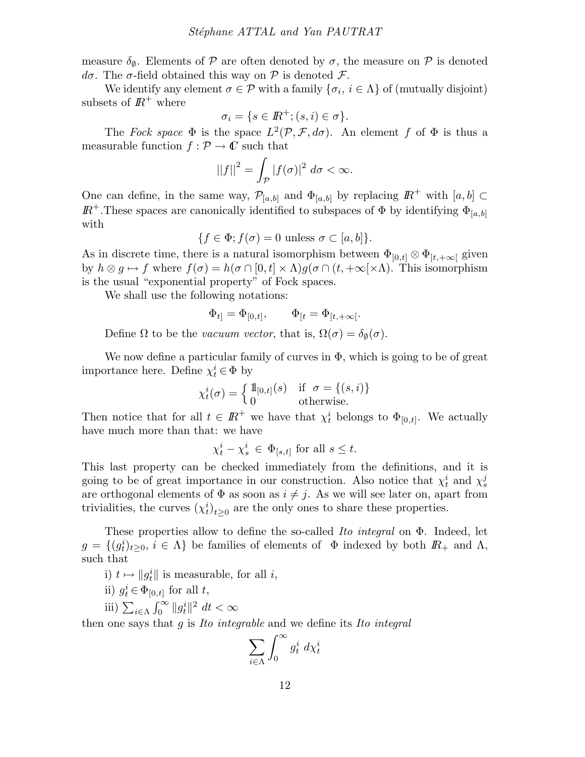measure $\delta_\emptyset$. Elements of $\mathcal{P}$ are often denoted by $\sigma$, the measure on $\mathcal{P}$ is denoted $d\sigma$. The $\sigma$-field obtained this way on $\mathcal{P}$ is denoted $\mathcal{F}$.

We identify any element $\sigma \in \mathcal{P}$ with a family $\{\sigma_i,\ i \in \Lambda\}$ of (mutually disjoint) subsets of $\mathbb{R}^+$ where

$$\sigma_i = \{s \in \mathbb{R}^+; (s,i) \in \sigma\}.$$

The *Fock space* $\Phi$ is the space $L^2(\mathcal{P}, \mathcal{F}, d\sigma)$. An element $f$ of $\Phi$ is thus a measurable function $f : \mathcal{P} \to \mathbb{C}$ such that

$$||f||^2 = \int_{\mathcal{P}} |f(\sigma)|^2 \, d\sigma < \infty.$$

One can define, in the same way, $\mathcal{P}_{[a,b]}$ and $\Phi_{[a,b]}$ by replacing $\mathbb{R}^+$ with $[a,b] \subset \mathbb{R}^+$.These spaces are canonically identified to subspaces of $\Phi$ by identifying $\Phi_{[a,b]}$ with

$$\{f \in \Phi; f(\sigma) = 0 \text{ unless } \sigma \subset [a,b]\}.$$

As in discrete time, there is a natural isomorphism between $\Phi_{[0,t]} \otimes \Phi_{[t,+\infty[}$ given by $h \otimes g \mapsto f$ where $f(\sigma) = h(\sigma \cap [0,t] \times \Lambda) g(\sigma \cap (t, +\infty[ \times \Lambda)$. This isomorphism is the usual "exponential property" of Fock spaces.

We shall use the following notations:

$$\Phi_{t]} = \Phi_{[0,t]}, \qquad \Phi_{[t} = \Phi_{[t,+\infty[}.$$

Define $\Omega$ to be the *vacuum vector*, that is, $\Omega(\sigma) = \delta_\emptyset(\sigma)$.

We now define a particular family of curves in $\Phi$, which is going to be of great importance here. Define $\chi_t^i \in \Phi$ by

$$\chi_t^i(\sigma) = \begin{cases} \mathbb{1}_{[0,t]}(s) & \text{if } \sigma = \{(s,i)\} \\ 0 & \text{otherwise.} \end{cases}$$

Then notice that for all $t \in \mathbb{R}^+$ we have that $\chi_t^i$ belongs to $\Phi_{[0,t]}$. We actually have much more than that: we have

$$\chi_t^i - \chi_s^i \in \Phi_{[s,t]} \text{ for all } s \le t.$$

This last property can be checked immediately from the definitions, and it is going to be of great importance in our construction. Also notice that $\chi_t^i$ and $\chi_s^j$ are orthogonal elements of $\Phi$ as soon as $i \ne j$. As we will see later on, apart from trivialities, the curves $(\chi_t^i)_{t \ge 0}$ are the only ones to share these properties.

These properties allow to define the so-called *Ito integral* on $\Phi$. Indeed, let $g = \{(g_t^i)_{t \ge 0},\ i \in \Lambda\}$ be families of elements of $\Phi$ indexed by both $\mathbb{R}_+$ and $\Lambda$, such that

i) $t \mapsto \|g_t^i\|$ is measurable, for all $i$,

ii) $g_t^i \in \Phi_{[0,t]}$ for all $t$,

iii) $\sum_{i \in \Lambda} \int_0^\infty \|g_t^i\|^2 \, dt < \infty$

then one says that $g$ is *Ito integrable* and we define its *Ito integral*

$$\sum_{i \in \Lambda} \int_0^\infty g_t^i \, d\chi_t^i$$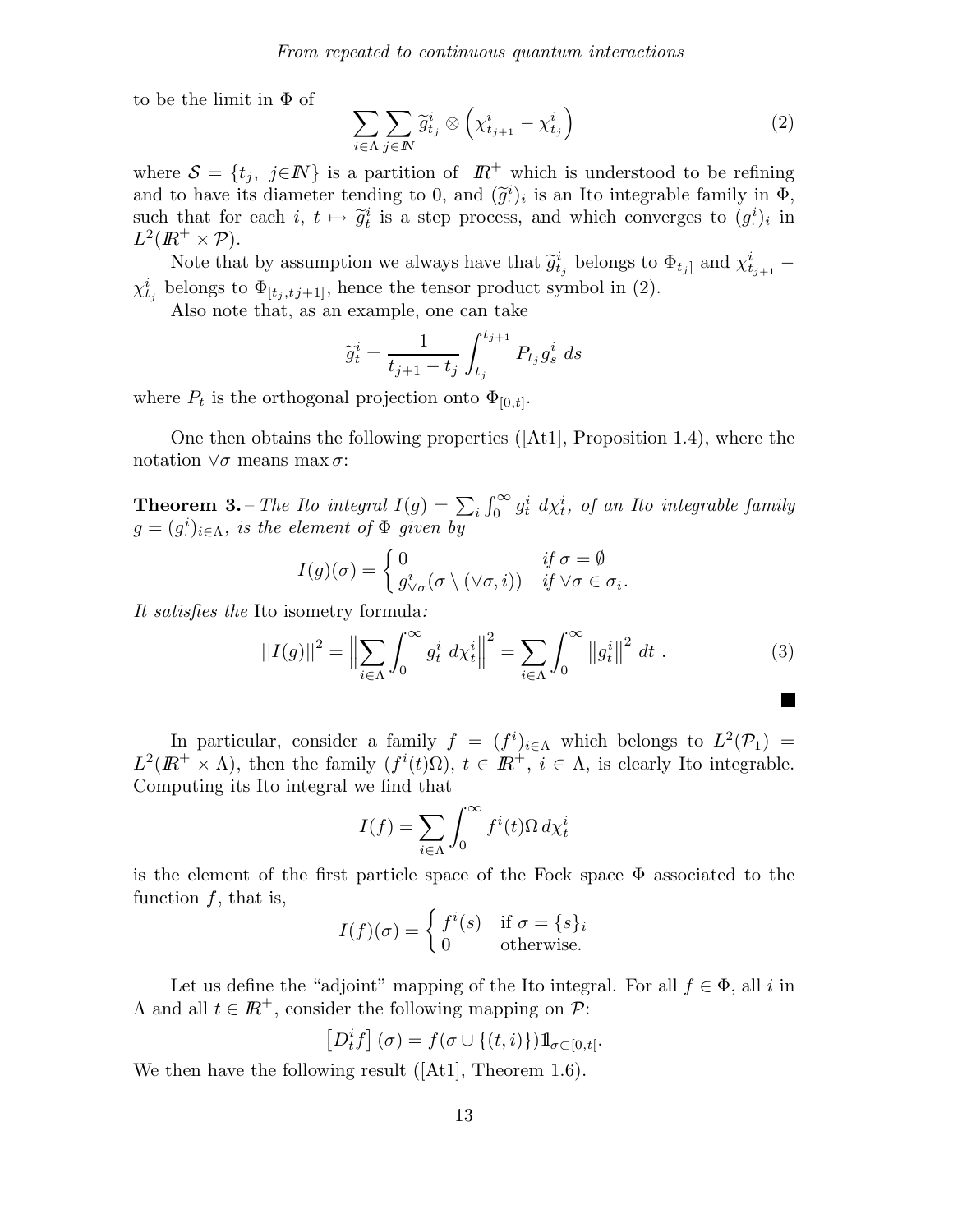to be the limit in $\Phi$ of

$$\sum_{i\in\Lambda}\sum_{j\in\mathbb{N}} \widetilde{g}^i_{t_j} \otimes \left(\chi^i_{t_{j+1}} - \chi^i_{t_j}\right) \tag{2}$$

where $\mathcal{S} = \{t_j,\ j\in\mathbb{N}\}$ is a partition of $\mathbb{R}^+$ which is understood to be refining and to have its diameter tending to 0, and $(\widetilde{g}^i_\cdot)_i$ is an Ito integrable family in $\Phi$, such that for each $i$, $t \mapsto \widetilde{g}^i_t$ is a step process, and which converges to $(g^i_\cdot)_i$ in $L^2(\mathbb{R}^+ \times \mathcal{P})$.

Note that by assumption we always have that $\widetilde{g}^i_{t_j}$ belongs to $\Phi_{t_j]}$ and $\chi^i_{t_{j+1}} - \chi^i_{t_j}$ belongs to $\Phi_{[t_j, tj+1]}$, hence the tensor product symbol in (2).

Also note that, as an example, one can take

$$\widetilde{g}^i_t = \frac{1}{t_{j+1} - t_j} \int_{t_j}^{t_{j+1}} P_{t_j} g^i_s \, ds$$

where $P_t$ is the orthogonal projection onto $\Phi_{[0,t]}$.

One then obtains the following properties ([At1], Proposition 1.4), where the notation $\vee\sigma$ means $\max\sigma$:

**Theorem 3.** – *The Ito integral $I(g) = \sum_i \int_0^\infty g^i_t \, d\chi^i_t$, of an Ito integrable family $g = (g^i_\cdot)_{i\in\Lambda}$, is the element of $\Phi$ given by*

$$I(g)(\sigma) = \begin{cases} 0 & \text{if } \sigma = \emptyset \\ g^i_{\vee\sigma}(\sigma \setminus (\vee\sigma, i)) & \text{if } \vee\sigma \in \sigma_i. \end{cases}$$

*It satisfies the* Ito isometry formula*:*

$$||I(g)||^2 = \Big\|\sum_{i\in\Lambda} \int_0^\infty g^i_t \, d\chi^i_t\Big\|^2 = \sum_{i\in\Lambda} \int_0^\infty \left\|g^i_t\right\|^2 \, dt\ . \tag{3}$$

■

In particular, consider a family $f = (f^i)_{i\in\Lambda}$ which belongs to $L^2(\mathcal{P}_1) = L^2(\mathbb{R}^+ \times \Lambda)$, then the family $(f^i(t)\Omega)$, $t \in \mathbb{R}^+$, $i \in \Lambda$, is clearly Ito integrable. Computing its Ito integral we find that

$$I(f) = \sum_{i\in\Lambda} \int_0^\infty f^i(t)\Omega \, d\chi^i_t$$

is the element of the first particle space of the Fock space $\Phi$ associated to the function $f$, that is,

$$I(f)(\sigma) = \begin{cases} f^i(s) & \text{if } \sigma = \{s\}_i \\ 0 & \text{otherwise.} \end{cases}$$

Let us define the "adjoint" mapping of the Ito integral. For all $f \in \Phi$, all $i$ in $\Lambda$ and all $t \in \mathbb{R}^+$, consider the following mapping on $\mathcal{P}$:

$$\left[D^i_t f\right](\sigma) = f(\sigma \cup \{(t,i)\}) \mathbb{1}_{\sigma\subset[0,t[}.$$

We then have the following result ([At1], Theorem 1.6).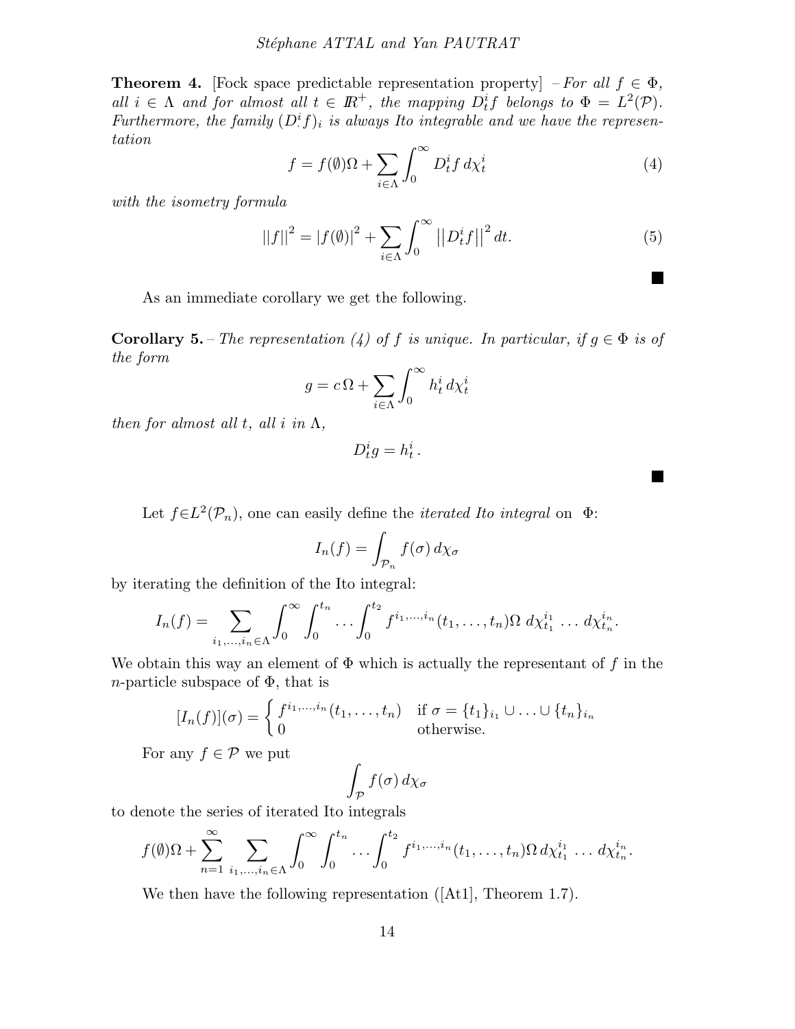**Theorem 4.** [Fock space predictable representation property] – *For all $f \in \Phi$, all $i \in \Lambda$ and for almost all $t \in I\!R^+$, the mapping $D^i_t f$ belongs to $\Phi = L^2(\mathcal{P})$. Furthermore, the family $(D^i f)_i$ is always Ito integrable and we have the representation*

$$f = f(\emptyset)\Omega + \sum_{i\in\Lambda} \int_0^\infty D^i_t f \, d\chi^i_t \tag{4}$$

*with the isometry formula*

$$||f||^2 = |f(\emptyset)|^2 + \sum_{i\in\Lambda} \int_0^\infty \left|\left|D^i_t f\right|\right|^2 dt. \tag{5}$$

■

As an immediate corollary we get the following.

**Corollary 5.** – *The representation (4) of $f$ is unique. In particular, if $g \in \Phi$ is of the form*

$$g = c\,\Omega + \sum_{i\in\Lambda} \int_0^\infty h^i_t \, d\chi^i_t$$

*then for almost all $t$, all $i$ in $\Lambda$,*

$$D^i_t g = h^i_t\,.$$

■

Let $f \in L^2(\mathcal{P}_n)$, one can easily define the *iterated Ito integral* on $\Phi$:

$$I_n(f) = \int_{\mathcal{P}_n} f(\sigma)\, d\chi_\sigma$$

by iterating the definition of the Ito integral:

$$I_n(f) = \sum_{i_1,\ldots,i_n\in\Lambda} \int_0^\infty \int_0^{t_n} \ldots \int_0^{t_2} f^{i_1,\ldots,i_n}(t_1,\ldots,t_n)\Omega \; d\chi^{i_1}_{t_1} \ldots d\chi^{i_n}_{t_n}.$$

We obtain this way an element of $\Phi$ which is actually the representant of $f$ in the $n$-particle subspace of $\Phi$, that is

$$[I_n(f)](\sigma) = \begin{cases} f^{i_1,\ldots,i_n}(t_1,\ldots,t_n) & \text{if } \sigma = \{t_1\}_{i_1} \cup \ldots \cup \{t_n\}_{i_n} \\ 0 & \text{otherwise.} \end{cases}$$

For any $f \in \mathcal{P}$ we put

$$\int_{\mathcal{P}} f(\sigma)\, d\chi_\sigma$$

to denote the series of iterated Ito integrals

$$f(\emptyset)\Omega + \sum_{n=1}^{\infty} \sum_{i_1,\ldots,i_n\in\Lambda} \int_0^\infty \int_0^{t_n} \ldots \int_0^{t_2} f^{i_1,\ldots,i_n}(t_1,\ldots,t_n)\Omega \, d\chi^{i_1}_{t_1} \ldots d\chi^{i_n}_{t_n}.$$

We then have the following representation ([At1], Theorem 1.7).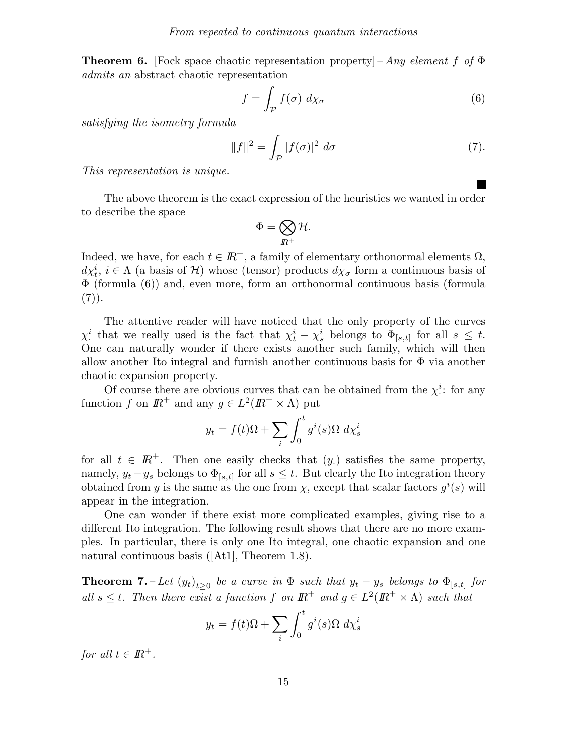**Theorem 6.** [Fock space chaotic representation property] – *Any element $f$ of $\Phi$ admits an* abstract chaotic representation

$$f = \int_{\mathcal{P}} f(\sigma)\ d\chi_\sigma \tag{6}$$

*satisfying the isometry formula*

$$\|f\|^2 = \int_{\mathcal{P}} |f(\sigma)|^2\ d\sigma \tag{7}$$

*This representation is unique.*

■

The above theorem is the exact expression of the heuristics we wanted in order to describe the space

$$\Phi = \bigotimes_{\mathbb{R}^+} \mathcal{H}.$$

Indeed, we have, for each $t \in \mathbb{R}^+$, a family of elementary orthonormal elements $\Omega$, $d\chi_t^i$, $i \in \Lambda$ (a basis of $\mathcal{H}$) whose (tensor) products $d\chi_\sigma$ form a continuous basis of $\Phi$ (formula (6)) and, even more, form an orthonormal continuous basis (formula (7)).

The attentive reader will have noticed that the only property of the curves $\chi_\cdot^i$ that we really used is the fact that $\chi_t^i - \chi_s^i$ belongs to $\Phi_{[s,t]}$ for all $s \leq t$. One can naturally wonder if there exists another such family, which will then allow another Ito integral and furnish another continuous basis for $\Phi$ via another chaotic expansion property.

Of course there are obvious curves that can be obtained from the $\chi_\cdot^i$: for any function $f$ on $\mathbb{R}^+$ and any $g \in L^2(\mathbb{R}^+ \times \Lambda)$ put

$$y_t = f(t)\Omega + \sum_i \int_0^t g^i(s)\Omega\ d\chi_s^i$$

for all $t \in \mathbb{R}^+$. Then one easily checks that $(y_\cdot)$ satisfies the same property, namely, $y_t - y_s$ belongs to $\Phi_{[s,t]}$ for all $s \leq t$. But clearly the Ito integration theory obtained from $y$ is the same as the one from $\chi$, except that scalar factors $g^i(s)$ will appear in the integration.

One can wonder if there exist more complicated examples, giving rise to a different Ito integration. The following result shows that there are no more examples. In particular, there is only one Ito integral, one chaotic expansion and one natural continuous basis ([At1], Theorem 1.8).

**Theorem 7.** – *Let $(y_t)_{t\geq 0}$ be a curve in $\Phi$ such that $y_t - y_s$ belongs to $\Phi_{[s,t]}$ for all $s \leq t$. Then there exist a function $f$ on $\mathbb{R}^+$ and $g \in L^2(\mathbb{R}^+ \times \Lambda)$ such that*

$$y_t = f(t)\Omega + \sum_i \int_0^t g^i(s)\Omega\ d\chi_s^i$$

*for all $t \in \mathbb{R}^+$.*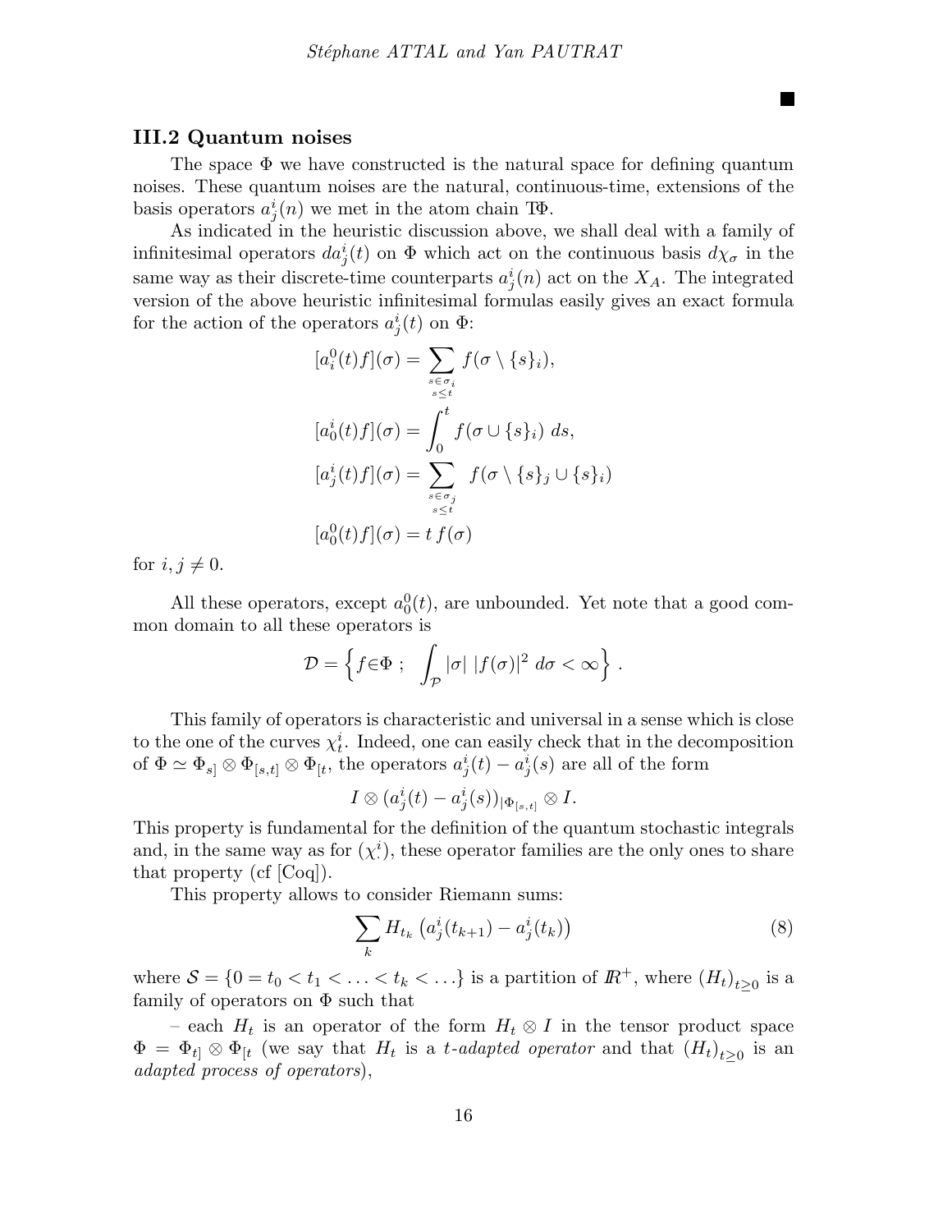■

### III.2 Quantum noises

The space $\Phi$ we have constructed is the natural space for defining quantum noises. These quantum noises are the natural, continuous-time, extensions of the basis operators $a^i_j(n)$ we met in the atom chain $\mathbb{T}\Phi$.

As indicated in the heuristic discussion above, we shall deal with a family of infinitesimal operators $da^i_j(t)$ on $\Phi$ which act on the continuous basis $d\chi_\sigma$ in the same way as their discrete-time counterparts $a^i_j(n)$ act on the $X_A$. The integrated version of the above heuristic infinitesimal formulas easily gives an exact formula for the action of the operators $a^i_j(t)$ on $\Phi$:

$$
\begin{aligned}
[a^0_i(t)f](\sigma) &= \sum_{\substack{s\in\sigma_i \\ s\leq t}} f(\sigma\setminus\{s\}_i),\\
[a^i_0(t)f](\sigma) &= \int_0^t f(\sigma\cup\{s\}_i)\; ds,\\
[a^i_j(t)f](\sigma) &= \sum_{\substack{s\in\sigma_j \\ s\leq t}} f(\sigma\setminus\{s\}_j\cup\{s\}_i)\\
[a^0_0(t)f](\sigma) &= t\, f(\sigma)
\end{aligned}
$$

for $i, j\neq 0$.

All these operators, except $a^0_0(t)$, are unbounded. Yet note that a good common domain to all these operators is

$$
\mathcal{D} = \left\{ f{\in}\Phi\ ;\ \int_{\mathcal{P}} |\sigma|\ |f(\sigma)|^2\ d\sigma < \infty \right\}.
$$

This family of operators is characteristic and universal in a sense which is close to the one of the curves $\chi^i_t$. Indeed, one can easily check that in the decomposition of $\Phi \simeq \Phi_{s]}\otimes\Phi_{[s,t]}\otimes\Phi_{[t}$, the operators $a^i_j(t)-a^i_j(s)$ are all of the form

$$
I\otimes (a^i_j(t)-a^i_j(s))_{|\Phi_{[s,t]}}\otimes I.
$$

This property is fundamental for the definition of the quantum stochastic integrals and, in the same way as for $(\chi^i_\cdot)$, these operator families are the only ones to share that property (cf [Coq]).

This property allows to consider Riemann sums:

$$
\sum_k H_{t_k}\left(a^i_j(t_{k+1})-a^i_j(t_k)\right) \tag{8}
$$

where $\mathcal{S}=\{0=t_0<t_1<\ldots<t_k<\ldots\}$ is a partition of $\mathbb{R}^+$, where $(H_t)_{t\geq 0}$ is a family of operators on $\Phi$ such that

– each $H_t$ is an operator of the form $H_t\otimes I$ in the tensor product space $\Phi=\Phi_{t]}\otimes\Phi_{[t}$ (we say that $H_t$ is a *t-adapted operator* and that $(H_t)_{t\geq 0}$ is an *adapted process of operators*),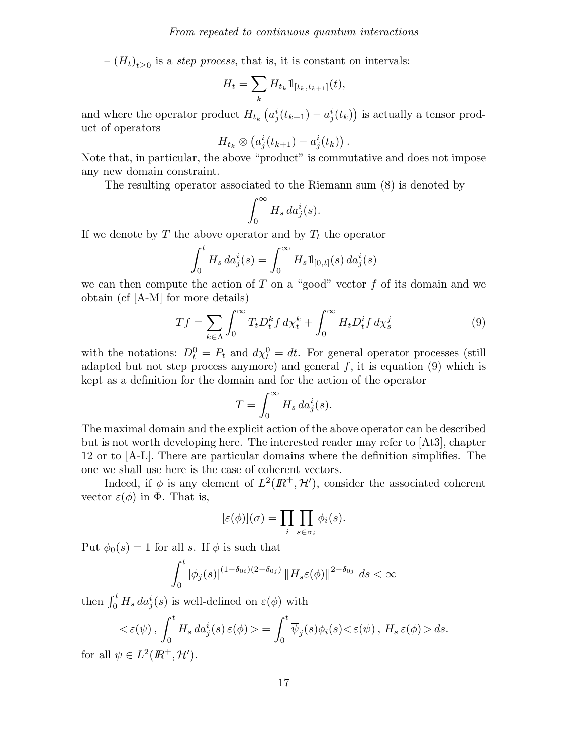– $(H_t)_{t\geq 0}$ is a *step process*, that is, it is constant on intervals:

$$H_t = \sum_k H_{t_k} \mathbb{1}_{[t_k, t_{k+1}]}(t),$$

and where the operator product $H_{t_k}\left(a^i_j(t_{k+1}) - a^i_j(t_k)\right)$ is actually a tensor product of operators

$$H_{t_k} \otimes \left(a^i_j(t_{k+1}) - a^i_j(t_k)\right).$$

Note that, in particular, the above "product" is commutative and does not impose any new domain constraint.

The resulting operator associated to the Riemann sum (8) is denoted by

$$\int_0^\infty H_s \, da^i_j(s).$$

If we denote by $T$ the above operator and by $T_t$ the operator

$$\int_0^t H_s \, da^i_j(s) = \int_0^\infty H_s \mathbb{1}_{[0,t]}(s) \, da^i_j(s)$$

we can then compute the action of $T$ on a "good" vector $f$ of its domain and we obtain (cf [A-M] for more details)

$$Tf = \sum_{k\in\Lambda} \int_0^\infty T_t D^k_t f \, d\chi^k_t + \int_0^\infty H_t D^i_t f \, d\chi^j_s \tag{9}$$

with the notations: $D^0_t = P_t$ and $d\chi^0_t = dt$. For general operator processes (still adapted but not step process anymore) and general $f$, it is equation (9) which is kept as a definition for the domain and for the action of the operator

$$T = \int_0^\infty H_s \, da^i_j(s).$$

The maximal domain and the explicit action of the above operator can be described but is not worth developing here. The interested reader may refer to [At3], chapter 12 or to [A-L]. There are particular domains where the definition simplifies. The one we shall use here is the case of coherent vectors.

Indeed, if $\phi$ is any element of $L^2(\mathbb{R}^+, \mathcal{H}')$, consider the associated coherent vector $\varepsilon(\phi)$ in $\Phi$. That is,

$$[\varepsilon(\phi)](\sigma) = \prod_i \prod_{s\in\sigma_i} \phi_i(s).$$

Put $\phi_0(s) = 1$ for all $s$. If $\phi$ is such that

$$\int_0^t |\phi_j(s)|^{(1-\delta_{0i})(2-\delta_{0j})} \left\|H_s \varepsilon(\phi)\right\|^{2-\delta_{0j}} \, ds < \infty$$

then $\int_0^t H_s \, da^i_j(s)$ is well-defined on $\varepsilon(\phi)$ with

$$<\varepsilon(\psi)\,,\, \int_0^t H_s \, da^i_j(s) \, \varepsilon(\phi)> = \int_0^t \overline{\psi}_j(s)\phi_i(s) <\varepsilon(\psi)\,,\, H_s \, \varepsilon(\phi)> ds.$$

for all $\psi \in L^2(\mathbb{R}^+, \mathcal{H}')$.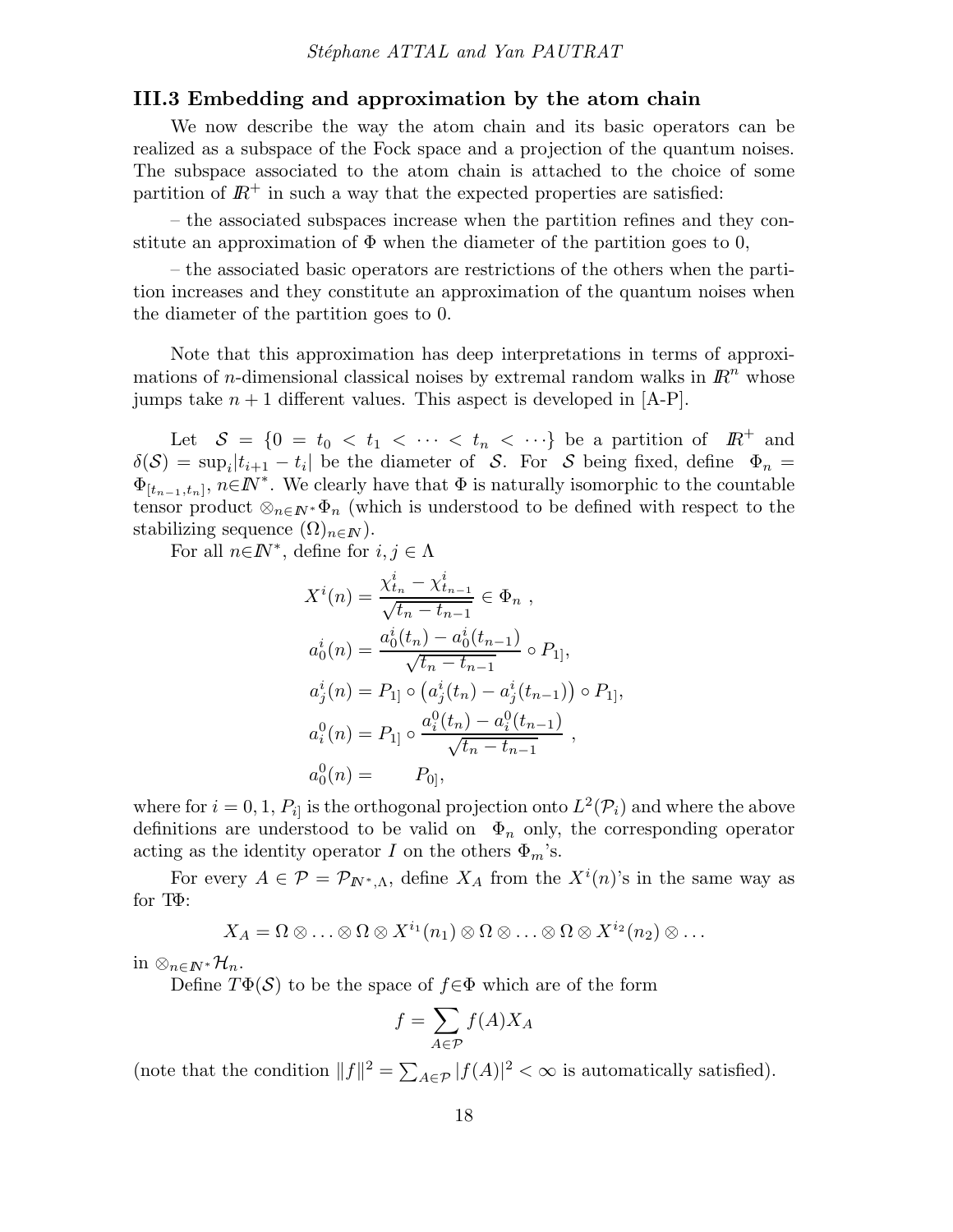### III.3 Embedding and approximation by the atom chain

We now describe the way the atom chain and its basic operators can be realized as a subspace of the Fock space and a projection of the quantum noises. The subspace associated to the atom chain is attached to the choice of some partition of $\mathbb{R}^+$ in such a way that the expected properties are satisfied:

– the associated subspaces increase when the partition refines and they constitute an approximation of $\Phi$ when the diameter of the partition goes to 0,

– the associated basic operators are restrictions of the others when the partition increases and they constitute an approximation of the quantum noises when the diameter of the partition goes to 0.

Note that this approximation has deep interpretations in terms of approximations of $n$-dimensional classical noises by extremal random walks in $\mathbb{R}^n$ whose jumps take $n+1$ different values. This aspect is developed in [A-P].

Let $\mathcal{S} = \{0 = t_0 < t_1 < \cdots < t_n < \cdots\}$ be a partition of $\mathbb{R}^+$ and $\delta(\mathcal{S}) = \sup_i |t_{i+1} - t_i|$ be the diameter of $\mathcal{S}$. For $\mathcal{S}$ being fixed, define $\Phi_n = \Phi_{[t_{n-1}, t_n]}$, $n \in \mathbb{N}^*$. We clearly have that $\Phi$ is naturally isomorphic to the countable tensor product $\otimes_{n\in\mathbb{N}^*}\Phi_n$ (which is understood to be defined with respect to the stabilizing sequence $(\Omega)_{n\in\mathbb{N}}$).

For all $n \in \mathbb{N}^*$, define for $i, j \in \Lambda$

$$
\begin{aligned}
X^i(n) &= \frac{\chi^i_{t_n} - \chi^i_{t_{n-1}}}{\sqrt{t_n - t_{n-1}}} \in \Phi_n \ , \\
a^i_0(n) &= \frac{a^i_0(t_n) - a^i_0(t_{n-1})}{\sqrt{t_n - t_{n-1}}} \circ P_{1]}, \\
a^i_j(n) &= P_{1]} \circ \left(a^i_j(t_n) - a^i_j(t_{n-1})\right) \circ P_{1]}, \\
a^0_i(n) &= P_{1]} \circ \frac{a^0_i(t_n) - a^0_i(t_{n-1})}{\sqrt{t_n - t_{n-1}}} \ , \\
a^0_0(n) &= \qquad P_{0]},
\end{aligned}
$$

where for $i = 0, 1$, $P_{i]}$ is the orthogonal projection onto $L^2(\mathcal{P}_i)$ and where the above definitions are understood to be valid on $\Phi_n$ only, the corresponding operator acting as the identity operator $I$ on the others $\Phi_m$'s.

For every $A \in \mathcal{P} = \mathcal{P}_{\mathbb{N}^*, \Lambda}$, define $X_A$ from the $X^i(n)$'s in the same way as for $T\Phi$:

$$
X_A = \Omega \otimes \ldots \otimes \Omega \otimes X^{i_1}(n_1) \otimes \Omega \otimes \ldots \otimes \Omega \otimes X^{i_2}(n_2) \otimes \ldots
$$

in $\otimes_{n\in\mathbb{N}^*}\mathcal{H}_n$.

Define $T\Phi(\mathcal{S})$ to be the space of $f \in \Phi$ which are of the form

$$
f = \sum_{A\in\mathcal{P}} f(A) X_A
$$

(note that the condition $\|f\|^2 = \sum_{A\in\mathcal{P}} |f(A)|^2 < \infty$ is automatically satisfied).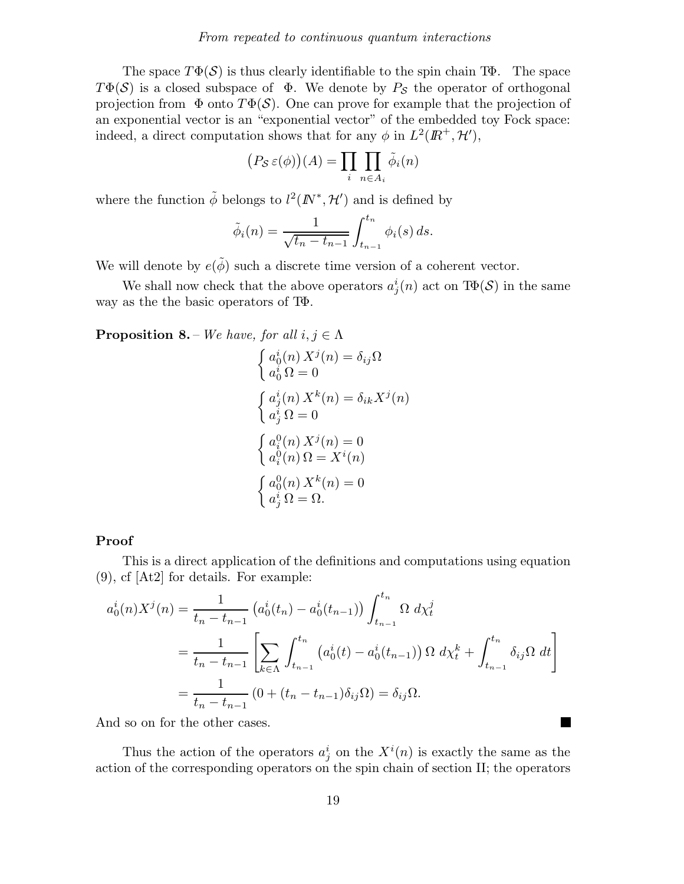The space $T\Phi(\mathcal{S})$ is thus clearly identifiable to the spin chain $T\Phi$. The space $T\Phi(\mathcal{S})$ is a closed subspace of $\Phi$. We denote by $P_{\mathcal{S}}$ the operator of orthogonal projection from $\Phi$ onto $T\Phi(\mathcal{S})$. One can prove for example that the projection of an exponential vector is an "exponential vector" of the embedded toy Fock space: indeed, a direct computation shows that for any $\phi$ in $L^2(\mathbb{R}^+, \mathcal{H}')$,

$$\big(P_{\mathcal{S}}\, \varepsilon(\phi)\big)(A) = \prod_i \prod_{n \in A_i} \tilde{\phi}_i(n)$$

where the function $\tilde{\phi}$ belongs to $l^2(\mathbb{N}^*, \mathcal{H}')$ and is defined by

$$\tilde{\phi}_i(n) = \frac{1}{\sqrt{t_n - t_{n-1}}} \int_{t_{n-1}}^{t_n} \phi_i(s)\, ds.$$

We will denote by $e(\tilde{\phi})$ such a discrete time version of a coherent vector.

We shall now check that the above operators $a^i_j(n)$ act on $T\Phi(\mathcal{S})$ in the same way as the the basic operators of $T\Phi$.

**Proposition 8.** – *We have, for all $i, j \in \Lambda$*

$$\begin{cases} a^i_0(n)\, X^j(n) = \delta_{ij}\Omega \\ a^i_0\, \Omega = 0 \end{cases}$$

$$\begin{cases} a^i_j(n)\, X^k(n) = \delta_{ik} X^j(n) \\ a^i_j\, \Omega = 0 \end{cases}$$

$$\begin{cases} a^0_i(n)\, X^j(n) = 0 \\ a^0_i(n)\, \Omega = X^i(n) \end{cases}$$

$$\begin{cases} a^0_0(n)\, X^k(n) = 0 \\ a^i_j\, \Omega = \Omega. \end{cases}$$

**Proof**

This is a direct application of the definitions and computations using equation (9), cf [At2] for details. For example:

$$\begin{aligned}
a^i_0(n) X^j(n) &= \frac{1}{t_n - t_{n-1}} \left(a^i_0(t_n) - a^i_0(t_{n-1})\right) \int_{t_{n-1}}^{t_n} \Omega\ d\chi^j_t \\
&= \frac{1}{t_n - t_{n-1}} \left[ \sum_{k \in \Lambda} \int_{t_{n-1}}^{t_n} \left(a^i_0(t) - a^i_0(t_{n-1})\right) \Omega\ d\chi^k_t + \int_{t_{n-1}}^{t_n} \delta_{ij} \Omega\ dt \right] \\
&= \frac{1}{t_n - t_{n-1}} \left(0 + (t_n - t_{n-1})\delta_{ij}\Omega\right) = \delta_{ij}\Omega.
\end{aligned}$$

And so on for the other cases. ■

Thus the action of the operators $a^i_j$ on the $X^i(n)$ is exactly the same as the action of the corresponding operators on the spin chain of section II; the operators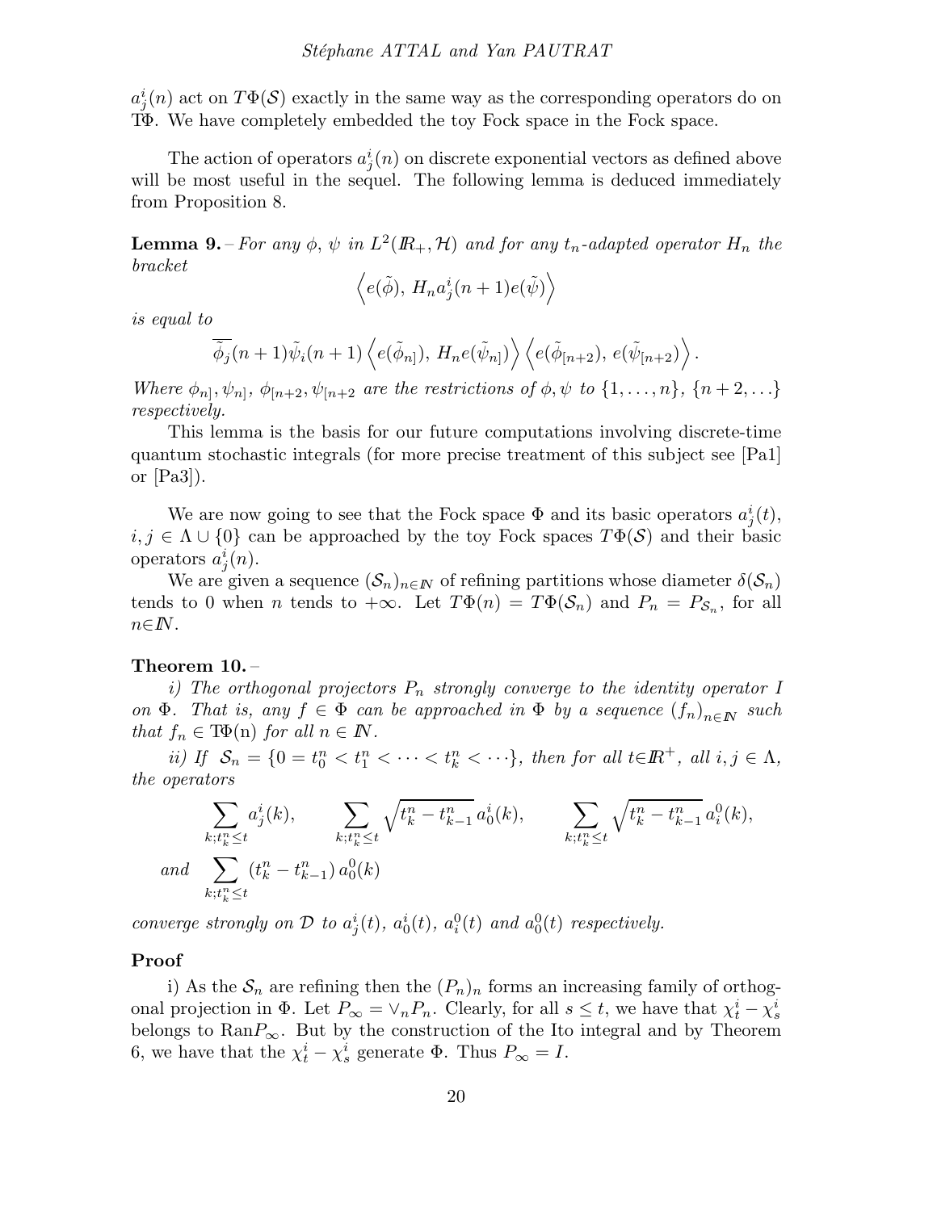$a^i_j(n)$ act on $T\Phi(\mathcal{S})$ exactly in the same way as the corresponding operators do on T$\Phi$. We have completely embedded the toy Fock space in the Fock space.

The action of operators $a^i_j(n)$ on discrete exponential vectors as defined above will be most useful in the sequel. The following lemma is deduced immediately from Proposition 8.

**Lemma 9.** – *For any $\phi$, $\psi$ in $L^2(\mathbb{R}_+, \mathcal{H})$ and for any $t_n$-adapted operator $H_n$ the bracket*

$$\left\langle e(\tilde{\phi}),\, H_n a^i_j(n+1) e(\tilde{\psi}) \right\rangle$$

*is equal to*

$$\overline{\tilde{\phi}_j}(n+1)\tilde{\psi}_i(n+1) \left\langle e(\tilde{\phi}_{n]}),\, H_n e(\tilde{\psi}_{n]}) \right\rangle \left\langle e(\tilde{\phi}_{[n+2}),\, e(\tilde{\psi}_{[n+2}) \right\rangle .$$

*Where $\phi_{n]}, \psi_{n]}$, $\phi_{[n+2}, \psi_{[n+2}$ are the restrictions of $\phi, \psi$ to $\{1, \ldots, n\}$, $\{n+2, \ldots\}$ respectively.*

This lemma is the basis for our future computations involving discrete-time quantum stochastic integrals (for more precise treatment of this subject see [Pa1] or [Pa3]).

We are now going to see that the Fock space $\Phi$ and its basic operators $a^i_j(t)$, $i, j \in \Lambda \cup \{0\}$ can be approached by the toy Fock spaces $T\Phi(\mathcal{S})$ and their basic operators $a^i_j(n)$.

We are given a sequence $(\mathcal{S}_n)_{n\in\mathbb{N}}$ of refining partitions whose diameter $\delta(\mathcal{S}_n)$ tends to 0 when $n$ tends to $+\infty$. Let $T\Phi(n) = T\Phi(\mathcal{S}_n)$ and $P_n = P_{\mathcal{S}_n}$, for all $n\in\mathbb{N}$.

**Theorem 10.** –

*i) The orthogonal projectors $P_n$ strongly converge to the identity operator $I$ on $\Phi$. That is, any $f \in \Phi$ can be approached in $\Phi$ by a sequence $(f_n)_{n\in\mathbb{N}}$ such that $f_n \in$ T$\Phi$(n) for all $n \in \mathbb{N}$.*

*ii) If $\mathcal{S}_n = \{0 = t^n_0 < t^n_1 < \cdots < t^n_k < \cdots\}$, then for all $t\in\mathbb{R}^+$, all $i, j \in \Lambda$, the operators*

$$\sum_{k;t^n_k \le t} a^i_j(k), \qquad \sum_{k;t^n_k \le t} \sqrt{t^n_k - t^n_{k-1}}\, a^i_0(k), \qquad \sum_{k;t^n_k \le t} \sqrt{t^n_k - t^n_{k-1}}\, a^0_i(k),$$

$$\text{and} \quad \sum_{k;t^n_k \le t} (t^n_k - t^n_{k-1})\, a^0_0(k)$$

*converge strongly on $\mathcal{D}$ to $a^i_j(t)$, $a^i_0(t)$, $a^0_i(t)$ and $a^0_0(t)$ respectively.*

**Proof**

i) As the $\mathcal{S}_n$ are refining then the $(P_n)_n$ forms an increasing family of orthogonal projection in $\Phi$. Let $P_\infty = \vee_n P_n$. Clearly, for all $s \le t$, we have that $\chi^i_t - \chi^i_s$ belongs to Ran$P_\infty$. But by the construction of the Ito integral and by Theorem 6, we have that the $\chi^i_t - \chi^i_s$ generate $\Phi$. Thus $P_\infty = I$.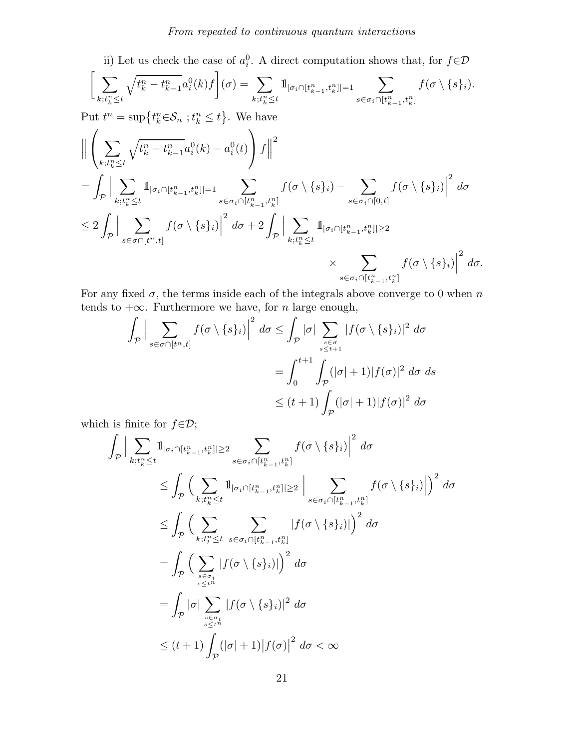ii) Let us check the case of $a_i^0$. A direct computation shows that, for $f\in\mathcal{D}$

$$\Big[\sum_{k;t_k^n\leq t}\sqrt{t_k^n-t_{k-1}^n}\,a_i^0(k)f\Big](\sigma)=\sum_{k;t_k^n\leq t}1\!\!1_{|\sigma_i\cap[t_{k-1}^n,t_k^n]|=1}\sum_{s\in\sigma_i\cap[t_{k-1}^n,t_k^n]}f(\sigma\setminus\{s\}_i).$$

Put $t^n=\sup\{t_k^n\in\mathcal{S}_n\ ;t_k^n\leq t\}$. We have

$$\begin{aligned}
&\Big\|\left(\sum_{k;t_k^n\leq t}\sqrt{t_k^n-t_{k-1}^n}\,a_i^0(k)-a_i^0(t)\right)f\Big\|^2\\
&=\int_{\mathcal{P}}\Big|\sum_{k;t_k^n\leq t}1\!\!1_{|\sigma_i\cap[t_{k-1}^n,t_k^n]|=1}\sum_{s\in\sigma_i\cap[t_{k-1}^n,t_k^n]}f(\sigma\setminus\{s\}_i)-\sum_{s\in\sigma_i\cap[0,t]}f(\sigma\setminus\{s\}_i)\Big|^2\,d\sigma\\
&\leq 2\int_{\mathcal{P}}\Big|\sum_{s\in\sigma\cap[t^n,t]}f(\sigma\setminus\{s\}_i)\Big|^2\,d\sigma+2\int_{\mathcal{P}}\Big|\sum_{k;t_k^n\leq t}1\!\!1_{|\sigma_i\cap[t_{k-1}^n,t_k^n]|\geq 2}\\
&\qquad\qquad\qquad\qquad\qquad\qquad\qquad\times\sum_{s\in\sigma_i\cap[t_{k-1}^n,t_k^n]}f(\sigma\setminus\{s\}_i)\Big|^2\,d\sigma.
\end{aligned}$$

For any fixed $\sigma$, the terms inside each of the integrals above converge to 0 when $n$ tends to $+\infty$. Furthermore we have, for $n$ large enough,

$$\begin{aligned}
\int_{\mathcal{P}}\Big|\sum_{s\in\sigma\cap[t^n,t]}f(\sigma\setminus\{s\}_i)\Big|^2\,d\sigma&\leq\int_{\mathcal{P}}|\sigma|\sum_{\substack{s\in\sigma\\ s\leq t+1}}|f(\sigma\setminus\{s\}_i)|^2\,d\sigma\\
&=\int_0^{t+1}\int_{\mathcal{P}}(|\sigma|+1)|f(\sigma)|^2\,d\sigma\,ds\\
&\leq (t+1)\int_{\mathcal{P}}(|\sigma|+1)|f(\sigma)|^2\,d\sigma
\end{aligned}$$

which is finite for $f\in\mathcal{D}$;

$$\begin{aligned}
\int_{\mathcal{P}}\Big|\sum_{k;t_k^n\leq t}&1\!\!1_{|\sigma_i\cap[t_{k-1}^n,t_k^n]|\geq 2}\sum_{s\in\sigma_i\cap[t_{k-1}^n,t_k^n]}f(\sigma\setminus\{s\}_i)\Big|^2\,d\sigma\\
&\leq\int_{\mathcal{P}}\Big(\sum_{k;t_k^n\leq t}1\!\!1_{|\sigma_i\cap[t_{k-1}^n,t_k^n]|\geq 2}\Big|\sum_{s\in\sigma_i\cap[t_{k-1}^n,t_k^n]}f(\sigma\setminus\{s\}_i)\Big|\Big)^2\,d\sigma\\
&\leq\int_{\mathcal{P}}\Big(\sum_{k;t_l^n\leq t}\ \sum_{s\in\sigma_i\cap[t_{k-1}^n,t_k^n]}|f(\sigma\setminus\{s\}_i)|\Big)^2\,d\sigma\\
&=\int_{\mathcal{P}}\Big(\sum_{\substack{s\in\sigma_i\\ s\leq t^n}}|f(\sigma\setminus\{s\}_i)|\Big)^2\,d\sigma\\
&=\int_{\mathcal{P}}|\sigma|\sum_{\substack{s\in\sigma_i\\ s\leq t^n}}|f(\sigma\setminus\{s\}_i)|^2\,d\sigma\\
&\leq (t+1)\int_{\mathcal{P}}(|\sigma|+1)\big|f(\sigma)\big|^2\,d\sigma<\infty
\end{aligned}$$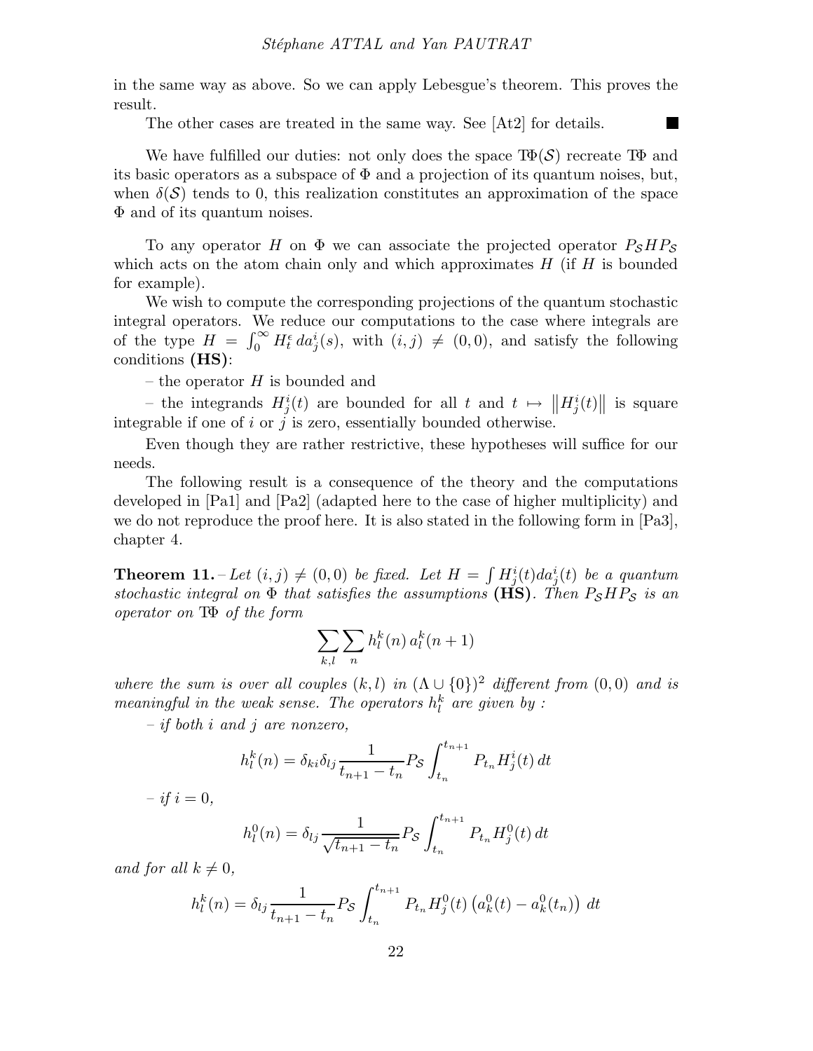in the same way as above. So we can apply Lebesgue's theorem. This proves the result.

The other cases are treated in the same way. See [At2] for details. ■

We have fulfilled our duties: not only does the space $T\Phi(\mathcal{S})$ recreate $T\Phi$ and its basic operators as a subspace of $\Phi$ and a projection of its quantum noises, but, when $\delta(\mathcal{S})$ tends to 0, this realization constitutes an approximation of the space $\Phi$ and of its quantum noises.

To any operator $H$ on $\Phi$ we can associate the projected operator $P_{\mathcal{S}}HP_{\mathcal{S}}$ which acts on the atom chain only and which approximates $H$ (if $H$ is bounded for example).

We wish to compute the corresponding projections of the quantum stochastic integral operators. We reduce our computations to the case where integrals are of the type $H = \int_0^\infty H_t^\epsilon \, da_j^i(s)$, with $(i,j) \neq (0,0)$, and satisfy the following conditions **(HS)**:

– the operator $H$ is bounded and

– the integrands $H_j^i(t)$ are bounded for all $t$ and $t \mapsto \left\|H_j^i(t)\right\|$ is square integrable if one of $i$ or $j$ is zero, essentially bounded otherwise.

Even though they are rather restrictive, these hypotheses will suffice for our needs.

The following result is a consequence of the theory and the computations developed in [Pa1] and [Pa2] (adapted here to the case of higher multiplicity) and we do not reproduce the proof here. It is also stated in the following form in [Pa3], chapter 4.

**Theorem 11.** – *Let $(i,j) \neq (0,0)$ be fixed. Let $H = \int H_j^i(t) da_j^i(t)$ be a quantum stochastic integral on $\Phi$ that satisfies the assumptions* **(HS)**. *Then $P_{\mathcal{S}}HP_{\mathcal{S}}$ is an operator on $T\Phi$ of the form*

$$\sum_{k,l} \sum_n h_l^k(n) \, a_l^k(n+1)$$

*where the sum is over all couples $(k,l)$ in $(\Lambda \cup \{0\})^2$ different from $(0,0)$ and is meaningful in the weak sense. The operators $h_l^k$ are given by :*

*– if both $i$ and $j$ are nonzero,*

$$h_l^k(n) = \delta_{ki}\delta_{lj} \frac{1}{t_{n+1} - t_n} P_{\mathcal{S}} \int_{t_n}^{t_{n+1}} P_{t_n} H_j^i(t) \, dt$$

*– if $i = 0$,*

$$h_l^0(n) = \delta_{lj} \frac{1}{\sqrt{t_{n+1} - t_n}} P_{\mathcal{S}} \int_{t_n}^{t_{n+1}} P_{t_n} H_j^0(t) \, dt$$

*and for all $k \neq 0$,*

$$h_l^k(n) = \delta_{lj} \frac{1}{t_{n+1} - t_n} P_{\mathcal{S}} \int_{t_n}^{t_{n+1}} P_{t_n} H_j^0(t) \left(a_k^0(t) - a_k^0(t_n)\right) \, dt$$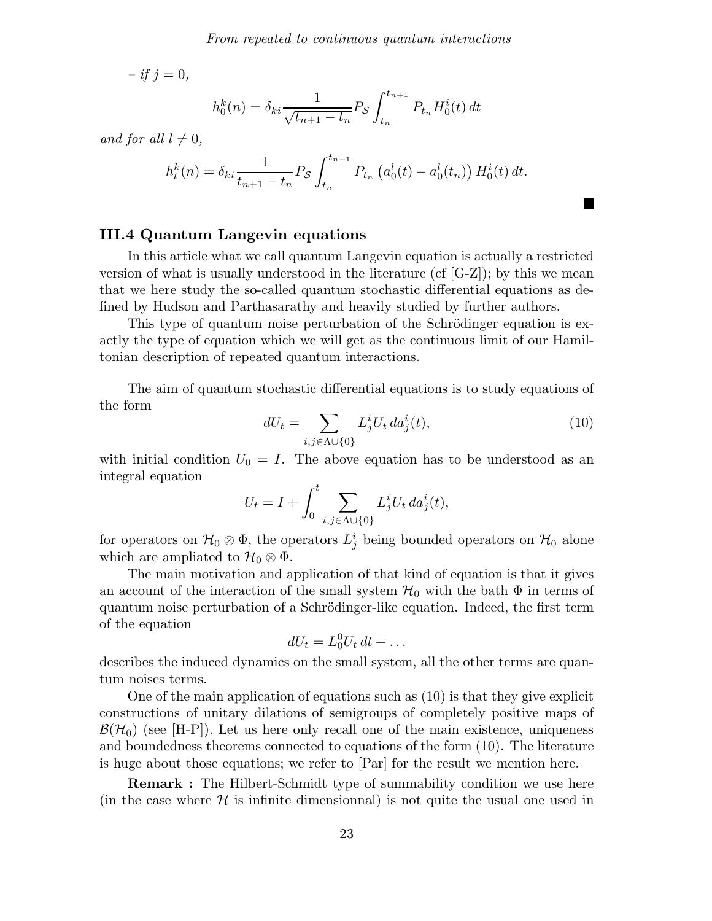– *if* $j = 0$,

$$h_0^k(n) = \delta_{ki} \frac{1}{\sqrt{t_{n+1} - t_n}} P_{\mathcal{S}} \int_{t_n}^{t_{n+1}} P_{t_n} H_0^i(t)\, dt$$

*and for all* $l \neq 0$,

$$h_l^k(n) = \delta_{ki} \frac{1}{t_{n+1} - t_n} P_{\mathcal{S}} \int_{t_n}^{t_{n+1}} P_{t_n} \left(a_0^l(t) - a_0^l(t_n)\right) H_0^i(t)\, dt.$$

■

### III.4 Quantum Langevin equations

In this article what we call quantum Langevin equation is actually a restricted version of what is usually understood in the literature (cf [G-Z]); by this we mean that we here study the so-called quantum stochastic differential equations as defined by Hudson and Parthasarathy and heavily studied by further authors.

This type of quantum noise perturbation of the Schrödinger equation is exactly the type of equation which we will get as the continuous limit of our Hamiltonian description of repeated quantum interactions.

The aim of quantum stochastic differential equations is to study equations of the form

$$dU_t = \sum_{i,j \in \Lambda \cup \{0\}} L_j^i U_t \, da_j^i(t), \tag{10}$$

with initial condition $U_0 = I$. The above equation has to be understood as an integral equation

$$U_t = I + \int_0^t \sum_{i,j \in \Lambda \cup \{0\}} L_j^i U_t \, da_j^i(t),$$

for operators on $\mathcal{H}_0 \otimes \Phi$, the operators $L_j^i$ being bounded operators on $\mathcal{H}_0$ alone which are ampliated to $\mathcal{H}_0 \otimes \Phi$.

The main motivation and application of that kind of equation is that it gives an account of the interaction of the small system $\mathcal{H}_0$ with the bath $\Phi$ in terms of quantum noise perturbation of a Schrödinger-like equation. Indeed, the first term of the equation

$$dU_t = L_0^0 U_t \, dt + \dots$$

describes the induced dynamics on the small system, all the other terms are quantum noises terms.

One of the main application of equations such as (10) is that they give explicit constructions of unitary dilations of semigroups of completely positive maps of $\mathcal{B}(\mathcal{H}_0)$ (see [H-P]). Let us here only recall one of the main existence, uniqueness and boundedness theorems connected to equations of the form (10). The literature is huge about those equations; we refer to [Par] for the result we mention here.

**Remark :** The Hilbert-Schmidt type of summability condition we use here (in the case where $\mathcal{H}$ is infinite dimensionnal) is not quite the usual one used in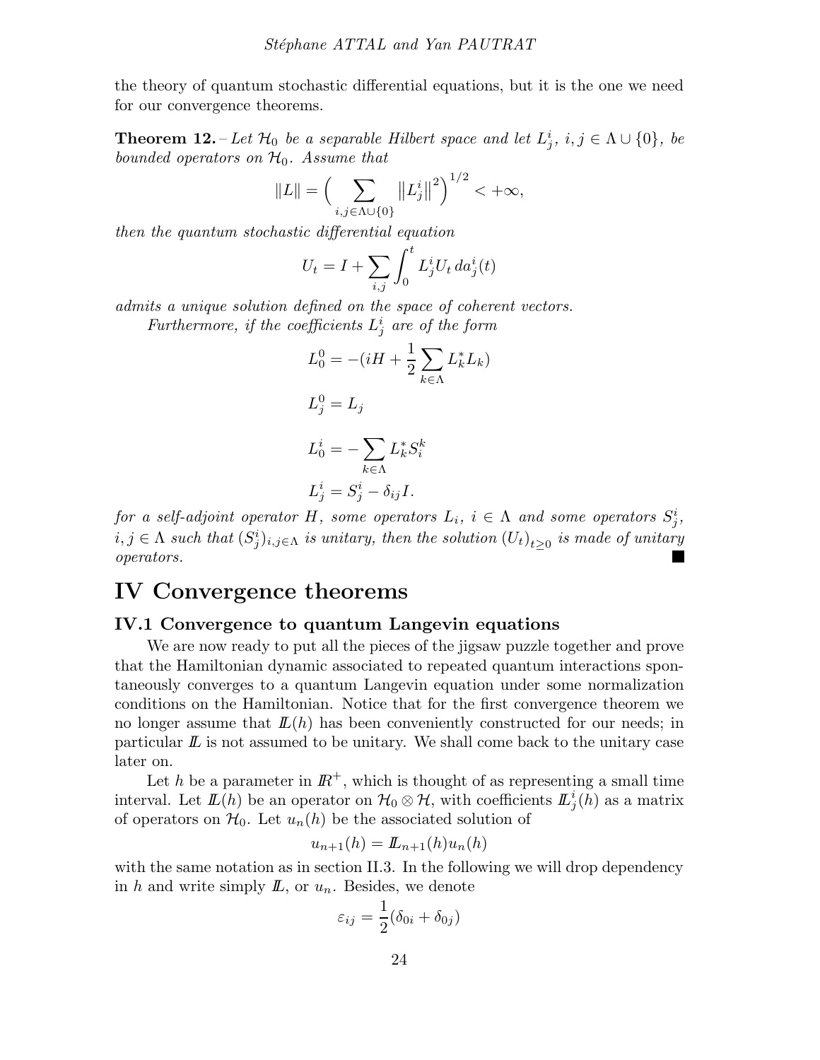the theory of quantum stochastic differential equations, but it is the one we need for our convergence theorems.

**Theorem 12.** – *Let $\mathcal{H}_0$ be a separable Hilbert space and let $L^i_j$, $i, j \in \Lambda \cup \{0\}$, be bounded operators on $\mathcal{H}_0$. Assume that*

$$\|L\| = \Big( \sum_{i,j \in \Lambda \cup \{0\}} \big\| L^i_j \big\|^2 \Big)^{1/2} < +\infty,$$

*then the quantum stochastic differential equation*

$$U_t = I + \sum_{i,j} \int_0^t L^i_j U_t \, da^i_j(t)$$

*admits a unique solution defined on the space of coherent vectors.*

*Furthermore, if the coefficients $L^i_j$ are of the form*

$$L^0_0 = -(iH + \frac{1}{2} \sum_{k \in \Lambda} L^*_k L_k)$$

$$L^0_j = L_j$$

$$L^i_0 = - \sum_{k \in \Lambda} L^*_k S^k_i$$

$$L^i_j = S^i_j - \delta_{ij} I.$$

*for a self-adjoint operator $H$, some operators $L_i$, $i \in \Lambda$ and some operators $S^i_j$, $i, j \in \Lambda$ such that $(S^i_j)_{i,j \in \Lambda}$ is unitary, then the solution $(U_t)_{t \geq 0}$ is made of unitary operators.* ■

# IV Convergence theorems

## IV.1 Convergence to quantum Langevin equations

We are now ready to put all the pieces of the jigsaw puzzle together and prove that the Hamiltonian dynamic associated to repeated quantum interactions spontaneously converges to a quantum Langevin equation under some normalization conditions on the Hamiltonian. Notice that for the first convergence theorem we no longer assume that $\mathbb{L}(h)$ has been conveniently constructed for our needs; in particular $\mathbb{L}$ is not assumed to be unitary. We shall come back to the unitary case later on.

Let $h$ be a parameter in $\mathbb{R}^+$, which is thought of as representing a small time interval. Let $\mathbb{L}(h)$ be an operator on $\mathcal{H}_0 \otimes \mathcal{H}$, with coefficients $\mathbb{L}^i_j(h)$ as a matrix of operators on $\mathcal{H}_0$. Let $u_n(h)$ be the associated solution of

$$u_{n+1}(h) = \mathbb{L}_{n+1}(h) u_n(h)$$

with the same notation as in section II.3. In the following we will drop dependency in $h$ and write simply $\mathbb{L}$, or $u_n$. Besides, we denote

$$\varepsilon_{ij} = \frac{1}{2}(\delta_{0i} + \delta_{0j})$$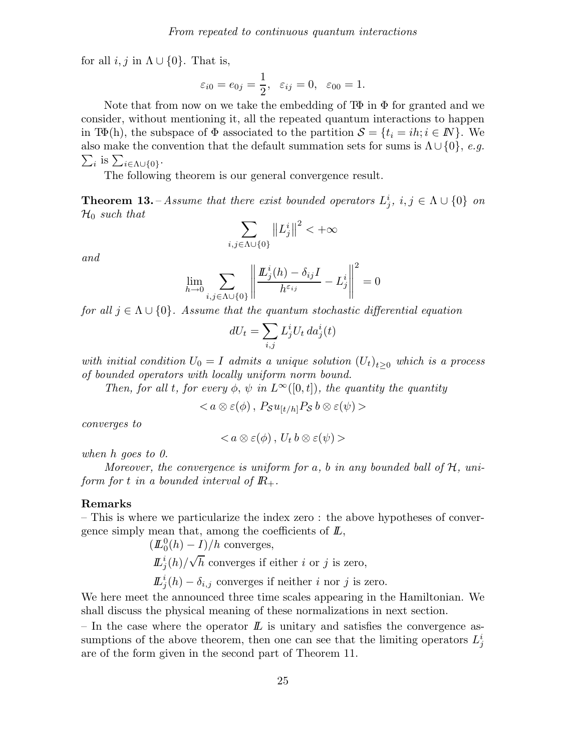for all $i, j$ in $\Lambda \cup \{0\}$. That is,

$$\varepsilon_{i0} = e_{0j} = \frac{1}{2}, \quad \varepsilon_{ij} = 0, \quad \varepsilon_{00} = 1.$$

Note that from now on we take the embedding of $T\Phi$ in $\Phi$ for granted and we consider, without mentioning it, all the repeated quantum interactions to happen in $T\Phi(\mathrm{h})$, the subspace of $\Phi$ associated to the partition $\mathcal{S} = \{t_i = ih; i \in \mathbb{N}\}$. We also make the convention that the default summation sets for sums is $\Lambda \cup \{0\}$, *e.g.* $\sum_i$ is $\sum_{i \in \Lambda \cup \{0\}}$.

The following theorem is our general convergence result.

**Theorem 13.** – *Assume that there exist bounded operators $L^i_j$, $i, j \in \Lambda \cup \{0\}$ on $\mathcal{H}_0$ such that*

$$\sum_{i,j \in \Lambda \cup \{0\}} \left\| L^i_j \right\|^2 < +\infty$$

*and*

$$\lim_{h \to 0} \sum_{i,j \in \Lambda \cup \{0\}} \left\| \frac{\mathbb{L}^i_j(h) - \delta_{ij} I}{h^{\varepsilon_{ij}}} - L^i_j \right\|^2 = 0$$

*for all $j \in \Lambda \cup \{0\}$. Assume that the quantum stochastic differential equation*

$$dU_t = \sum_{i,j} L^i_j U_t \, da^i_j(t)$$

*with initial condition $U_0 = I$ admits a unique solution $(U_t)_{t \geq 0}$ which is a process of bounded operators with locally uniform norm bound.*

*Then, for all $t$, for every $\phi$, $\psi$ in $L^\infty([0,t])$, the quantity the quantity*

$$< a \otimes \varepsilon(\phi) \, , \, P_{\mathcal{S}} u_{[t/h]} P_{\mathcal{S}} \, b \otimes \varepsilon(\psi) >$$

*converges to*

$$< a \otimes \varepsilon(\phi) \, , \, U_t \, b \otimes \varepsilon(\psi) >$$

*when $h$ goes to 0.*

*Moreover, the convergence is uniform for $a$, $b$ in any bounded ball of $\mathcal{H}$, uniform for $t$ in a bounded interval of $\mathbb{R}_+$.*

**Remarks**

– This is where we particularize the index zero : the above hypotheses of convergence simply mean that, among the coefficients of $\mathbb{L}$,

$(\mathbb{L}^0_0(h) - I)/h$ converges,

$\mathbb{L}^i_j(h)/\sqrt{h}$ converges if either $i$ or $j$ is zero,

$\mathbb{L}^i_j(h) - \delta_{i,j}$ converges if neither $i$ nor $j$ is zero.

We here meet the announced three time scales appearing in the Hamiltonian. We shall discuss the physical meaning of these normalizations in next section.

– In the case where the operator $\mathbb{L}$ is unitary and satisfies the convergence assumptions of the above theorem, then one can see that the limiting operators $L^i_j$ are of the form given in the second part of Theorem 11.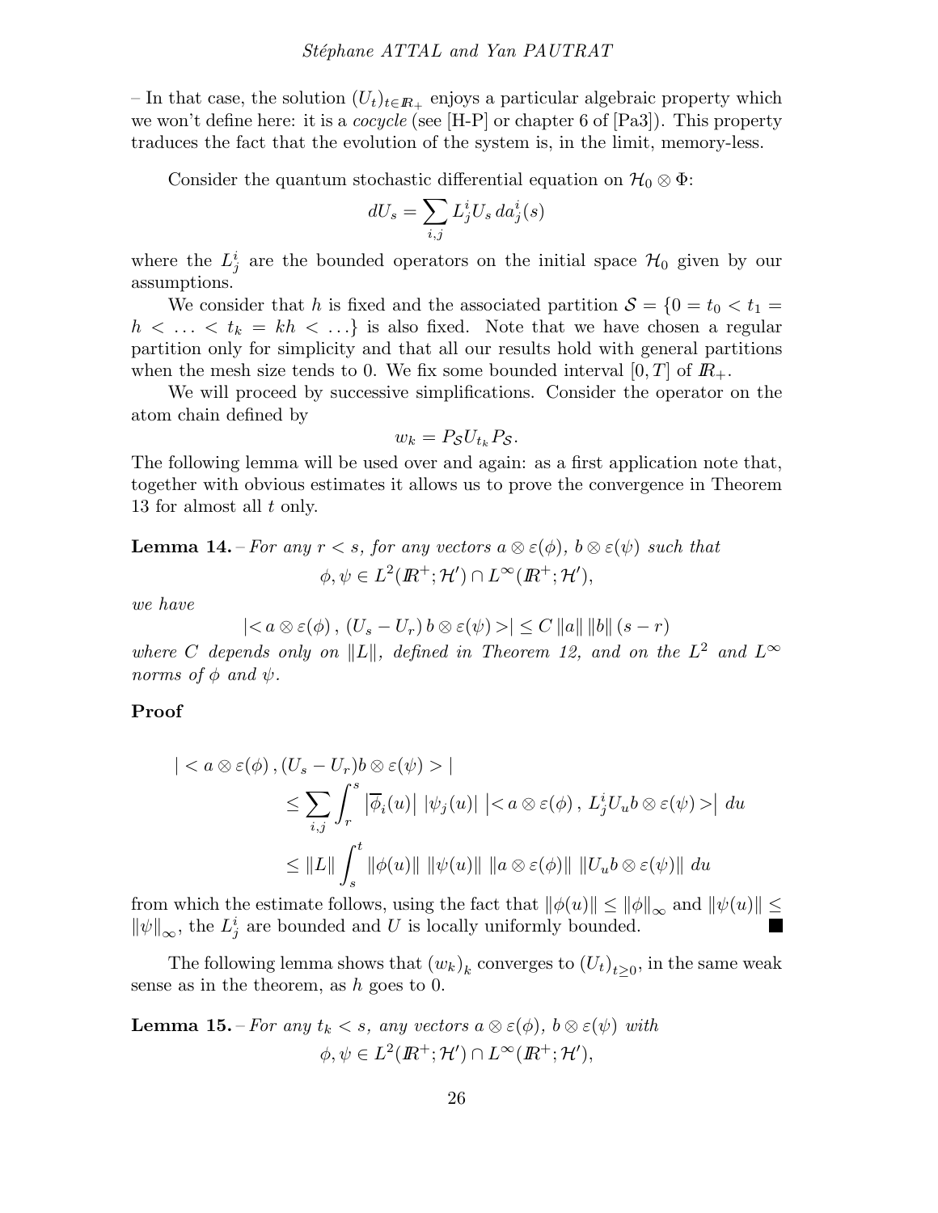– In that case, the solution $(U_t)_{t\in I\!R_+}$ enjoys a particular algebraic property which we won't define here: it is a *cocycle* (see [H-P] or chapter 6 of [Pa3]). This property traduces the fact that the evolution of the system is, in the limit, memory-less.

Consider the quantum stochastic differential equation on $\mathcal{H}_0 \otimes \Phi$:

$$dU_s = \sum_{i,j} L^i_j U_s \, da^i_j(s)$$

where the $L^i_j$ are the bounded operators on the initial space $\mathcal{H}_0$ given by our assumptions.

We consider that $h$ is fixed and the associated partition $\mathcal{S} = \{0 = t_0 < t_1 = h < \ldots < t_k = kh < \ldots\}$ is also fixed. Note that we have chosen a regular partition only for simplicity and that all our results hold with general partitions when the mesh size tends to 0. We fix some bounded interval $[0, T]$ of $I\!R_+$.

We will proceed by successive simplifications. Consider the operator on the atom chain defined by

$$w_k = P_{\mathcal{S}} U_{t_k} P_{\mathcal{S}}.$$

The following lemma will be used over and again: as a first application note that, together with obvious estimates it allows us to prove the convergence in Theorem 13 for almost all $t$ only.

**Lemma 14.** – *For any $r < s$, for any vectors $a \otimes \varepsilon(\phi)$, $b \otimes \varepsilon(\psi)$ such that*

$$\phi, \psi \in L^2(I\!R^+; \mathcal{H}') \cap L^\infty(I\!R^+; \mathcal{H}'),$$

*we have*

$$|< a \otimes \varepsilon(\phi) \, , \, (U_s - U_r) \, b \otimes \varepsilon(\psi) >| \leq C \, \|a\| \, \|b\| \, (s - r)$$

*where $C$ depends only on $\|L\|$, defined in Theorem 12, and on the $L^2$ and $L^\infty$ norms of $\phi$ and $\psi$.*

**Proof**

$$\begin{aligned}
| < a \otimes \varepsilon(\phi) \, , (U_s - U_r) b \otimes \varepsilon(\psi) > | & \\
\leq \sum_{i,j} \int_r^s & \left|\overline{\phi}_i(u)\right| \, |\psi_j(u)| \, \left|< a \otimes \varepsilon(\phi) \, , \, L^i_j U_u b \otimes \varepsilon(\psi) >\right| \, du \\
\leq \|L\| \int_s^t & \|\phi(u)\| \, \|\psi(u)\| \, \|a \otimes \varepsilon(\phi)\| \, \|U_u b \otimes \varepsilon(\psi)\| \, du
\end{aligned}$$

from which the estimate follows, using the fact that $\|\phi(u)\| \leq \|\phi\|_\infty$ and $\|\psi(u)\| \leq \|\psi\|_\infty$, the $L^i_j$ are bounded and $U$ is locally uniformly bounded. ∎

The following lemma shows that $(w_k)_k$ converges to $(U_t)_{t\geq 0}$, in the same weak sense as in the theorem, as $h$ goes to 0.

**Lemma 15.** – *For any $t_k < s$, any vectors $a \otimes \varepsilon(\phi)$, $b \otimes \varepsilon(\psi)$ with*

$$\phi, \psi \in L^2(I\!R^+; \mathcal{H}') \cap L^\infty(I\!R^+; \mathcal{H}'),$$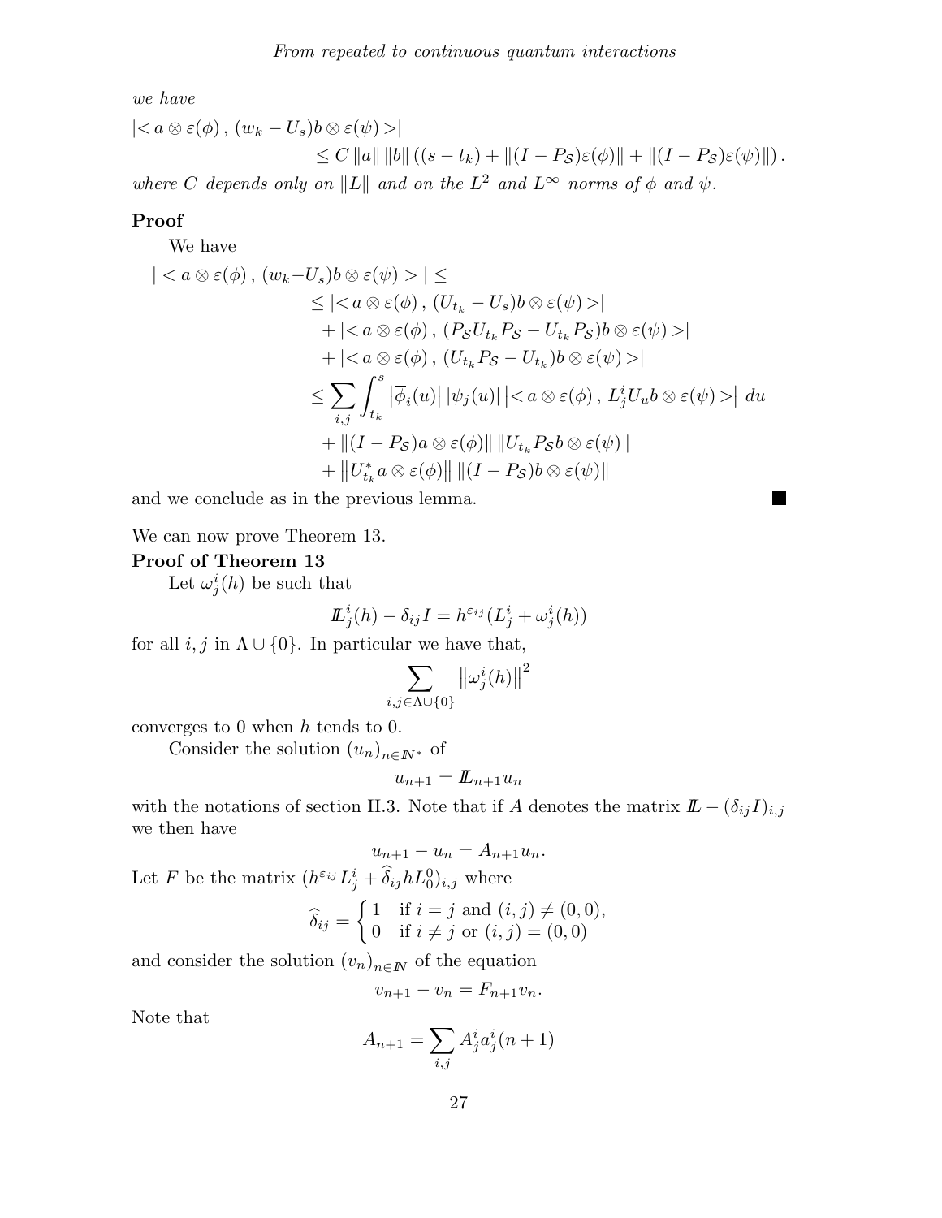*we have*

$$
\begin{aligned}
&|< a\otimes\varepsilon(\phi)\,,\,(w_k-U_s)b\otimes\varepsilon(\psi)>|\\
&\qquad\qquad\leq C\,\|a\|\,\|b\|\,\big((s-t_k)+\|(I-P_{\mathcal S})\varepsilon(\phi)\|+\|(I-P_{\mathcal S})\varepsilon(\psi)\|\big)\,.
\end{aligned}
$$

*where $C$ depends only on $\|L\|$ and on the $L^2$ and $L^\infty$ norms of $\phi$ and $\psi$.*

**Proof**

We have

$$
\begin{aligned}
|< a\otimes\varepsilon(\phi)\,,\,(w_k-U_s)b\otimes\varepsilon(\psi)>| &\leq\\
&\leq |< a\otimes\varepsilon(\phi)\,,\,(U_{t_k}-U_s)b\otimes\varepsilon(\psi)>|\\
&\quad+|< a\otimes\varepsilon(\phi)\,,\,(P_{\mathcal S}U_{t_k}P_{\mathcal S}-U_{t_k}P_{\mathcal S})b\otimes\varepsilon(\psi)>|\\
&\quad+|< a\otimes\varepsilon(\phi)\,,\,(U_{t_k}P_{\mathcal S}-U_{t_k})b\otimes\varepsilon(\psi)>|\\
&\leq \sum_{i,j}\int_{t_k}^{s}\left|\overline{\phi}_i(u)\right|\left|\psi_j(u)\right|\left|< a\otimes\varepsilon(\phi)\,,\,L^i_jU_ub\otimes\varepsilon(\psi)>\right|\,du\\
&\quad+\|(I-P_{\mathcal S})a\otimes\varepsilon(\phi)\|\,\|U_{t_k}P_{\mathcal S}b\otimes\varepsilon(\psi)\|\\
&\quad+\left\|U_{t_k}^*a\otimes\varepsilon(\phi)\right\|\,\|(I-P_{\mathcal S})b\otimes\varepsilon(\psi)\|
\end{aligned}
$$

and we conclude as in the previous lemma. ■

We can now prove Theorem 13.

**Proof of Theorem 13**

Let $\omega^i_j(h)$ be such that

$$\mathbb{L}^i_j(h)-\delta_{ij}I=h^{\varepsilon_{ij}}(L^i_j+\omega^i_j(h))$$

for all $i,j$ in $\Lambda\cup\{0\}$. In particular we have that,

$$\sum_{i,j\in\Lambda\cup\{0\}}\left\|\omega^i_j(h)\right\|^2$$

converges to 0 when $h$ tends to 0.

Consider the solution $(u_n)_{n\in\mathbb{N}^*}$ of

$$u_{n+1}=\mathbb{L}_{n+1}u_n$$

with the notations of section II.3. Note that if $A$ denotes the matrix $\mathbb{L}-(\delta_{ij}I)_{i,j}$ we then have

$$u_{n+1}-u_n=A_{n+1}u_n.$$

Let $F$ be the matrix $(h^{\varepsilon_{ij}}L^i_j+\widehat{\delta}_{ij}hL^0_0)_{i,j}$ where

$$\widehat{\delta}_{ij}=\begin{cases}1 & \text{if } i=j \text{ and } (i,j)\neq(0,0),\\ 0 & \text{if } i\neq j \text{ or } (i,j)=(0,0)\end{cases}$$

and consider the solution $(v_n)_{n\in\mathbb{N}}$ of the equation

$$v_{n+1}-v_n=F_{n+1}v_n.$$

Note that

$$A_{n+1}=\sum_{i,j}A^i_ja^i_j(n+1)$$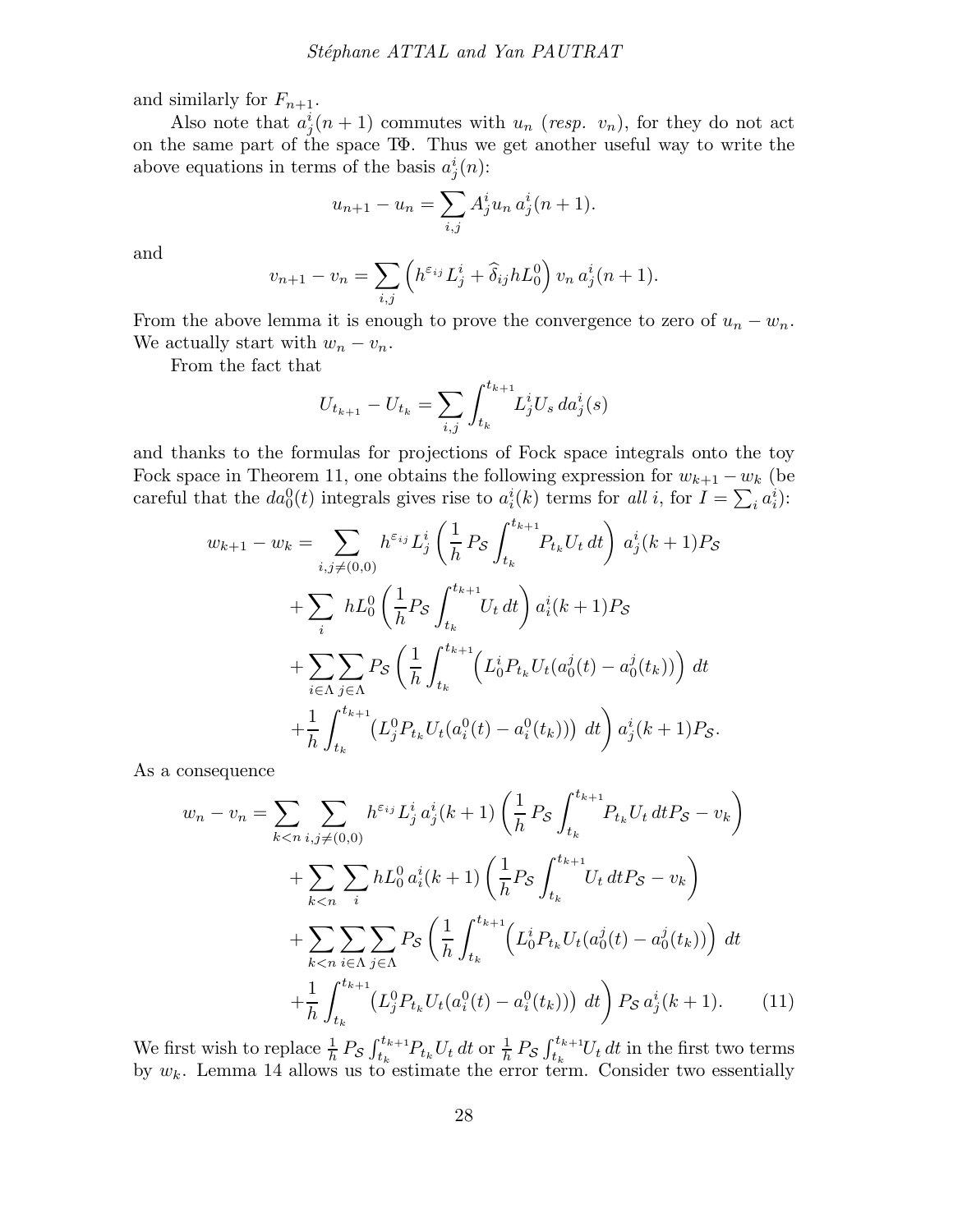and similarly for $F_{n+1}$.

Also note that $a^i_j(n+1)$ commutes with $u_n$ (*resp.* $v_n$), for they do not act on the same part of the space $T\Phi$. Thus we get another useful way to write the above equations in terms of the basis $a^i_j(n)$:

$$u_{n+1} - u_n = \sum_{i,j} A^i_j u_n \, a^i_j(n+1).$$

and

$$v_{n+1} - v_n = \sum_{i,j} \left( h^{\varepsilon_{ij}} L^i_j + \widehat{\delta}_{ij} h L^0_0 \right) v_n \, a^i_j(n+1).$$

From the above lemma it is enough to prove the convergence to zero of $u_n - w_n$. We actually start with $w_n - v_n$.

From the fact that

$$U_{t_{k+1}} - U_{t_k} = \sum_{i,j} \int_{t_k}^{t_{k+1}} L^i_j U_s \, da^i_j(s)$$

and thanks to the formulas for projections of Fock space integrals onto the toy Fock space in Theorem 11, one obtains the following expression for $w_{k+1} - w_k$ (be careful that the $da^0_0(t)$ integrals gives rise to $a^i_i(k)$ terms for *all* $i$, for $I = \sum_i a^i_i$):

$$\begin{aligned}
w_{k+1} - w_k = & \sum_{i,j \neq (0,0)} h^{\varepsilon_{ij}} L^i_j \left( \frac{1}{h} \, P_{\mathcal{S}} \int_{t_k}^{t_{k+1}} P_{t_k} U_t \, dt \right) a^i_j(k+1) P_{\mathcal{S}} \\
& + \sum_i \; h L^0_0 \left( \frac{1}{h} P_{\mathcal{S}} \int_{t_k}^{t_{k+1}} U_t \, dt \right) a^i_i(k+1) P_{\mathcal{S}} \\
& + \sum_{i \in \Lambda} \sum_{j \in \Lambda} P_{\mathcal{S}} \left( \frac{1}{h} \int_{t_k}^{t_{k+1}} \Big( L^i_0 P_{t_k} U_t (a^j_0(t) - a^j_0(t_k)) \Big) \, dt \right. \\
& \left. + \frac{1}{h} \int_{t_k}^{t_{k+1}} \big( L^0_j P_{t_k} U_t (a^0_i(t) - a^0_i(t_k)) \big) \, dt \right) a^i_j(k+1) P_{\mathcal{S}}.
\end{aligned}$$

As a consequence

$$\begin{aligned}
w_n - v_n = & \sum_{k<n} \sum_{i,j \neq (0,0)} h^{\varepsilon_{ij}} L^i_j \, a^i_j(k+1) \left( \frac{1}{h} \, P_{\mathcal{S}} \int_{t_k}^{t_{k+1}} P_{t_k} U_t \, dt P_{\mathcal{S}} - v_k \right) \\
& + \sum_{k<n} \sum_i h L^0_0 \, a^i_i(k+1) \left( \frac{1}{h} P_{\mathcal{S}} \int_{t_k}^{t_{k+1}} U_t \, dt P_{\mathcal{S}} - v_k \right) \\
& + \sum_{k<n} \sum_{i \in \Lambda} \sum_{j \in \Lambda} P_{\mathcal{S}} \left( \frac{1}{h} \int_{t_k}^{t_{k+1}} \Big( L^i_0 P_{t_k} U_t (a^j_0(t) - a^j_0(t_k)) \Big) \, dt \right. \\
& \left. + \frac{1}{h} \int_{t_k}^{t_{k+1}} \big( L^0_j P_{t_k} U_t (a^0_i(t) - a^0_i(t_k)) \big) \, dt \right) P_{\mathcal{S}} \, a^i_j(k+1). \qquad (11)
\end{aligned}$$

We first wish to replace $\frac{1}{h} \, P_{\mathcal{S}} \int_{t_k}^{t_{k+1}} P_{t_k} U_t \, dt$ or $\frac{1}{h} \, P_{\mathcal{S}} \int_{t_k}^{t_{k+1}} U_t \, dt$ in the first two terms by $w_k$. Lemma 14 allows us to estimate the error term. Consider two essentially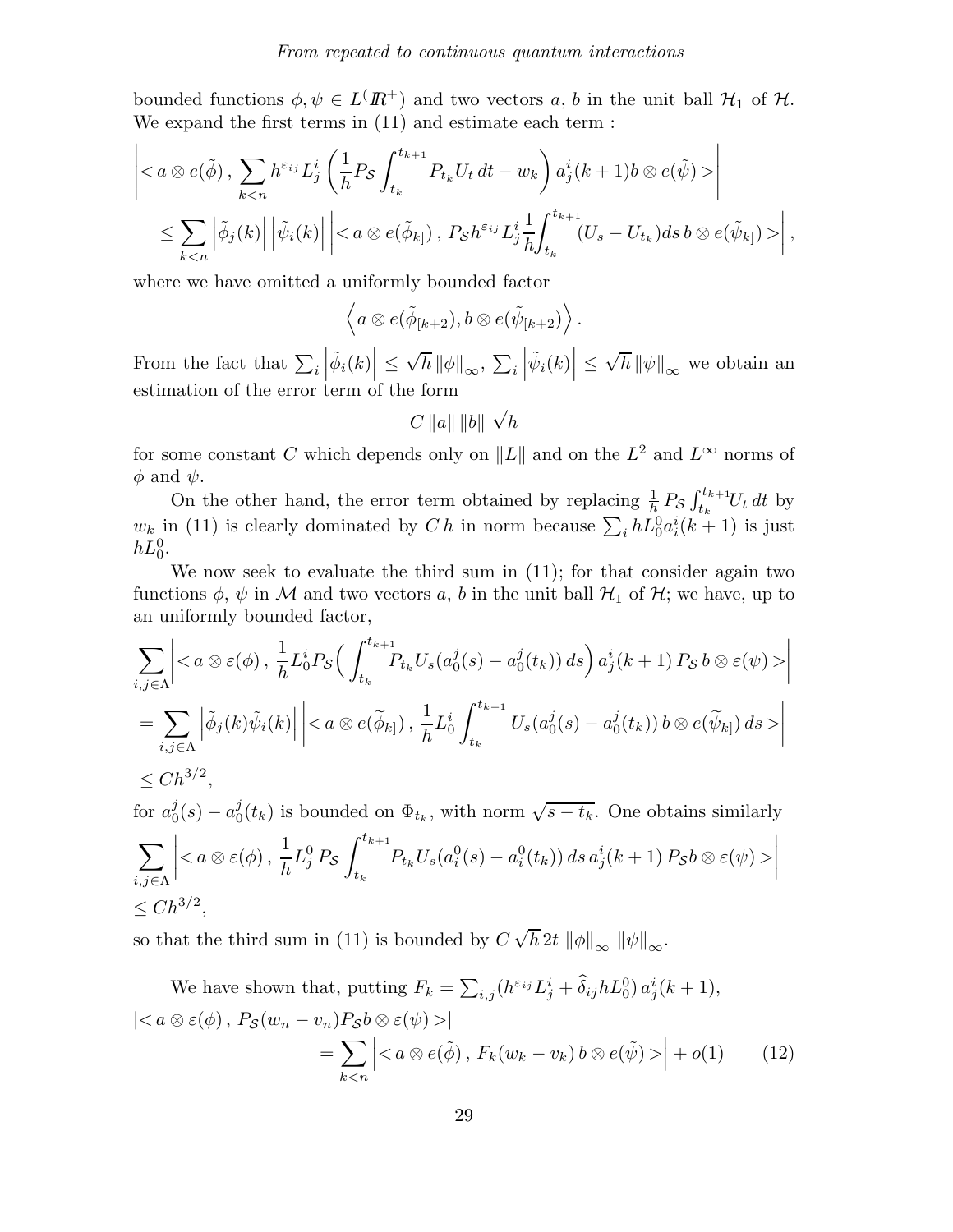bounded functions $\phi, \psi \in L^(I\!\!R^+)$ and two vectors $a$, $b$ in the unit ball $\mathcal{H}_1$ of $\mathcal{H}$. We expand the first terms in (11) and estimate each term :

$$\left| < a \otimes e(\tilde{\phi}) \,,\, \sum_{k<n} h^{\varepsilon_{ij}} L^i_j \left( \frac{1}{h} P_{\mathcal{S}} \int_{t_k}^{t_{k+1}} P_{t_k} U_t \, dt - w_k \right) a^i_j(k+1) b \otimes e(\tilde{\psi}) > \right|$$

$$\leq \sum_{k<n} \left|\tilde{\phi}_j(k)\right| \left|\tilde{\psi}_i(k)\right| \left| < a \otimes e(\tilde{\phi}_{k]}) \,,\, P_{\mathcal{S}} h^{\varepsilon_{ij}} L^i_j \frac{1}{h} \int_{t_k}^{t_{k+1}} (U_s - U_{t_k}) ds \, b \otimes e(\tilde{\psi}_{k]}) > \right|,$$

where we have omitted a uniformly bounded factor

$$\left\langle a \otimes e(\tilde{\phi}_{[k+2}), b \otimes e(\tilde{\psi}_{[k+2}) \right\rangle.$$

From the fact that $\sum_i \left|\tilde{\phi}_i(k)\right| \leq \sqrt{h} \left\|\phi\right\|_\infty$, $\sum_i \left|\tilde{\psi}_i(k)\right| \leq \sqrt{h} \left\|\psi\right\|_\infty$ we obtain an estimation of the error term of the form

$$C \left\|a\right\| \left\|b\right\| \sqrt{h}$$

for some constant $C$ which depends only on $\|L\|$ and on the $L^2$ and $L^\infty$ norms of $\phi$ and $\psi$.

On the other hand, the error term obtained by replacing $\frac{1}{h} P_{\mathcal{S}} \int_{t_k}^{t_{k+1}} U_t \, dt$ by $w_k$ in (11) is clearly dominated by $C\,h$ in norm because $\sum_i h L^0_0 a^i_i(k+1)$ is just $hL^0_0$.

We now seek to evaluate the third sum in (11); for that consider again two functions $\phi$, $\psi$ in $\mathcal{M}$ and two vectors $a$, $b$ in the unit ball $\mathcal{H}_1$ of $\mathcal{H}$; we have, up to an uniformly bounded factor,

$$\sum_{i,j\in\Lambda} \left| < a \otimes \varepsilon(\phi) \,,\, \frac{1}{h} L^i_0 P_{\mathcal{S}} \Big( \int_{t_k}^{t_{k+1}} P_{t_k} U_s (a^j_0(s) - a^j_0(t_k)) \, ds \Big) \, a^i_j(k+1) \, P_{\mathcal{S}} \, b \otimes \varepsilon(\psi) > \right|$$

$$= \sum_{i,j\in\Lambda} \left|\tilde{\phi}_j(k)\tilde{\psi}_i(k)\right| \left| < a \otimes e(\widetilde{\phi}_{k]}) \,,\, \frac{1}{h} L^i_0 \int_{t_k}^{t_{k+1}} U_s (a^j_0(s) - a^j_0(t_k)) \, b \otimes e(\widetilde{\psi}_{k]}) \, ds > \right|$$

$$\leq C h^{3/2},$$

for $a^j_0(s) - a^j_0(t_k)$ is bounded on $\Phi_{t_k}$, with norm $\sqrt{s - t_k}$. One obtains similarly

$$\sum_{i,j\in\Lambda} \left| < a \otimes \varepsilon(\phi) \,,\, \frac{1}{h} L^0_j \, P_{\mathcal{S}} \int_{t_k}^{t_{k+1}} P_{t_k} U_s (a^0_i(s) - a^0_i(t_k)) \, ds \, a^i_j(k+1) \, P_{\mathcal{S}} b \otimes \varepsilon(\psi) > \right|$$

$$\leq C h^{3/2},$$

so that the third sum in (11) is bounded by $C\sqrt{h}\, 2t \, \left\|\phi\right\|_\infty \, \left\|\psi\right\|_\infty$.

We have shown that, putting $F_k = \sum_{i,j} (h^{\varepsilon_{ij}} L^i_j + \widehat{\delta}_{ij} h L^0_0) \, a^i_j(k+1)$,

$$|< a \otimes \varepsilon(\phi) \,,\, P_{\mathcal{S}} (w_n - v_n) P_{\mathcal{S}} b \otimes \varepsilon(\psi) >|$$
$$= \sum_{k<n} \left| < a \otimes e(\tilde{\phi}) \,,\, F_k (w_k - v_k) \, b \otimes e(\tilde{\psi}) > \right| + o(1) \qquad (12)$$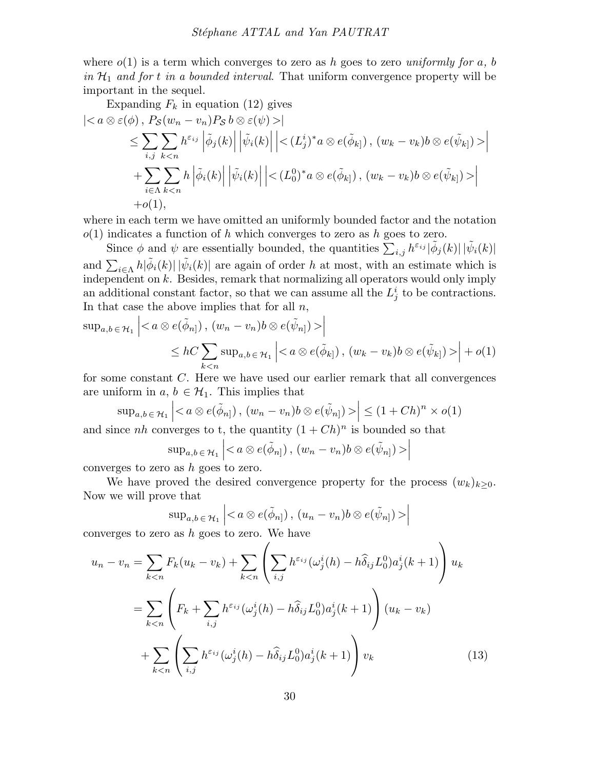where $o(1)$ is a term which converges to zero as $h$ goes to zero *uniformly for $a$, $b$ in $\mathcal{H}_1$ and for $t$ in a bounded interval*. That uniform convergence property will be important in the sequel.

Expanding $F_k$ in equation (12) gives

$$
\begin{aligned}
|< a\otimes\varepsilon(\phi)\,,\, P_{\mathcal{S}}(w_n - v_n)P_{\mathcal{S}}\, b\otimes\varepsilon(\psi)>| \\
\leq \sum_{i,j}\sum_{k<n} h^{\varepsilon_{ij}}\left|\tilde{\phi}_j(k)\right|\left|\tilde{\psi}_i(k)\right|\left|< (L^i_j)^* a\otimes e(\tilde{\phi}_{k]})\,,\,(w_k - v_k)b\otimes e(\tilde{\psi}_{k]})>\right| \\
+\sum_{i\in\Lambda}\sum_{k<n} h\left|\tilde{\phi}_i(k)\right|\left|\tilde{\psi}_i(k)\right|\left|< (L^0_0)^* a\otimes e(\tilde{\phi}_{k]})\,,\,(w_k - v_k)b\otimes e(\tilde{\psi}_{k]})>\right| \\
+o(1),
\end{aligned}
$$

where in each term we have omitted an uniformly bounded factor and the notation $o(1)$ indicates a function of $h$ which converges to zero as $h$ goes to zero.

Since $\phi$ and $\psi$ are essentially bounded, the quantities $\sum_{i,j} h^{\varepsilon_{ij}}|\tilde{\phi}_j(k)|\,|\tilde{\psi}_i(k)|$ and $\sum_{i\in\Lambda} h|\tilde{\phi}_i(k)|\,|\tilde{\psi}_i(k)|$ are again of order $h$ at most, with an estimate which is independent on $k$. Besides, remark that normalizing all operators would only imply an additional constant factor, so that we can assume all the $L^i_j$ to be contractions. In that case the above implies that for all $n$,

$$
\begin{aligned}
\sup_{a,b\,\in\,\mathcal{H}_1}\left|< a\otimes e(\tilde{\phi}_{n]})\,,\,(w_n - v_n)b\otimes e(\tilde{\psi}_{n]})>\right| \\
\leq hC\sum_{k<n}\sup_{a,b\,\in\,\mathcal{H}_1}\left|< a\otimes e(\tilde{\phi}_{k]})\,,\,(w_k - v_k)b\otimes e(\tilde{\psi}_{k]})>\right| + o(1)
\end{aligned}
$$

for some constant $C$. Here we have used our earlier remark that all convergences are uniform in $a$, $b\in\mathcal{H}_1$. This implies that

$$
\sup_{a,b\,\in\,\mathcal{H}_1}\left|< a\otimes e(\tilde{\phi}_{n]})\,,\,(w_n - v_n)b\otimes e(\tilde{\psi}_{n]})>\right| \leq (1+Ch)^n\times o(1)
$$

and since $nh$ converges to t, the quantity $(1+Ch)^n$ is bounded so that

$$
\sup_{a,b\,\in\,\mathcal{H}_1}\left|< a\otimes e(\tilde{\phi}_{n]})\,,\,(w_n - v_n)b\otimes e(\tilde{\psi}_{n]})>\right|
$$

converges to zero as $h$ goes to zero.

We have proved the desired convergence property for the process $(w_k)_{k\geq 0}$. Now we will prove that

$$
\sup_{a,b\,\in\,\mathcal{H}_1}\left|< a\otimes e(\tilde{\phi}_{n]})\,,\,(u_n - v_n)b\otimes e(\tilde{\psi}_{n]})>\right|
$$

converges to zero as $h$ goes to zero. We have

$$
\begin{aligned}
u_n - v_n &= \sum_{k<n} F_k(u_k - v_k) + \sum_{k<n}\left(\sum_{i,j} h^{\varepsilon_{ij}}(\omega^i_j(h) - h\widehat{\delta}_{ij}L^0_0)a^i_j(k+1)\right)u_k \\
&= \sum_{k<n}\left(F_k + \sum_{i,j} h^{\varepsilon_{ij}}(\omega^i_j(h) - h\widehat{\delta}_{ij}L^0_0)a^i_j(k+1)\right)(u_k - v_k) \\
&\quad + \sum_{k<n}\left(\sum_{i,j} h^{\varepsilon_{ij}}(\omega^i_j(h) - h\widehat{\delta}_{ij}L^0_0)a^i_j(k+1)\right)v_k \qquad (13)
\end{aligned}
$$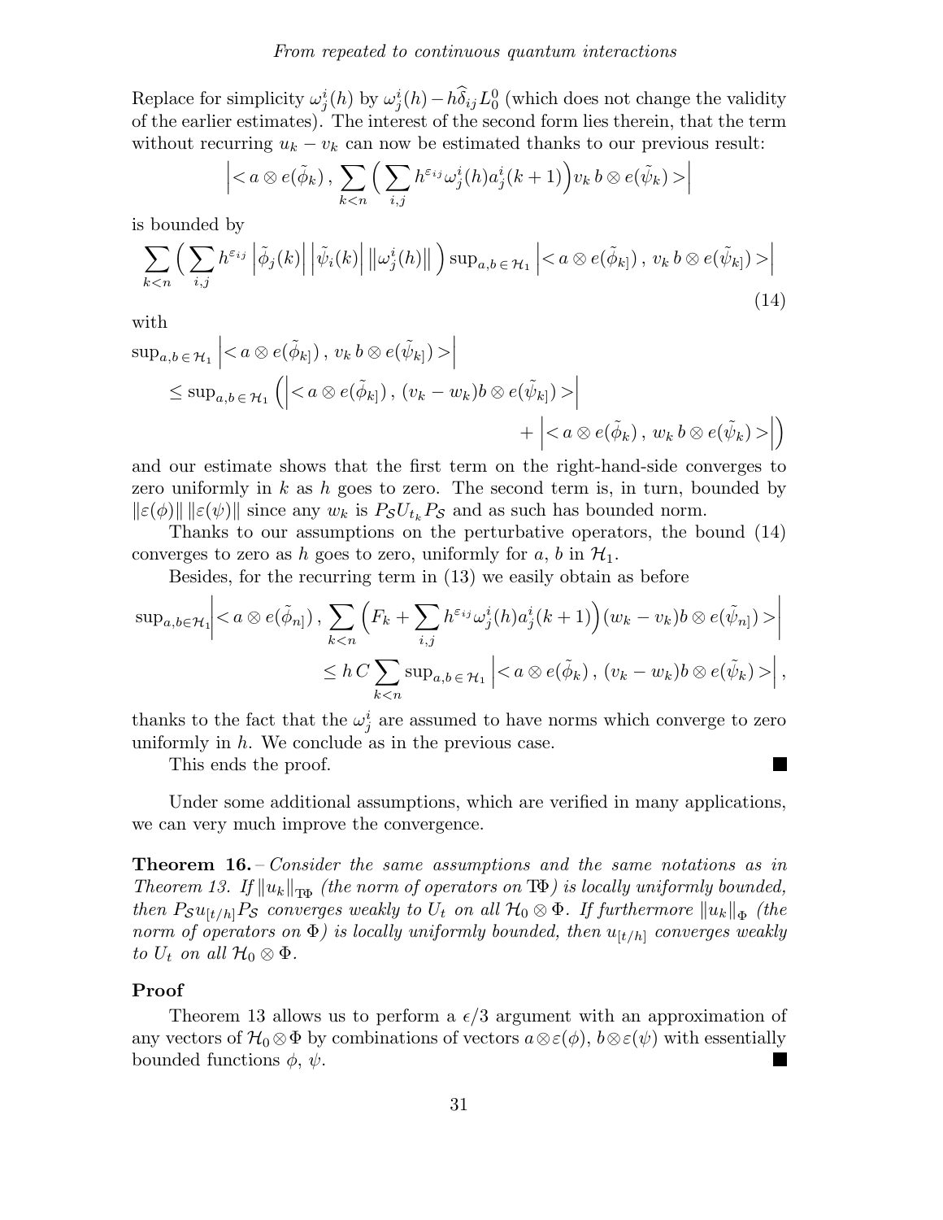Replace for simplicity $\omega^i_j(h)$ by $\omega^i_j(h) - h\widehat{\delta}_{ij} L^0_0$ (which does not change the validity of the earlier estimates). The interest of the second form lies therein, that the term without recurring $u_k - v_k$ can now be estimated thanks to our previous result:

$$\Big| < a \otimes e(\tilde{\phi}_k) \,,\, \sum_{k<n} \Big( \sum_{i,j} h^{\varepsilon_{ij}} \omega^i_j(h) a^i_j(k+1) \Big) v_k \, b \otimes e(\tilde{\psi}_k) > \Big|$$

is bounded by

$$\sum_{k<n} \Big( \sum_{i,j} h^{\varepsilon_{ij}} \left| \tilde{\phi}_j(k) \right| \left| \tilde{\psi}_i(k) \right| \left\| \omega^i_j(h) \right\| \Big) \sup_{a,b \,\in\, \mathcal{H}_1} \left| < a \otimes e(\tilde{\phi}_{k]}) \,,\, v_k \, b \otimes e(\tilde{\psi}_{k]}) > \right| \tag{14}$$

with

$$\begin{aligned}
\sup_{a,b \,\in\, \mathcal{H}_1} & \left| < a \otimes e(\tilde{\phi}_{k]}) \,,\, v_k \, b \otimes e(\tilde{\psi}_{k]}) > \right| \\
&\leq \sup_{a,b \,\in\, \mathcal{H}_1} \Big( \left| < a \otimes e(\tilde{\phi}_{k]}) \,,\, (v_k - w_k) b \otimes e(\tilde{\psi}_{k]}) > \right| \\
&\qquad\qquad + \left| < a \otimes e(\tilde{\phi}_k) \,,\, w_k \, b \otimes e(\tilde{\psi}_k) > \right| \Big)
\end{aligned}$$

and our estimate shows that the first term on the right-hand-side converges to zero uniformly in $k$ as $h$ goes to zero. The second term is, in turn, bounded by $\|\varepsilon(\phi)\| \, \|\varepsilon(\psi)\|$ since any $w_k$ is $P_{\mathcal{S}} U_{t_k} P_{\mathcal{S}}$ and as such has bounded norm.

Thanks to our assumptions on the perturbative operators, the bound (14) converges to zero as $h$ goes to zero, uniformly for $a$, $b$ in $\mathcal{H}_1$.

Besides, for the recurring term in (13) we easily obtain as before

$$\begin{aligned}
\sup_{a,b \in \mathcal{H}_1} & \Big| < a \otimes e(\tilde{\phi}_{n]}) \,,\, \sum_{k<n} \Big( F_k + \sum_{i,j} h^{\varepsilon_{ij}} \omega^i_j(h) a^i_j(k+1) \Big) (w_k - v_k) b \otimes e(\tilde{\psi}_{n]}) > \Big| \\
&\leq h \, C \sum_{k<n} \sup_{a,b \,\in\, \mathcal{H}_1} \left| < a \otimes e(\tilde{\phi}_k) \,,\, (v_k - w_k) b \otimes e(\tilde{\psi}_k) > \right| ,
\end{aligned}$$

thanks to the fact that the $\omega^i_j$ are assumed to have norms which converge to zero uniformly in $h$. We conclude as in the previous case.

This ends the proof. ∎

Under some additional assumptions, which are verified in many applications, we can very much improve the convergence.

**Theorem 16.** – *Consider the same assumptions and the same notations as in Theorem 13. If $\|u_k\|_{\mathrm{T}\Phi}$ (the norm of operators on $\mathrm{T}\Phi$) is locally uniformly bounded, then $P_{\mathcal{S}} u_{[t/h]} P_{\mathcal{S}}$ converges weakly to $U_t$ on all $\mathcal{H}_0 \otimes \Phi$. If furthermore $\|u_k\|_{\Phi}$ (the norm of operators on $\Phi$) is locally uniformly bounded, then $u_{[t/h]}$ converges weakly to $U_t$ on all $\mathcal{H}_0 \otimes \Phi$.*

**Proof**

Theorem 13 allows us to perform a $\epsilon/3$ argument with an approximation of any vectors of $\mathcal{H}_0 \otimes \Phi$ by combinations of vectors $a \otimes \varepsilon(\phi)$, $b \otimes \varepsilon(\psi)$ with essentially bounded functions $\phi$, $\psi$. ∎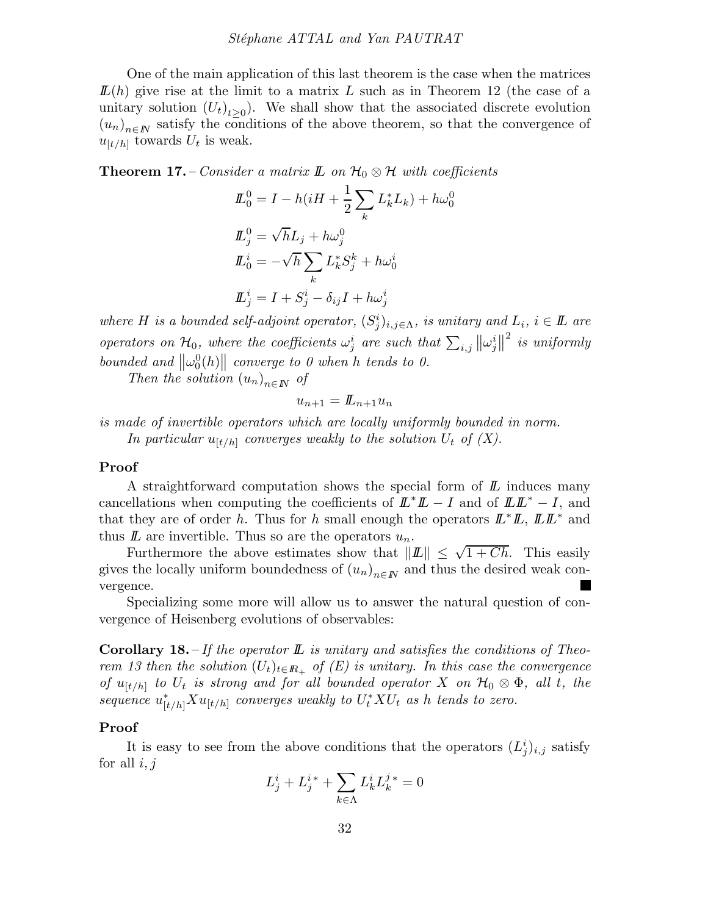One of the main application of this last theorem is the case when the matrices $\mathbb{L}(h)$ give rise at the limit to a matrix $L$ such as in Theorem 12 (the case of a unitary solution $(U_t)_{t\geq 0}$). We shall show that the associated discrete evolution $(u_n)_{n\in\mathbb{N}}$ satisfy the conditions of the above theorem, so that the convergence of $u_{[t/h]}$ towards $U_t$ is weak.

**Theorem 17.** – *Consider a matrix $\mathbb{L}$ on $\mathcal{H}_0 \otimes \mathcal{H}$ with coefficients*

$$
\begin{aligned}
\mathbb{L}_0^0 &= I - h(iH + \frac{1}{2}\sum_k L_k^* L_k) + h\omega_0^0 \\
\mathbb{L}_j^0 &= \sqrt{h} L_j + h\omega_j^0 \\
\mathbb{L}_0^i &= -\sqrt{h}\sum_k L_k^* S_j^k + h\omega_0^i \\
\mathbb{L}_j^i &= I + S_j^i - \delta_{ij} I + h\omega_j^i
\end{aligned}
$$

*where $H$ is a bounded self-adjoint operator, $(S_j^i)_{i,j\in\Lambda}$, is unitary and $L_i$, $i \in \mathbb{L}$ are operators on $\mathcal{H}_0$, where the coefficients $\omega_j^i$ are such that $\sum_{i,j}\left\|\omega_j^i\right\|^2$ is uniformly bounded and $\left\|\omega_0^0(h)\right\|$ converge to 0 when $h$ tends to 0.*

*Then the solution $(u_n)_{n\in\mathbb{N}}$ of*

$$
u_{n+1} = \mathbb{L}_{n+1} u_n
$$

*is made of invertible operators which are locally uniformly bounded in norm.*

*In particular $u_{[t/h]}$ converges weakly to the solution $U_t$ of (X).*

**Proof**

A straightforward computation shows the special form of $\mathbb{L}$ induces many cancellations when computing the coefficients of $\mathbb{L}^*\mathbb{L} - I$ and of $\mathbb{L}\mathbb{L}^* - I$, and that they are of order $h$. Thus for $h$ small enough the operators $\mathbb{L}^*\mathbb{L}$, $\mathbb{L}\mathbb{L}^*$ and thus $\mathbb{L}$ are invertible. Thus so are the operators $u_n$.

Furthermore the above estimates show that $\|\mathbb{L}\| \leq \sqrt{1 + Ch}$. This easily gives the locally uniform boundedness of $(u_n)_{n\in\mathbb{N}}$ and thus the desired weak convergence. ∎

Specializing some more will allow us to answer the natural question of convergence of Heisenberg evolutions of observables:

**Corollary 18.** – *If the operator $\mathbb{L}$ is unitary and satisfies the conditions of Theorem 13 then the solution $(U_t)_{t\in\mathbb{R}_+}$ of (E) is unitary. In this case the convergence of $u_{[t/h]}$ to $U_t$ is strong and for all bounded operator $X$ on $\mathcal{H}_0 \otimes \Phi$, all $t$, the sequence $u_{[t/h]}^* X u_{[t/h]}$ converges weakly to $U_t^* X U_t$ as $h$ tends to zero.*

**Proof**

It is easy to see from the above conditions that the operators $(L_j^i)_{i,j}$ satisfy for all $i, j$

$$
L_j^i + L_j^{i\,*} + \sum_{k\in\Lambda} L_k^i L_k^{j\,*} = 0
$$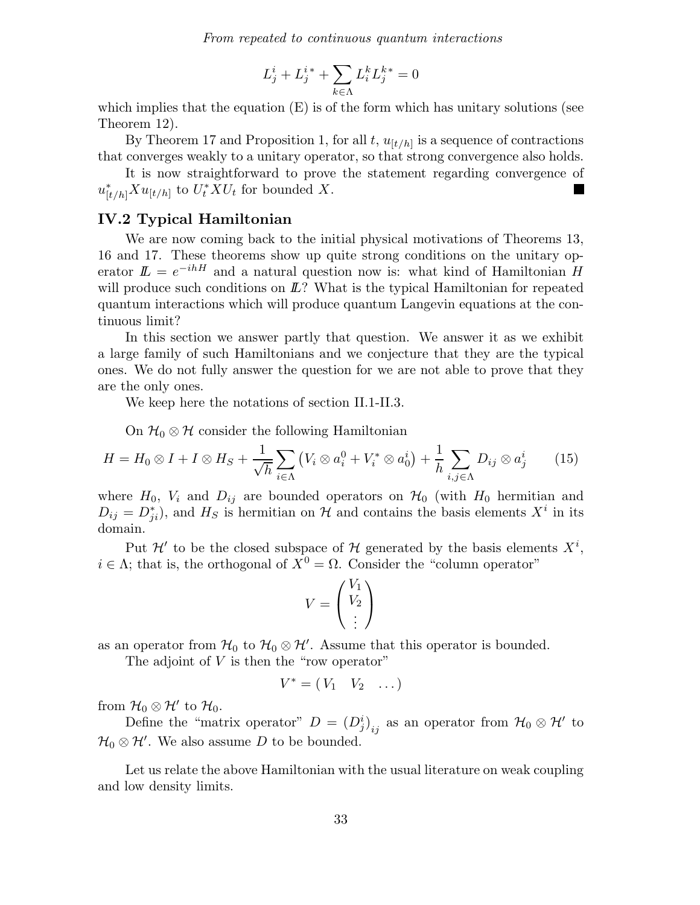$$L_j^i + L_j^{i\,*} + \sum_{k\in\Lambda} L_i^k L_j^{k\,*} = 0$$

which implies that the equation (E) is of the form which has unitary solutions (see Theorem 12).

By Theorem 17 and Proposition 1, for all $t$, $u_{[t/h]}$ is a sequence of contractions that converges weakly to a unitary operator, so that strong convergence also holds.

It is now straightforward to prove the statement regarding convergence of $u_{[t/h]}^* X u_{[t/h]}$ to $U_t^* X U_t$ for bounded $X$. ■

## IV.2 Typical Hamiltonian

We are now coming back to the initial physical motivations of Theorems 13, 16 and 17. These theorems show up quite strong conditions on the unitary operator $\mathbb{L} = e^{-ihH}$ and a natural question now is: what kind of Hamiltonian $H$ will produce such conditions on $\mathbb{L}$? What is the typical Hamiltonian for repeated quantum interactions which will produce quantum Langevin equations at the continuous limit?

In this section we answer partly that question. We answer it as we exhibit a large family of such Hamiltonians and we conjecture that they are the typical ones. We do not fully answer the question for we are not able to prove that they are the only ones.

We keep here the notations of section II.1-II.3.

On $\mathcal{H}_0 \otimes \mathcal{H}$ consider the following Hamiltonian

$$H = H_0 \otimes I + I \otimes H_S + \frac{1}{\sqrt{h}} \sum_{i\in\Lambda} \left( V_i \otimes a_i^0 + V_i^* \otimes a_0^i \right) + \frac{1}{h} \sum_{i,j\in\Lambda} D_{ij} \otimes a_j^i \qquad (15)$$

where $H_0$, $V_i$ and $D_{ij}$ are bounded operators on $\mathcal{H}_0$ (with $H_0$ hermitian and $D_{ij} = D_{ji}^*$), and $H_S$ is hermitian on $\mathcal{H}$ and contains the basis elements $X^i$ in its domain.

Put $\mathcal{H}'$ to be the closed subspace of $\mathcal{H}$ generated by the basis elements $X^i$, $i \in \Lambda$; that is, the orthogonal of $X^0 = \Omega$. Consider the "column operator"

$$V = \begin{pmatrix} V_1 \\ V_2 \\ \vdots \end{pmatrix}$$

as an operator from $\mathcal{H}_0$ to $\mathcal{H}_0 \otimes \mathcal{H}'$. Assume that this operator is bounded.

The adjoint of $V$ is then the "row operator"

$$V^* = \begin{pmatrix} V_1 & V_2 & \dots \end{pmatrix}$$

from $\mathcal{H}_0 \otimes \mathcal{H}'$ to $\mathcal{H}_0$.

Define the "matrix operator" $D = \left(D_j^i\right)_{ij}$ as an operator from $\mathcal{H}_0 \otimes \mathcal{H}'$ to $\mathcal{H}_0 \otimes \mathcal{H}'$. We also assume $D$ to be bounded.

Let us relate the above Hamiltonian with the usual literature on weak coupling and low density limits.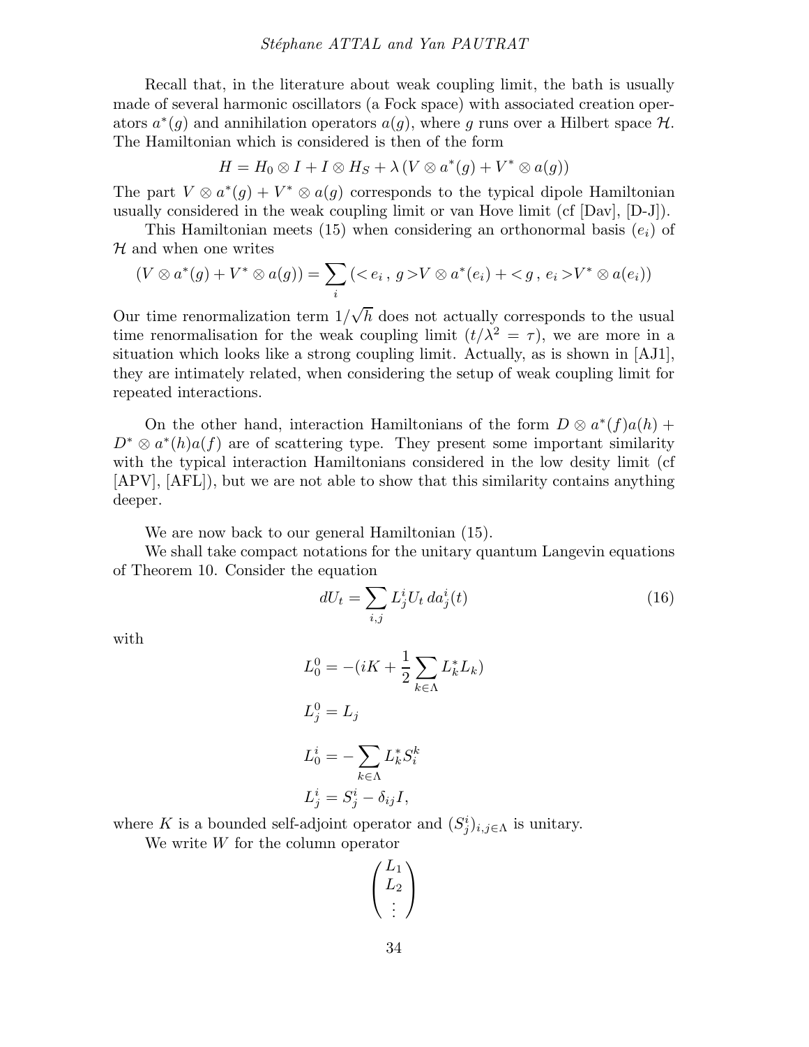Recall that, in the literature about weak coupling limit, the bath is usually made of several harmonic oscillators (a Fock space) with associated creation operators $a^*(g)$ and annihilation operators $a(g)$, where $g$ runs over a Hilbert space $\mathcal{H}$. The Hamiltonian which is considered is then of the form

$$H = H_0 \otimes I + I \otimes H_S + \lambda \left( V \otimes a^*(g) + V^* \otimes a(g) \right)$$

The part $V \otimes a^*(g) + V^* \otimes a(g)$ corresponds to the typical dipole Hamiltonian usually considered in the weak coupling limit or van Hove limit (cf [Dav], [D-J]).

This Hamiltonian meets (15) when considering an orthonormal basis $(e_i)$ of $\mathcal{H}$ and when one writes

$$(V \otimes a^*(g) + V^* \otimes a(g)) = \sum_i \left( < e_i \, , \, g > V \otimes a^*(e_i) + < g \, , \, e_i > V^* \otimes a(e_i) \right)$$

Our time renormalization term $1/\sqrt{h}$ does not actually corresponds to the usual time renormalisation for the weak coupling limit ($t/\lambda^2 = \tau$), we are more in a situation which looks like a strong coupling limit. Actually, as is shown in [AJ1], they are intimately related, when considering the setup of weak coupling limit for repeated interactions.

On the other hand, interaction Hamiltonians of the form $D \otimes a^*(f)a(h) + D^* \otimes a^*(h)a(f)$ are of scattering type. They present some important similarity with the typical interaction Hamiltonians considered in the low desity limit (cf [APV], [AFL]), but we are not able to show that this similarity contains anything deeper.

We are now back to our general Hamiltonian (15).

We shall take compact notations for the unitary quantum Langevin equations of Theorem 10. Consider the equation

$$dU_t = \sum_{i,j} L^i_j U_t \, da^i_j(t) \tag{16}$$

with

$$L^0_0 = -(iK + \frac{1}{2} \sum_{k \in \Lambda} L^*_k L_k)$$

$$L^0_j = L_j$$

$$L^i_0 = - \sum_{k \in \Lambda} L^*_k S^k_i$$

$$L^i_j = S^i_j - \delta_{ij} I,$$

where $K$ is a bounded self-adjoint operator and $(S^i_j)_{i,j \in \Lambda}$ is unitary.

We write $W$ for the column operator

$$\begin{pmatrix} L_1 \\ L_2 \\ \vdots \end{pmatrix}$$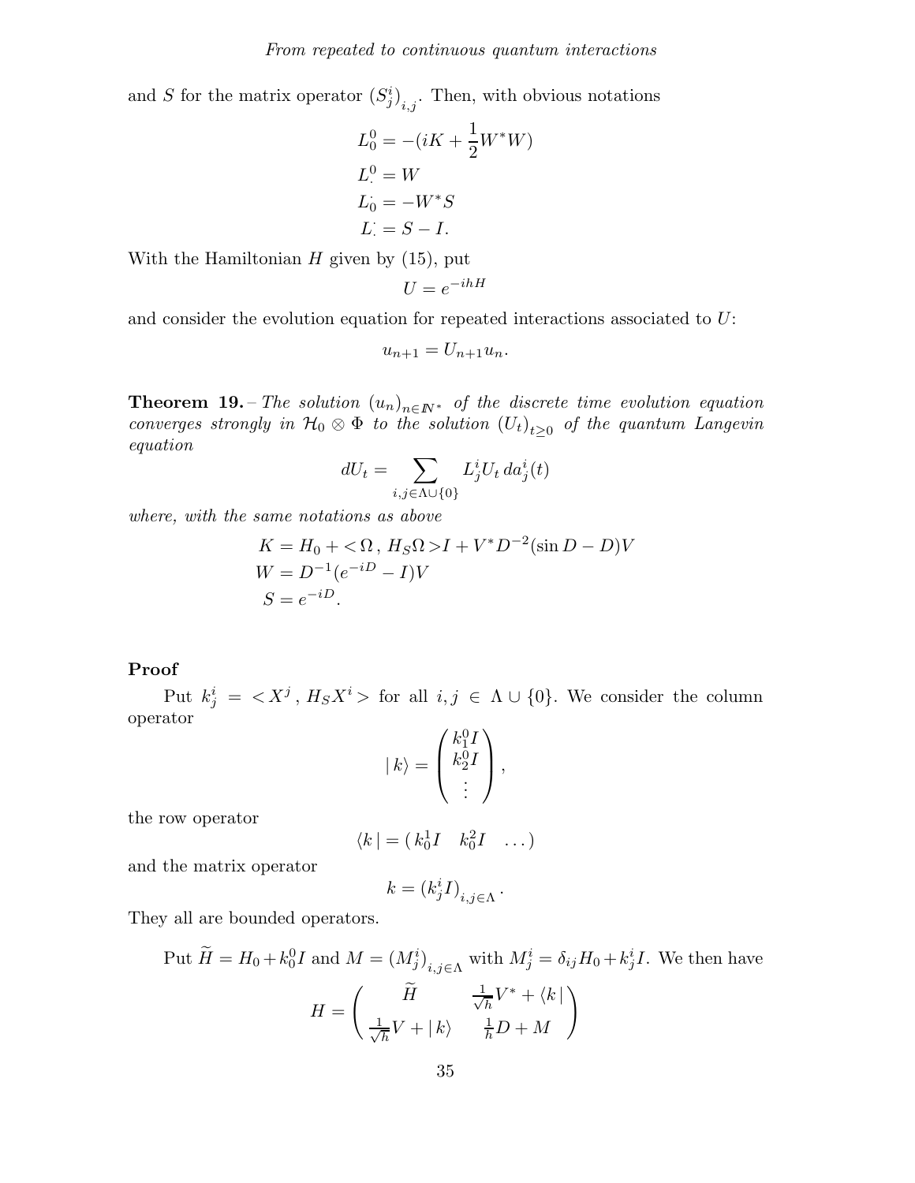and $S$ for the matrix operator $(S^i_j)_{i,j}$. Then, with obvious notations

$$
\begin{aligned}
L^0_0 &= -(iK + \frac{1}{2}W^*W) \\
L^0_\cdot &= W \\
L^\cdot_0 &= -W^*S \\
L^\cdot_\cdot &= S - I.
\end{aligned}
$$

With the Hamiltonian $H$ given by (15), put

$$U = e^{-ihH}$$

and consider the evolution equation for repeated interactions associated to $U$:

$$u_{n+1} = U_{n+1}u_n.$$

**Theorem 19.** – *The solution $(u_n)_{n\in\mathbb{N}^*}$ of the discrete time evolution equation converges strongly in $\mathcal{H}_0 \otimes \Phi$ to the solution $(U_t)_{t\geq 0}$ of the quantum Langevin equation*

$$dU_t = \sum_{i,j\in\Lambda\cup\{0\}} L^i_j U_t \, da^i_j(t)$$

*where, with the same notations as above*

$$
\begin{aligned}
K &= H_0 + <\Omega\,,\, H_S\Omega> I + V^*D^{-2}(\sin D - D)V \\
W &= D^{-1}(e^{-iD} - I)V \\
S &= e^{-iD}.
\end{aligned}
$$

**Proof**

Put $k^i_j = <X^j\,,\, H_S X^i>$ for all $i, j \in \Lambda \cup \{0\}$. We consider the column operator

$$|\,k\rangle = \begin{pmatrix} k^0_1 I \\ k^0_2 I \\ \vdots \end{pmatrix},$$

the row operator

$$\langle k\,| = (\, k^1_0 I \quad k^2_0 I \quad \dots)$$

and the matrix operator

$$k = (k^i_j I)_{i,j\in\Lambda}\,.$$

They all are bounded operators.

Put $\widetilde{H} = H_0 + k^0_0 I$ and $M = (M^i_j)_{i,j\in\Lambda}$ with $M^i_j = \delta_{ij}H_0 + k^i_j I$. We then have

$$H = \begin{pmatrix} \widetilde{H} & \frac{1}{\sqrt{h}}V^* + \langle k\,| \\ \frac{1}{\sqrt{h}}V + |\,k\rangle & \frac{1}{h}D + M \end{pmatrix}$$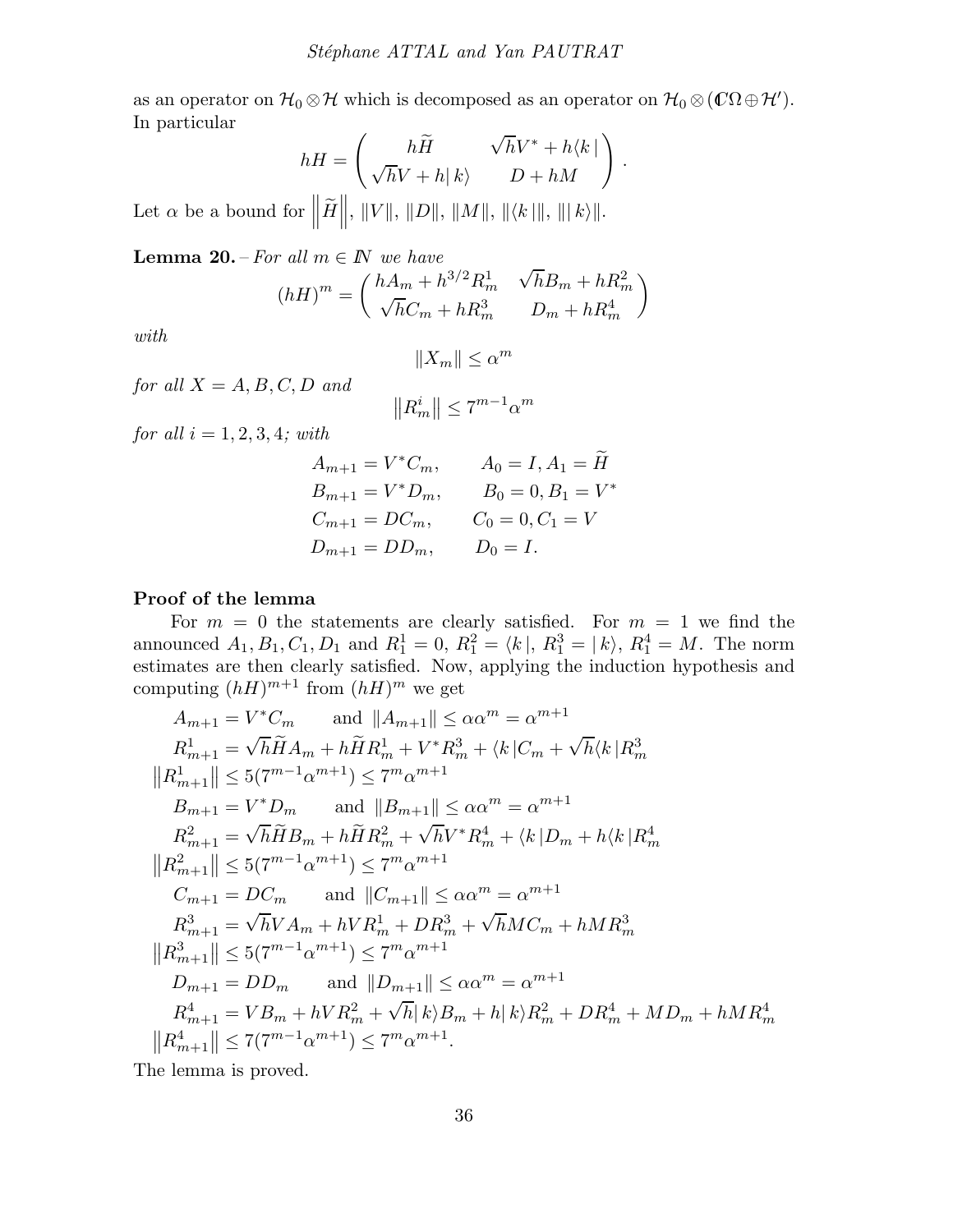as an operator on $\mathcal{H}_0 \otimes \mathcal{H}$ which is decomposed as an operator on $\mathcal{H}_0 \otimes (\mathbb{C}\Omega \oplus \mathcal{H}')$. In particular

$$
hH = \begin{pmatrix} h\widetilde{H} & \sqrt{h}V^* + h\langle k\,| \\ \sqrt{h}V + h|\,k\rangle & D + hM \end{pmatrix}.
$$

Let $\alpha$ be a bound for $\left\|\widetilde{H}\right\|$, $\|V\|$, $\|D\|$, $\|M\|$, $\|\langle k\,|\|$, $\||\,k\rangle\|$.

**Lemma 20.** – *For all $m \in \mathbb{N}$ we have*

$$
(hH)^m = \begin{pmatrix} hA_m + h^{3/2}R^1_m & \sqrt{h}B_m + hR^2_m \\ \sqrt{h}C_m + hR^3_m & D_m + hR^4_m \end{pmatrix}
$$

*with*

$$
\|X_m\| \leq \alpha^m
$$

*for all $X = A, B, C, D$ and*

$$
\left\|R^i_m\right\| \leq 7^{m-1}\alpha^m
$$

*for all $i = 1, 2, 3, 4$; with*

$$
\begin{aligned}
A_{m+1} &= V^*C_m, \qquad A_0 = I, A_1 = \widetilde{H} \\
B_{m+1} &= V^*D_m, \qquad B_0 = 0, B_1 = V^* \\
C_{m+1} &= DC_m, \qquad C_0 = 0, C_1 = V \\
D_{m+1} &= DD_m, \qquad D_0 = I.
\end{aligned}
$$

### Proof of the lemma

For $m = 0$ the statements are clearly satisfied. For $m = 1$ we find the announced $A_1, B_1, C_1, D_1$ and $R^1_1 = 0$, $R^2_1 = \langle k\,|$, $R^3_1 = |\,k\rangle$, $R^4_1 = M$. The norm estimates are then clearly satisfied. Now, applying the induction hypothesis and computing $(hH)^{m+1}$ from $(hH)^m$ we get

$$
\begin{aligned}
&A_{m+1} = V^*C_m \qquad \text{and } \|A_{m+1}\| \leq \alpha\alpha^m = \alpha^{m+1} \\
&R^1_{m+1} = \sqrt{h}\widetilde{H}A_m + h\widetilde{H}R^1_m + V^*R^3_m + \langle k\,|C_m + \sqrt{h}\langle k\,|R^3_m \\
&\left\|R^1_{m+1}\right\| \leq 5(7^{m-1}\alpha^{m+1}) \leq 7^m\alpha^{m+1} \\
&B_{m+1} = V^*D_m \qquad \text{and } \|B_{m+1}\| \leq \alpha\alpha^m = \alpha^{m+1} \\
&R^2_{m+1} = \sqrt{h}\widetilde{H}B_m + h\widetilde{H}R^2_m + \sqrt{h}V^*R^4_m + \langle k\,|D_m + h\langle k\,|R^4_m \\
&\left\|R^2_{m+1}\right\| \leq 5(7^{m-1}\alpha^{m+1}) \leq 7^m\alpha^{m+1} \\
&C_{m+1} = DC_m \qquad \text{and } \|C_{m+1}\| \leq \alpha\alpha^m = \alpha^{m+1} \\
&R^3_{m+1} = \sqrt{h}VA_m + hVR^1_m + DR^3_m + \sqrt{h}MC_m + hMR^3_m \\
&\left\|R^3_{m+1}\right\| \leq 5(7^{m-1}\alpha^{m+1}) \leq 7^m\alpha^{m+1} \\
&D_{m+1} = DD_m \qquad \text{and } \|D_{m+1}\| \leq \alpha\alpha^m = \alpha^{m+1} \\
&R^4_{m+1} = VB_m + hVR^2_m + \sqrt{h}|\,k\rangle B_m + h|\,k\rangle R^2_m + DR^4_m + MD_m + hMR^4_m \\
&\left\|R^4_{m+1}\right\| \leq 7(7^{m-1}\alpha^{m+1}) \leq 7^m\alpha^{m+1}.
\end{aligned}
$$

The lemma is proved.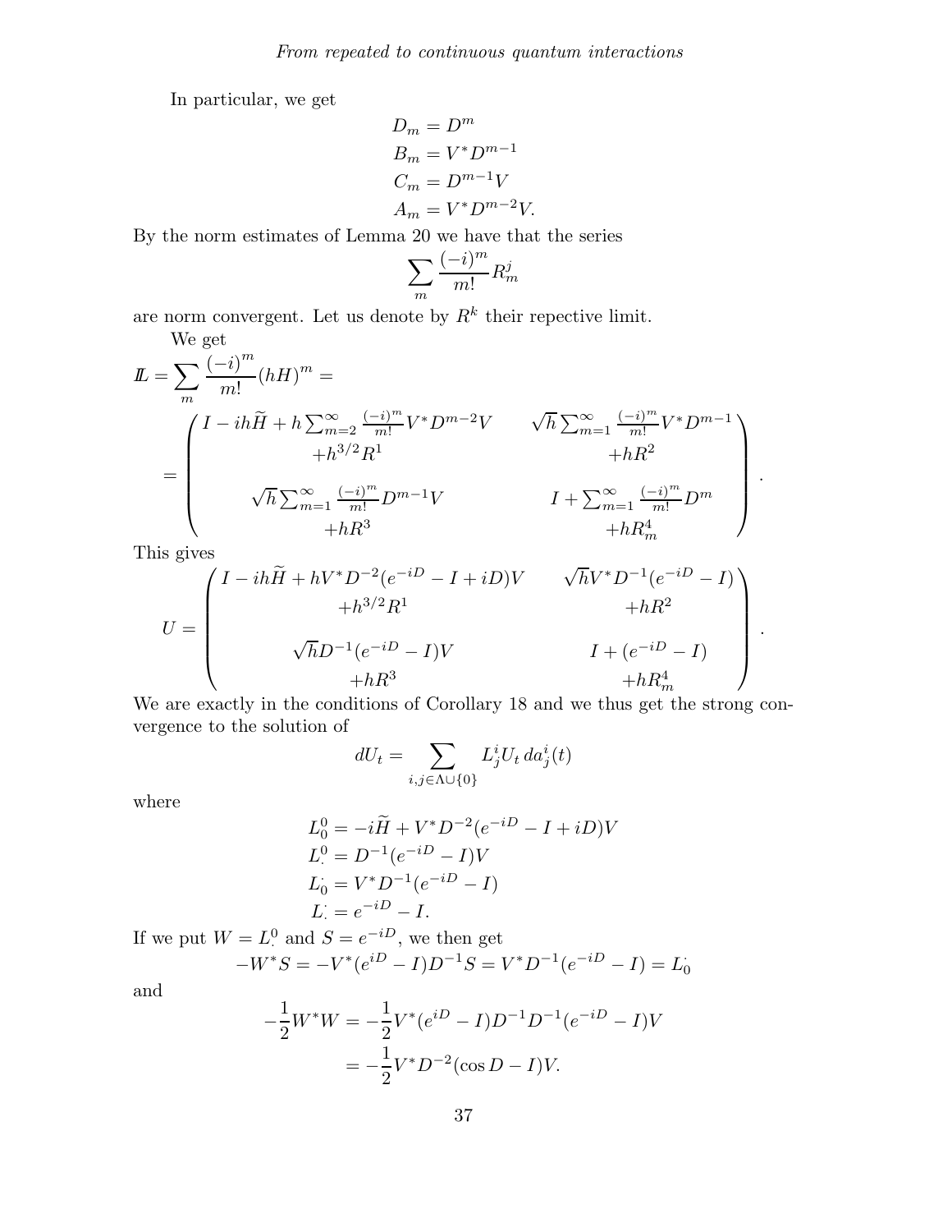In particular, we get

$$
\begin{aligned}
D_m &= D^m \\
B_m &= V^* D^{m-1} \\
C_m &= D^{m-1} V \\
A_m &= V^* D^{m-2} V.
\end{aligned}
$$

By the norm estimates of Lemma 20 we have that the series

$$
\sum_m \frac{(-i)^m}{m!} R_m^j
$$

are norm convergent. Let us denote by $R^k$ their repective limit.

We get

$$
\mathbb{L} = \sum_m \frac{(-i)^m}{m!} (hH)^m =
$$

$$
= \begin{pmatrix}
I - ih\widetilde{H} + h\sum_{m=2}^{\infty} \frac{(-i)^m}{m!} V^* D^{m-2} V & \sqrt{h}\sum_{m=1}^{\infty} \frac{(-i)^m}{m!} V^* D^{m-1} \\
+h^{3/2} R^1 & +hR^2 \\
\sqrt{h}\sum_{m=1}^{\infty} \frac{(-i)^m}{m!} D^{m-1} V & I + \sum_{m=1}^{\infty} \frac{(-i)^m}{m!} D^m \\
+hR^3 & +hR_m^4
\end{pmatrix}.
$$

This gives

$$
U = \begin{pmatrix}
I - ih\widetilde{H} + hV^* D^{-2}(e^{-iD} - I + iD)V & \sqrt{h} V^* D^{-1}(e^{-iD} - I) \\
+h^{3/2} R^1 & +hR^2 \\
\sqrt{h} D^{-1}(e^{-iD} - I) V & I + (e^{-iD} - I) \\
+hR^3 & +hR_m^4
\end{pmatrix}.
$$

We are exactly in the conditions of Corollary 18 and we thus get the strong convergence to the solution of

$$
dU_t = \sum_{i,j \in \Lambda \cup \{0\}} L_j^i U_t \, da_j^i(t)
$$

where

$$
\begin{aligned}
L_0^0 &= -i\widetilde{H} + V^* D^{-2}(e^{-iD} - I + iD)V \\
L_\cdot^0 &= D^{-1}(e^{-iD} - I)V \\
L_0^\cdot &= V^* D^{-1}(e^{-iD} - I) \\
L_\cdot^\cdot &= e^{-iD} - I.
\end{aligned}
$$

If we put $W = L_\cdot^0$ and $S = e^{-iD}$, we then get

$$
-W^* S = -V^*(e^{iD} - I) D^{-1} S = V^* D^{-1}(e^{-iD} - I) = L_0^\cdot
$$

and

$$
\begin{aligned}
-\frac{1}{2} W^* W &= -\frac{1}{2} V^* (e^{iD} - I) D^{-1} D^{-1} (e^{-iD} - I) V \\
&= -\frac{1}{2} V^* D^{-2} (\cos D - I) V.
\end{aligned}
$$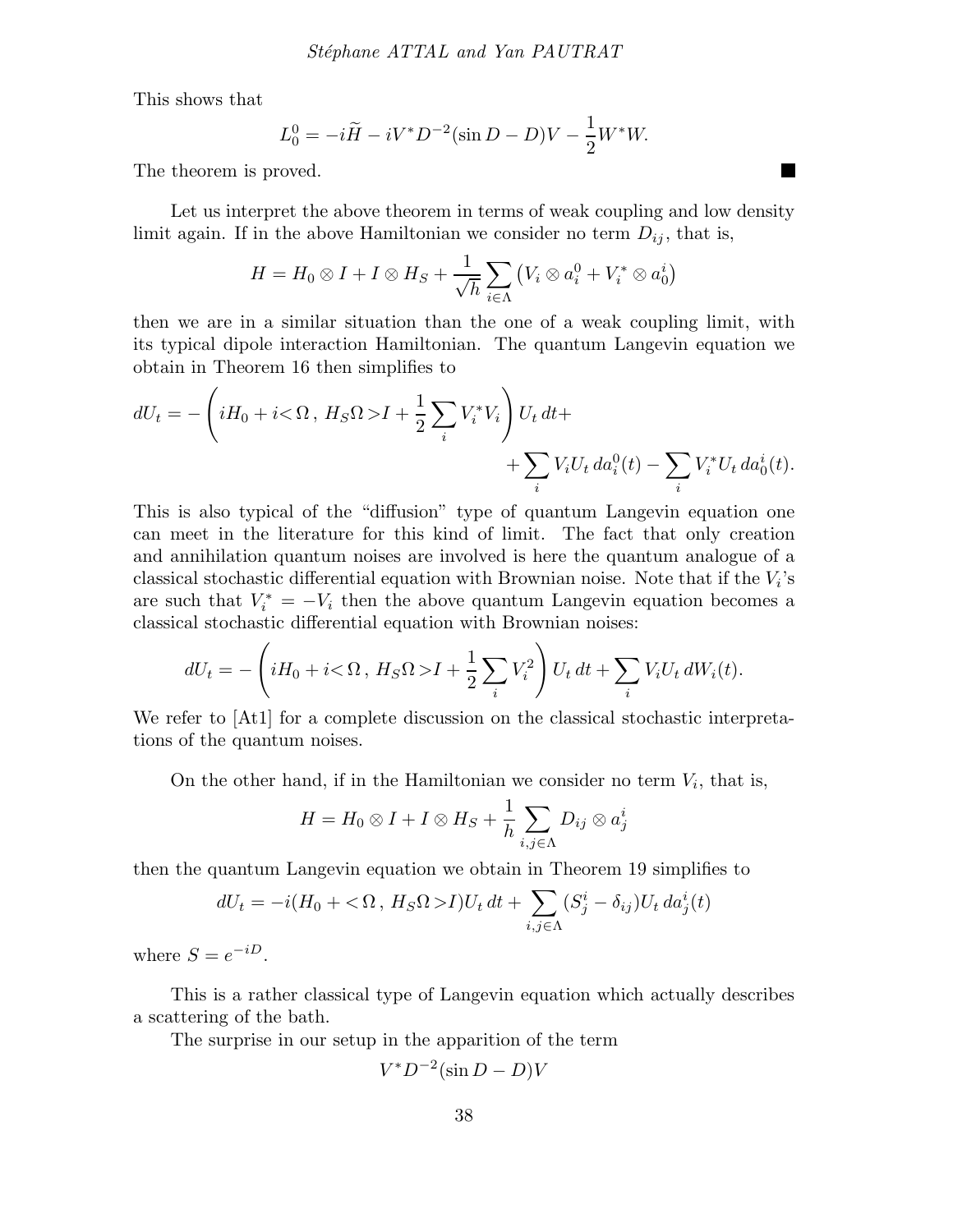This shows that

$$L_0^0 = -i\widetilde{H} - iV^* D^{-2}(\sin D - D)V - \frac{1}{2}W^*W.$$

The theorem is proved. ■

Let us interpret the above theorem in terms of weak coupling and low density limit again. If in the above Hamiltonian we consider no term $D_{ij}$, that is,

$$H = H_0 \otimes I + I \otimes H_S + \frac{1}{\sqrt{h}} \sum_{i \in \Lambda} \left( V_i \otimes a_i^0 + V_i^* \otimes a_0^i \right)$$

then we are in a similar situation than the one of a weak coupling limit, with its typical dipole interaction Hamiltonian. The quantum Langevin equation we obtain in Theorem 16 then simplifies to

$$dU_t = -\left( iH_0 + i\!<\Omega\,,\, H_S\Omega\!>\!I + \frac{1}{2}\sum_i V_i^* V_i \right) U_t\, dt + \\ + \sum_i V_i U_t\, da_i^0(t) - \sum_i V_i^* U_t\, da_0^i(t).$$

This is also typical of the "diffusion" type of quantum Langevin equation one can meet in the literature for this kind of limit. The fact that only creation and annihilation quantum noises are involved is here the quantum analogue of a classical stochastic differential equation with Brownian noise. Note that if the $V_i$'s are such that $V_i^* = -V_i$ then the above quantum Langevin equation becomes a classical stochastic differential equation with Brownian noises:

$$dU_t = -\left( iH_0 + i\!<\Omega\,,\, H_S\Omega\!>\!I + \frac{1}{2}\sum_i V_i^2 \right) U_t\, dt + \sum_i V_i U_t\, dW_i(t).$$

We refer to [At1] for a complete discussion on the classical stochastic interpretations of the quantum noises.

On the other hand, if in the Hamiltonian we consider no term $V_i$, that is,

$$H = H_0 \otimes I + I \otimes H_S + \frac{1}{h} \sum_{i,j \in \Lambda} D_{ij} \otimes a_j^i$$

then the quantum Langevin equation we obtain in Theorem 19 simplifies to

$$dU_t = -i(H_0 + <\Omega\,,\, H_S\Omega>I)U_t\, dt + \sum_{i,j \in \Lambda} (S_j^i - \delta_{ij}) U_t\, da_j^i(t)$$

where $S = e^{-iD}$.

This is a rather classical type of Langevin equation which actually describes a scattering of the bath.

The surprise in our setup in the apparition of the term

$$V^* D^{-2}(\sin D - D)V$$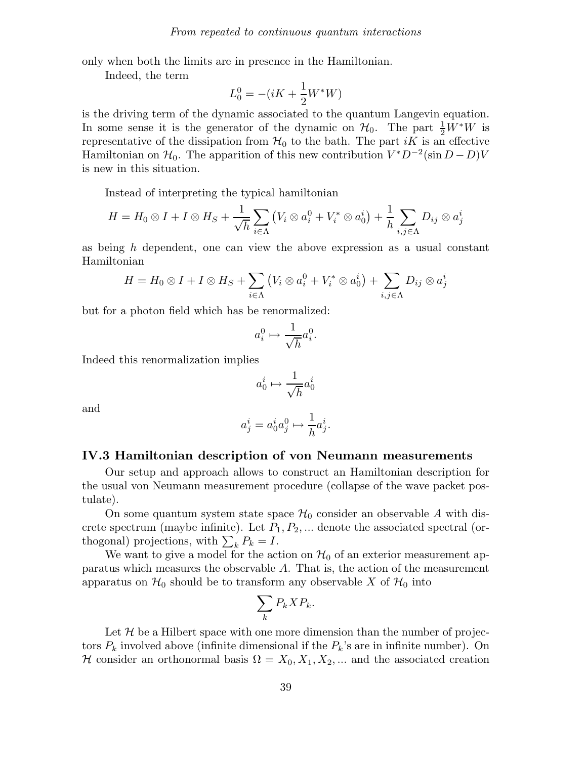only when both the limits are in presence in the Hamiltonian.

Indeed, the term

$$L_0^0 = -(iK + \frac{1}{2}W^*W)$$

is the driving term of the dynamic associated to the quantum Langevin equation. In some sense it is the generator of the dynamic on $\mathcal{H}_0$. The part $\frac{1}{2}W^*W$ is representative of the dissipation from $\mathcal{H}_0$ to the bath. The part $iK$ is an effective Hamiltonian on $\mathcal{H}_0$. The apparition of this new contribution $V^*D^{-2}(\sin D - D)V$ is new in this situation.

Instead of interpreting the typical hamiltonian

$$H = H_0 \otimes I + I \otimes H_S + \frac{1}{\sqrt{h}} \sum_{i \in \Lambda} \left( V_i \otimes a_i^0 + V_i^* \otimes a_0^i \right) + \frac{1}{h} \sum_{i,j \in \Lambda} D_{ij} \otimes a_j^i$$

as being $h$ dependent, one can view the above expression as a usual constant Hamiltonian

$$H = H_0 \otimes I + I \otimes H_S + \sum_{i \in \Lambda} \left( V_i \otimes a_i^0 + V_i^* \otimes a_0^i \right) + \sum_{i,j \in \Lambda} D_{ij} \otimes a_j^i$$

but for a photon field which has be renormalized:

$$a_i^0 \mapsto \frac{1}{\sqrt{h}} a_i^0.$$

Indeed this renormalization implies

$$a_0^i \mapsto \frac{1}{\sqrt{h}} a_0^i$$

and

$$a_j^i = a_0^i a_j^0 \mapsto \frac{1}{h} a_j^i.$$

### IV.3 Hamiltonian description of von Neumann measurements

Our setup and approach allows to construct an Hamiltonian description for the usual von Neumann measurement procedure (collapse of the wave packet postulate).

On some quantum system state space $\mathcal{H}_0$ consider an observable $A$ with discrete spectrum (maybe infinite). Let $P_1, P_2, \ldots$ denote the associated spectral (orthogonal) projections, with $\sum_k P_k = I$.

We want to give a model for the action on $\mathcal{H}_0$ of an exterior measurement apparatus which measures the observable $A$. That is, the action of the measurement apparatus on $\mathcal{H}_0$ should be to transform any observable $X$ of $\mathcal{H}_0$ into

$$\sum_k P_k X P_k.$$

Let $\mathcal{H}$ be a Hilbert space with one more dimension than the number of projectors $P_k$ involved above (infinite dimensional if the $P_k$'s are in infinite number). On $\mathcal{H}$ consider an orthonormal basis $\Omega = X_0, X_1, X_2, \ldots$ and the associated creation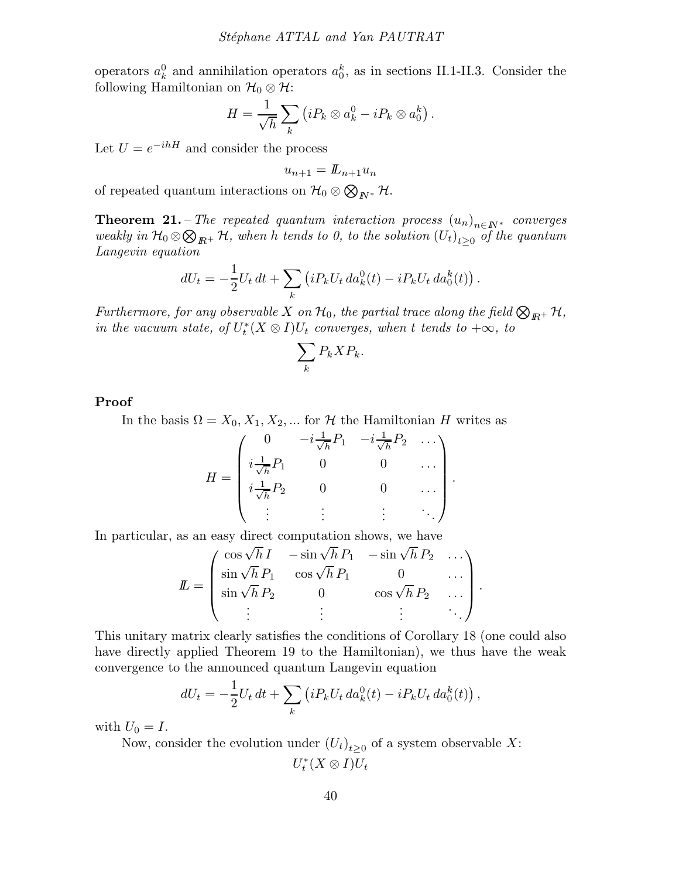operators $a_k^0$ and annihilation operators $a_0^k$, as in sections II.1-II.3. Consider the following Hamiltonian on $\mathcal{H}_0 \otimes \mathcal{H}$:

$$H = \frac{1}{\sqrt{h}} \sum_k \left( iP_k \otimes a_k^0 - iP_k \otimes a_0^k \right).$$

Let $U = e^{-ihH}$ and consider the process

$$u_{n+1} = \mathbb{L}_{n+1} u_n$$

of repeated quantum interactions on $\mathcal{H}_0 \otimes \bigotimes_{\mathbb{N}^*} \mathcal{H}$.

**Theorem 21.** – *The repeated quantum interaction process $(u_n)_{n \in \mathbb{N}^*}$ converges weakly in $\mathcal{H}_0 \otimes \bigotimes_{\mathbb{R}^+} \mathcal{H}$, when $h$ tends to 0, to the solution $(U_t)_{t \geq 0}$ of the quantum Langevin equation*

$$dU_t = -\frac{1}{2} U_t \, dt + \sum_k \left( iP_k U_t \, da_k^0(t) - iP_k U_t \, da_0^k(t) \right).$$

*Furthermore, for any observable $X$ on $\mathcal{H}_0$, the partial trace along the field $\bigotimes_{\mathbb{R}^+} \mathcal{H}$, in the vacuum state, of $U_t^*(X \otimes I)U_t$ converges, when $t$ tends to $+\infty$, to*

$$\sum_k P_k X P_k.$$

**Proof**

In the basis $\Omega = X_0, X_1, X_2, \ldots$ for $\mathcal{H}$ the Hamiltonian $H$ writes as

$$H = \begin{pmatrix} 0 & -i\frac{1}{\sqrt{h}}P_1 & -i\frac{1}{\sqrt{h}}P_2 & \ldots \\ i\frac{1}{\sqrt{h}}P_1 & 0 & 0 & \ldots \\ i\frac{1}{\sqrt{h}}P_2 & 0 & 0 & \ldots \\ \vdots & \vdots & \vdots & \ddots \end{pmatrix}.$$

In particular, as an easy direct computation shows, we have

$$\mathbb{L} = \begin{pmatrix} \cos\sqrt{h}\, I & -\sin\sqrt{h}\, P_1 & -\sin\sqrt{h}\, P_2 & \ldots \\ \sin\sqrt{h}\, P_1 & \cos\sqrt{h}\, P_1 & 0 & \ldots \\ \sin\sqrt{h}\, P_2 & 0 & \cos\sqrt{h}\, P_2 & \ldots \\ \vdots & \vdots & \vdots & \ddots \end{pmatrix}.$$

This unitary matrix clearly satisfies the conditions of Corollary 18 (one could also have directly applied Theorem 19 to the Hamiltonian), we thus have the weak convergence to the announced quantum Langevin equation

$$dU_t = -\frac{1}{2} U_t \, dt + \sum_k \left( iP_k U_t \, da_k^0(t) - iP_k U_t \, da_0^k(t) \right),$$

with $U_0 = I$.

Now, consider the evolution under $(U_t)_{t \geq 0}$ of a system observable $X$:

$$U_t^*(X \otimes I)U_t$$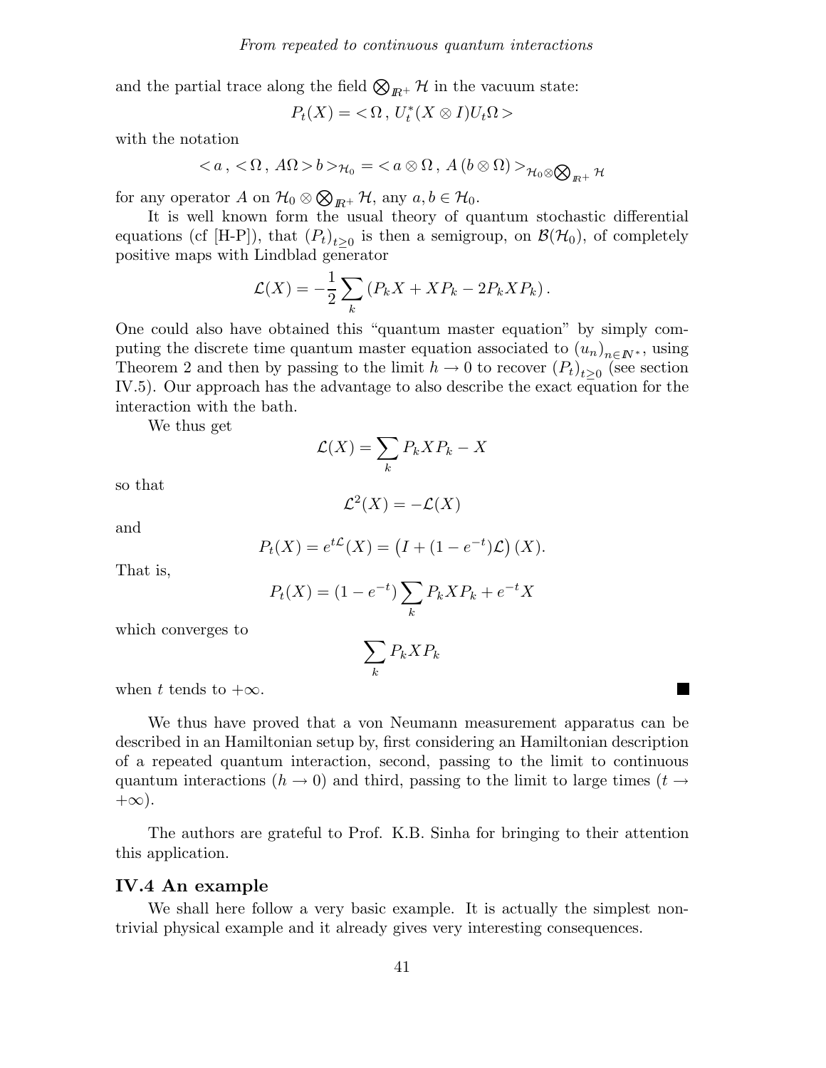and the partial trace along the field $\bigotimes_{\mathbb{R}^+} \mathcal{H}$ in the vacuum state:

$$P_t(X) = <\Omega\,,\, U_t^*(X \otimes I) U_t \Omega>$$

with the notation

$$<a\,,\,<\Omega\,,\, A\Omega> b>_{\mathcal{H}_0} = <a \otimes \Omega\,,\, A\,(b \otimes \Omega)>_{\mathcal{H}_0 \otimes \bigotimes_{\mathbb{R}^+} \mathcal{H}}$$

for any operator $A$ on $\mathcal{H}_0 \otimes \bigotimes_{\mathbb{R}^+} \mathcal{H}$, any $a, b \in \mathcal{H}_0$.

It is well known form the usual theory of quantum stochastic differential equations (cf [H-P]), that $(P_t)_{t\geq 0}$ is then a semigroup, on $\mathcal{B}(\mathcal{H}_0)$, of completely positive maps with Lindblad generator

$$\mathcal{L}(X) = -\frac{1}{2} \sum_k \left( P_k X + X P_k - 2 P_k X P_k \right).$$

One could also have obtained this "quantum master equation" by simply computing the discrete time quantum master equation associated to $(u_n)_{n \in \mathbb{N}^*}$, using Theorem 2 and then by passing to the limit $h \to 0$ to recover $(P_t)_{t\geq 0}$ (see section IV.5). Our approach has the advantage to also describe the exact equation for the interaction with the bath.

We thus get

$$\mathcal{L}(X) = \sum_k P_k X P_k - X$$

so that

$$\mathcal{L}^2(X) = -\mathcal{L}(X)$$

and

$$P_t(X) = e^{t\mathcal{L}}(X) = \left(I + (1 - e^{-t})\mathcal{L}\right)(X).$$

That is,

$$P_t(X) = (1 - e^{-t}) \sum_k P_k X P_k + e^{-t} X$$

which converges to

$$\sum_k P_k X P_k$$

when $t$ tends to $+\infty$. ■

We thus have proved that a von Neumann measurement apparatus can be described in an Hamiltonian setup by, first considering an Hamiltonian description of a repeated quantum interaction, second, passing to the limit to continuous quantum interactions ($h \to 0$) and third, passing to the limit to large times ($t \to +\infty$).

The authors are grateful to Prof. K.B. Sinha for bringing to their attention this application.

### IV.4 An example

We shall here follow a very basic example. It is actually the simplest non-trivial physical example and it already gives very interesting consequences.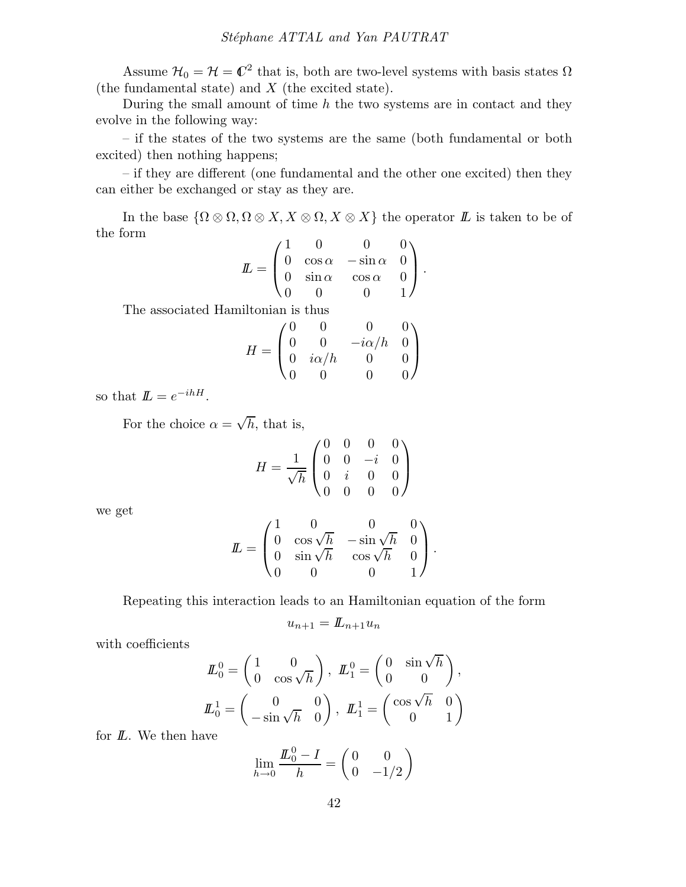Assume $\mathcal{H}_0 = \mathcal{H} = \mathbb{C}^2$ that is, both are two-level systems with basis states $\Omega$ (the fundamental state) and $X$ (the excited state).

During the small amount of time $h$ the two systems are in contact and they evolve in the following way:

– if the states of the two systems are the same (both fundamental or both excited) then nothing happens;

– if they are different (one fundamental and the other one excited) then they can either be exchanged or stay as they are.

In the base $\{\Omega \otimes \Omega, \Omega \otimes X, X \otimes \Omega, X \otimes X\}$ the operator $\mathbb{L}$ is taken to be of the form

$$\mathbb{L} = \begin{pmatrix} 1 & 0 & 0 & 0 \\ 0 & \cos\alpha & -\sin\alpha & 0 \\ 0 & \sin\alpha & \cos\alpha & 0 \\ 0 & 0 & 0 & 1 \end{pmatrix}.$$

The associated Hamiltonian is thus

$$H = \begin{pmatrix} 0 & 0 & 0 & 0 \\ 0 & 0 & -i\alpha/h & 0 \\ 0 & i\alpha/h & 0 & 0 \\ 0 & 0 & 0 & 0 \end{pmatrix}$$

so that $\mathbb{L} = e^{-ihH}$.

For the choice $\alpha = \sqrt{h}$, that is,

$$H = \frac{1}{\sqrt{h}} \begin{pmatrix} 0 & 0 & 0 & 0 \\ 0 & 0 & -i & 0 \\ 0 & i & 0 & 0 \\ 0 & 0 & 0 & 0 \end{pmatrix}$$

we get

$$\mathbb{L} = \begin{pmatrix} 1 & 0 & 0 & 0 \\ 0 & \cos\sqrt{h} & -\sin\sqrt{h} & 0 \\ 0 & \sin\sqrt{h} & \cos\sqrt{h} & 0 \\ 0 & 0 & 0 & 1 \end{pmatrix}.$$

Repeating this interaction leads to an Hamiltonian equation of the form

$$u_{n+1} = \mathbb{L}_{n+1} u_n$$

with coefficients

$$\mathbb{L}_0^0 = \begin{pmatrix} 1 & 0 \\ 0 & \cos\sqrt{h} \end{pmatrix}, \ \mathbb{L}_1^0 = \begin{pmatrix} 0 & \sin\sqrt{h} \\ 0 & 0 \end{pmatrix},$$

$$\mathbb{L}_0^1 = \begin{pmatrix} 0 & 0 \\ -\sin\sqrt{h} & 0 \end{pmatrix}, \ \mathbb{L}_1^1 = \begin{pmatrix} \cos\sqrt{h} & 0 \\ 0 & 1 \end{pmatrix}$$

for $\mathbb{L}$. We then have

$$\lim_{h\to 0} \frac{\mathbb{L}_0^0 - I}{h} = \begin{pmatrix} 0 & 0 \\ 0 & -1/2 \end{pmatrix}$$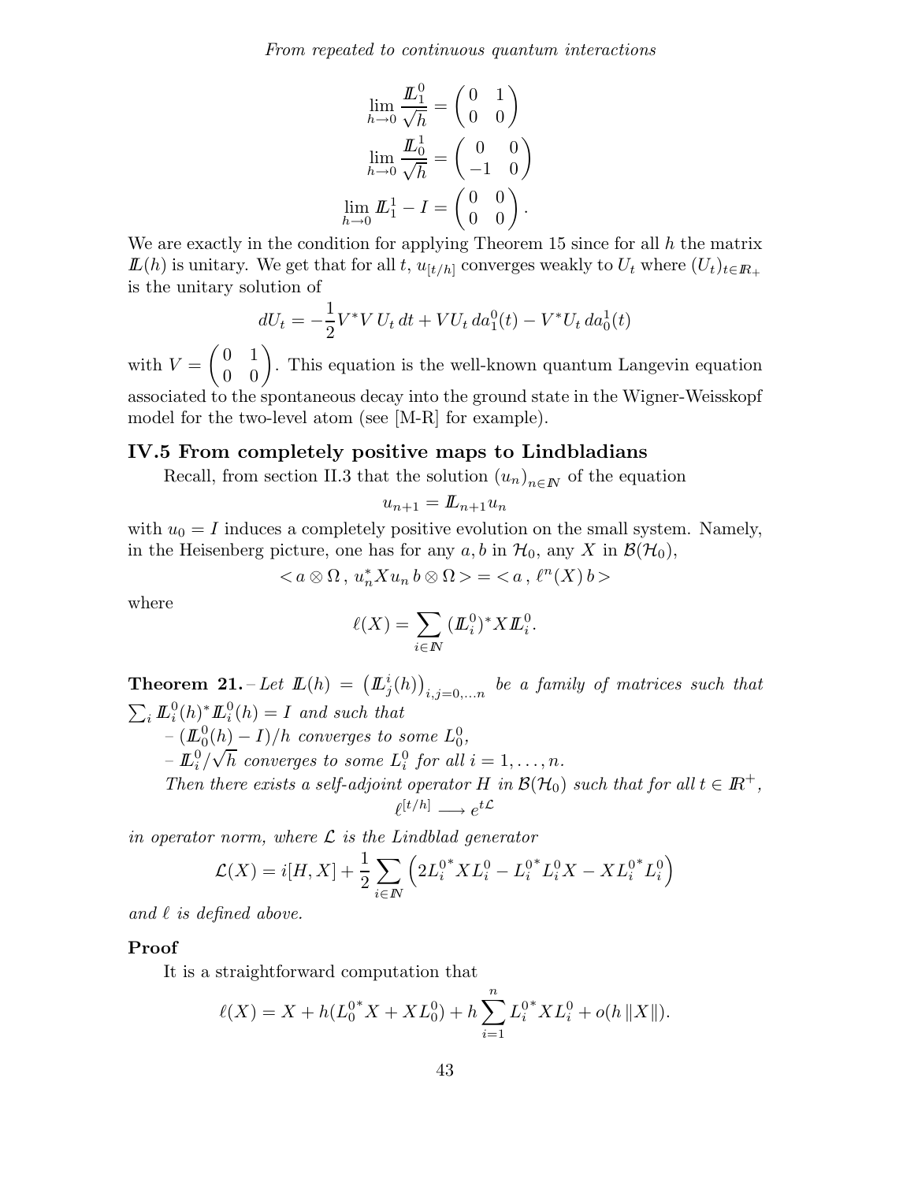$$\lim_{h\to 0} \frac{\mathbb{L}_1^0}{\sqrt{h}} = \begin{pmatrix} 0 & 1 \\ 0 & 0 \end{pmatrix}$$

$$\lim_{h\to 0} \frac{\mathbb{L}_0^1}{\sqrt{h}} = \begin{pmatrix} 0 & 0 \\ -1 & 0 \end{pmatrix}$$

$$\lim_{h\to 0} \mathbb{L}_1^1 - I = \begin{pmatrix} 0 & 0 \\ 0 & 0 \end{pmatrix}.$$

We are exactly in the condition for applying Theorem 15 since for all $h$ the matrix $\mathbb{L}(h)$ is unitary. We get that for all $t$, $u_{[t/h]}$ converges weakly to $U_t$ where $(U_t)_{t\in\mathbb{R}_+}$ is the unitary solution of

$$dU_t = -\frac{1}{2}V^*V\, U_t\, dt + VU_t\, da_1^0(t) - V^*U_t\, da_0^1(t)$$

with $V = \begin{pmatrix} 0 & 1 \\ 0 & 0 \end{pmatrix}$. This equation is the well-known quantum Langevin equation associated to the spontaneous decay into the ground state in the Wigner-Weisskopf model for the two-level atom (see [M-R] for example).

### IV.5 From completely positive maps to Lindbladians

Recall, from section II.3 that the solution $(u_n)_{n\in\mathbb{N}}$ of the equation

$$u_{n+1} = \mathbb{L}_{n+1}u_n$$

with $u_0 = I$ induces a completely positive evolution on the small system. Namely, in the Heisenberg picture, one has for any $a, b$ in $\mathcal{H}_0$, any $X$ in $\mathcal{B}(\mathcal{H}_0)$,

$$<a\otimes\Omega\,,\, u_n^* X u_n\, b\otimes\Omega> = <a\,,\, \ell^n(X)\, b>$$

where

$$\ell(X) = \sum_{i\in\mathbb{N}} (\mathbb{L}_i^0)^* X \mathbb{L}_i^0.$$

**Theorem 21.** – *Let $\mathbb{L}(h) = \left(\mathbb{L}_j^i(h)\right)_{i,j=0,\dots n}$ be a family of matrices such that $\sum_i \mathbb{L}_i^0(h)^*\mathbb{L}_i^0(h) = I$ and such that*

– *$(\mathbb{L}_0^0(h) - I)/h$ converges to some $L_0^0$,*

– *$\mathbb{L}_i^0/\sqrt{h}$ converges to some $L_i^0$ for all $i = 1,\dots,n$.*

*Then there exists a self-adjoint operator $H$ in $\mathcal{B}(\mathcal{H}_0)$ such that for all $t\in\mathbb{R}^+$,*

$$\ell^{[t/h]} \longrightarrow e^{t\mathcal{L}}$$

*in operator norm, where $\mathcal{L}$ is the Lindblad generator*

$$\mathcal{L}(X) = i[H, X] + \frac{1}{2}\sum_{i\in\mathbb{N}}\left(2{L_i^0}^* X L_i^0 - {L_i^0}^* L_i^0 X - X {L_i^0}^* L_i^0\right)$$

*and $\ell$ is defined above.*

**Proof**

It is a straightforward computation that

$$\ell(X) = X + h({L_0^0}^* X + X L_0^0) + h\sum_{i=1}^n {L_i^0}^* X L_i^0 + o(h\,\|X\|).$$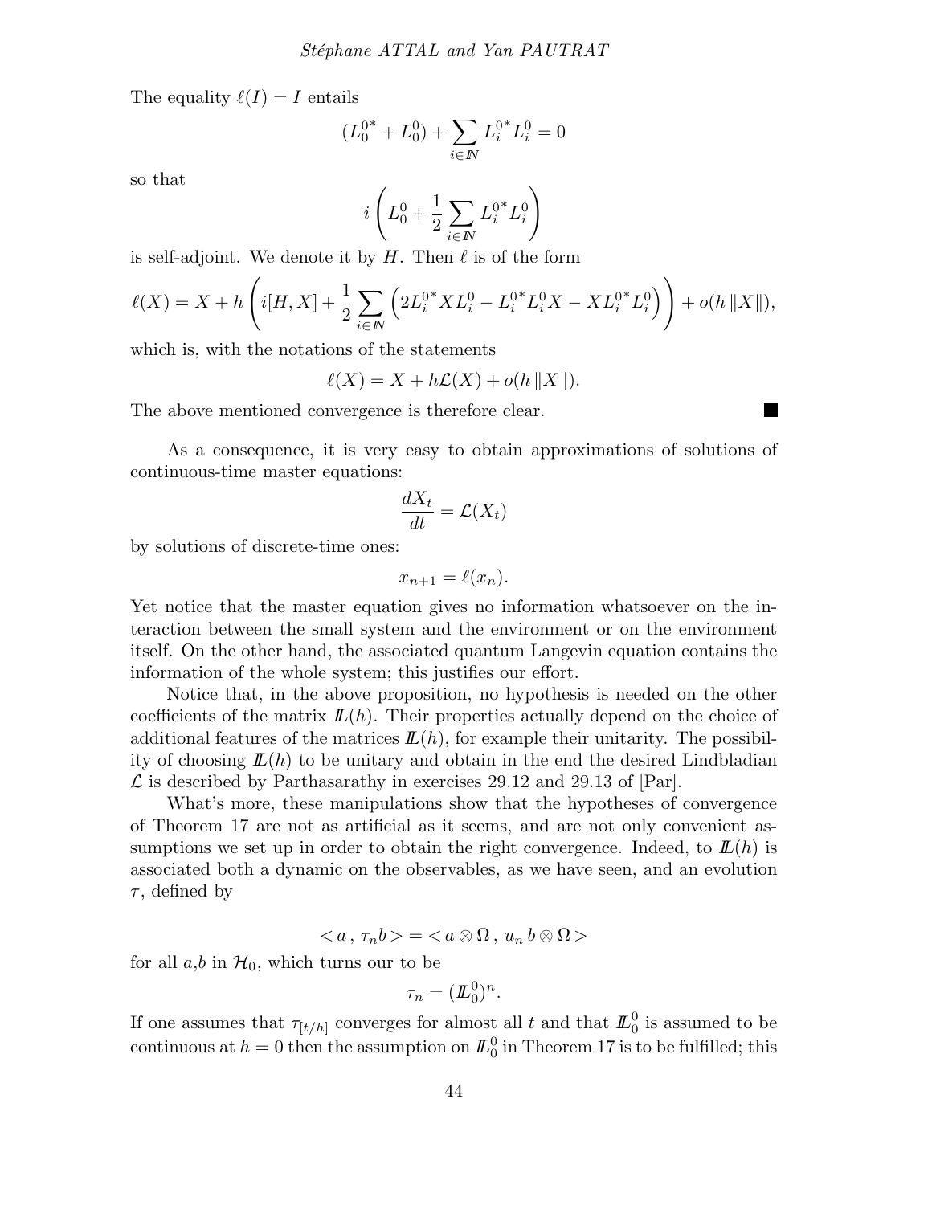The equality $\ell(I) = I$ entails

$$(L_0^{0*} + L_0^0) + \sum_{i \in \mathbb{N}} L_i^{0*} L_i^0 = 0$$

so that

$$i \left( L_0^0 + \frac{1}{2} \sum_{i \in \mathbb{N}} L_i^{0*} L_i^0 \right)$$

is self-adjoint. We denote it by $H$. Then $\ell$ is of the form

$$\ell(X) = X + h \left( i[H, X] + \frac{1}{2} \sum_{i \in \mathbb{N}} \left( 2L_i^{0*} X L_i^0 - L_i^{0*} L_i^0 X - X L_i^{0*} L_i^0 \right) \right) + o(h \, \|X\|),$$

which is, with the notations of the statements

$$\ell(X) = X + h\mathcal{L}(X) + o(h \, \|X\|).$$

The above mentioned convergence is therefore clear. ■

As a consequence, it is very easy to obtain approximations of solutions of continuous-time master equations:

$$\frac{dX_t}{dt} = \mathcal{L}(X_t)$$

by solutions of discrete-time ones:

$$x_{n+1} = \ell(x_n).$$

Yet notice that the master equation gives no information whatsoever on the interaction between the small system and the environment or on the environment itself. On the other hand, the associated quantum Langevin equation contains the information of the whole system; this justifies our effort.

Notice that, in the above proposition, no hypothesis is needed on the other coefficients of the matrix $\mathbb{L}(h)$. Their properties actually depend on the choice of additional features of the matrices $\mathbb{L}(h)$, for example their unitarity. The possibility of choosing $\mathbb{L}(h)$ to be unitary and obtain in the end the desired Lindbladian $\mathcal{L}$ is described by Parthasarathy in exercises 29.12 and 29.13 of [Par].

What's more, these manipulations show that the hypotheses of convergence of Theorem 17 are not as artificial as it seems, and are not only convenient assumptions we set up in order to obtain the right convergence. Indeed, to $\mathbb{L}(h)$ is associated both a dynamic on the observables, as we have seen, and an evolution $\tau$, defined by

$$< a \, , \, \tau_n b > = < a \otimes \Omega \, , \, u_n \, b \otimes \Omega >$$

for all $a$,$b$ in $\mathcal{H}_0$, which turns our to be

$$\tau_n = (\mathbb{L}_0^0)^n.$$

If one assumes that $\tau_{[t/h]}$ converges for almost all $t$ and that $\mathbb{L}_0^0$ is assumed to be continuous at $h = 0$ then the assumption on $\mathbb{L}_0^0$ in Theorem 17 is to be fulfilled; this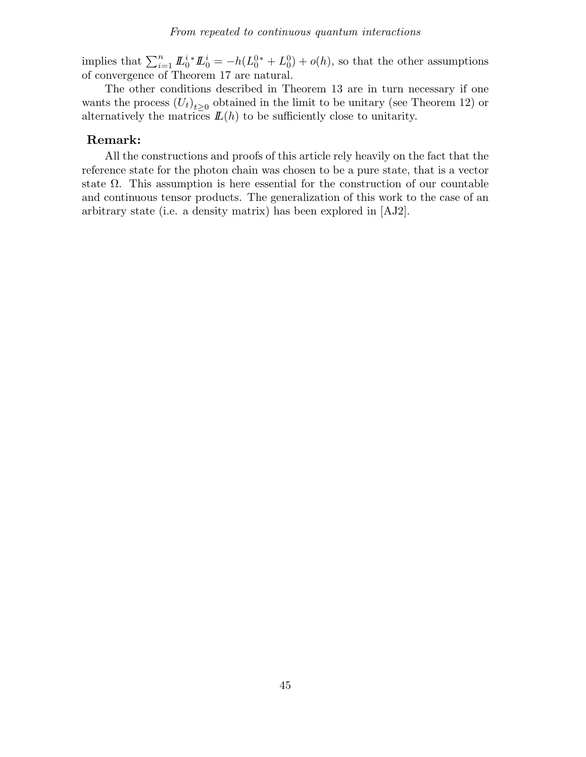implies that $\sum_{i=1}^n \mathbb{L}_0^{i\,*}\mathbb{L}_0^i = -h(L_0^{0\,*} + L_0^0) + o(h)$, so that the other assumptions of convergence of Theorem 17 are natural.

The other conditions described in Theorem 13 are in turn necessary if one wants the process $(U_t)_{t\geq 0}$ obtained in the limit to be unitary (see Theorem 12) or alternatively the matrices $\mathbb{L}(h)$ to be sufficiently close to unitarity.

**Remark:**

All the constructions and proofs of this article rely heavily on the fact that the reference state for the photon chain was chosen to be a pure state, that is a vector state $\Omega$. This assumption is here essential for the construction of our countable and continuous tensor products. The generalization of this work to the case of an arbitrary state (i.e. a density matrix) has been explored in [AJ2].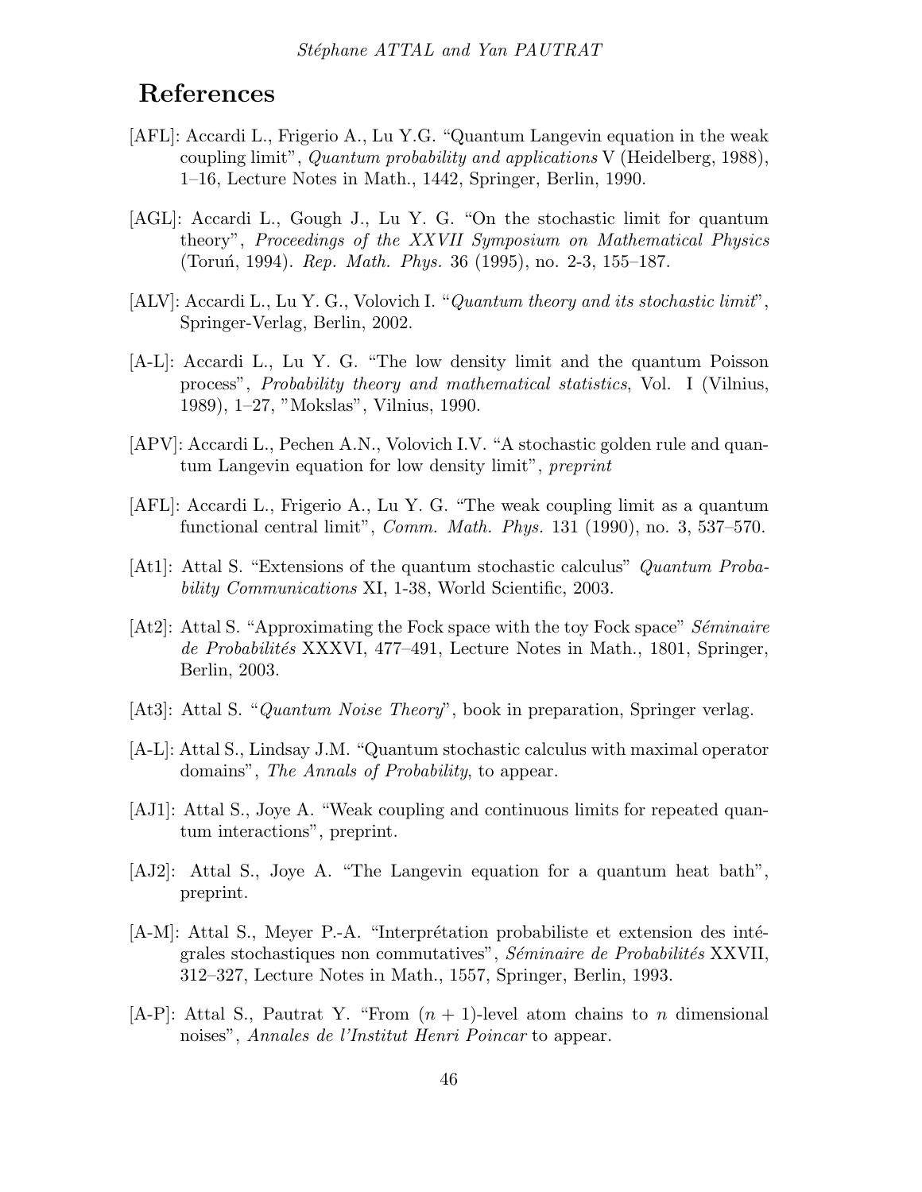# References

[AFL]: Accardi L., Frigerio A., Lu Y.G. "Quantum Langevin equation in the weak coupling limit", *Quantum probability and applications* V (Heidelberg, 1988), 1–16, Lecture Notes in Math., 1442, Springer, Berlin, 1990.

[AGL]: Accardi L., Gough J., Lu Y. G. "On the stochastic limit for quantum theory", *Proceedings of the XXVII Symposium on Mathematical Physics* (Toruń, 1994). *Rep. Math. Phys.* 36 (1995), no. 2-3, 155–187.

[ALV]: Accardi L., Lu Y. G., Volovich I. "*Quantum theory and its stochastic limit*", Springer-Verlag, Berlin, 2002.

[A-L]: Accardi L., Lu Y. G. "The low density limit and the quantum Poisson process", *Probability theory and mathematical statistics*, Vol. I (Vilnius, 1989), 1–27, "Mokslas", Vilnius, 1990.

[APV]: Accardi L., Pechen A.N., Volovich I.V. "A stochastic golden rule and quantum Langevin equation for low density limit", *preprint*

[AFL]: Accardi L., Frigerio A., Lu Y. G. "The weak coupling limit as a quantum functional central limit", *Comm. Math. Phys.* 131 (1990), no. 3, 537–570.

[At1]: Attal S. "Extensions of the quantum stochastic calculus" *Quantum Probability Communications* XI, 1-38, World Scientific, 2003.

[At2]: Attal S. "Approximating the Fock space with the toy Fock space" *Séminaire de Probabilités* XXXVI, 477–491, Lecture Notes in Math., 1801, Springer, Berlin, 2003.

[At3]: Attal S. "*Quantum Noise Theory*", book in preparation, Springer verlag.

[A-L]: Attal S., Lindsay J.M. "Quantum stochastic calculus with maximal operator domains", *The Annals of Probability*, to appear.

[AJ1]: Attal S., Joye A. "Weak coupling and continuous limits for repeated quantum interactions", preprint.

[AJ2]: Attal S., Joye A. "The Langevin equation for a quantum heat bath", preprint.

[A-M]: Attal S., Meyer P.-A. "Interprétation probabiliste et extension des intégrales stochastiques non commutatives", *Séminaire de Probabilités* XXVII, 312–327, Lecture Notes in Math., 1557, Springer, Berlin, 1993.

[A-P]: Attal S., Pautrat Y. "From $(n+1)$-level atom chains to $n$ dimensional noises", *Annales de l'Institut Henri Poincar* to appear.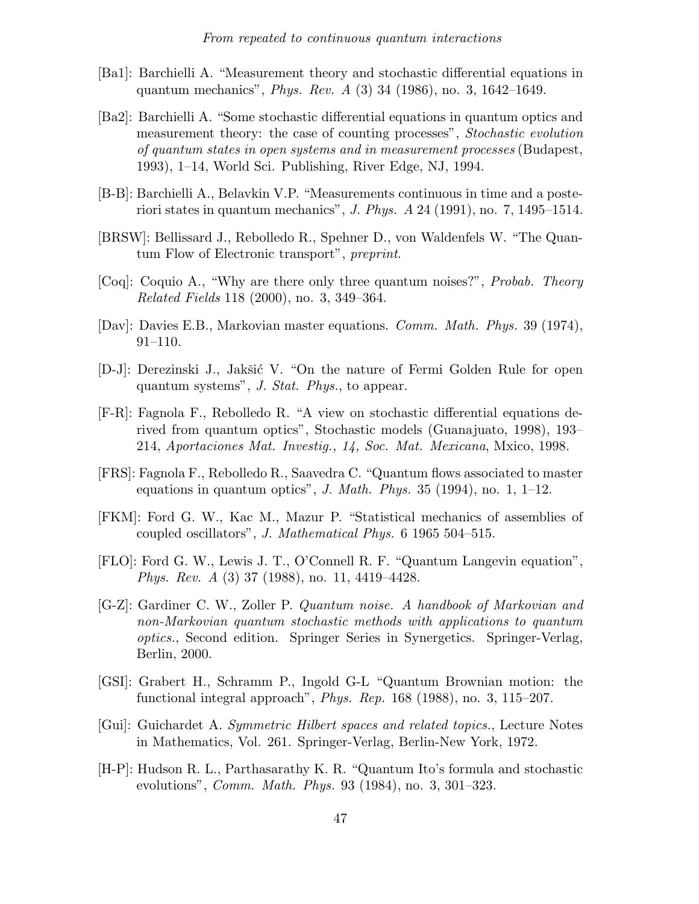[Ba1]: Barchielli A. "Measurement theory and stochastic differential equations in quantum mechanics", *Phys. Rev. A* (3) 34 (1986), no. 3, 1642–1649.

[Ba2]: Barchielli A. "Some stochastic differential equations in quantum optics and measurement theory: the case of counting processes", *Stochastic evolution of quantum states in open systems and in measurement processes* (Budapest, 1993), 1–14, World Sci. Publishing, River Edge, NJ, 1994.

[B-B]: Barchielli A., Belavkin V.P. "Measurements continuous in time and a posteriori states in quantum mechanics", *J. Phys. A* 24 (1991), no. 7, 1495–1514.

[BRSW]: Bellissard J., Rebolledo R., Spehner D., von Waldenfels W. "The Quantum Flow of Electronic transport", *preprint*.

[Coq]: Coquio A., "Why are there only three quantum noises?", *Probab. Theory Related Fields* 118 (2000), no. 3, 349–364.

[Dav]: Davies E.B., Markovian master equations. *Comm. Math. Phys.* 39 (1974), 91–110.

[D-J]: Derezinski J., Jakšić V. "On the nature of Fermi Golden Rule for open quantum systems", *J. Stat. Phys.*, to appear.

[F-R]: Fagnola F., Rebolledo R. "A view on stochastic differential equations derived from quantum optics", Stochastic models (Guanajuato, 1998), 193–214, *Aportaciones Mat. Investig., 14, Soc. Mat. Mexicana*, Mxico, 1998.

[FRS]: Fagnola F., Rebolledo R., Saavedra C. "Quantum flows associated to master equations in quantum optics", *J. Math. Phys.* 35 (1994), no. 1, 1–12.

[FKM]: Ford G. W., Kac M., Mazur P. "Statistical mechanics of assemblies of coupled oscillators", *J. Mathematical Phys.* 6 1965 504–515.

[FLO]: Ford G. W., Lewis J. T., O'Connell R. F. "Quantum Langevin equation", *Phys. Rev. A* (3) 37 (1988), no. 11, 4419–4428.

[G-Z]: Gardiner C. W., Zoller P. *Quantum noise. A handbook of Markovian and non-Markovian quantum stochastic methods with applications to quantum optics.*, Second edition. Springer Series in Synergetics. Springer-Verlag, Berlin, 2000.

[GSI]: Grabert H., Schramm P., Ingold G-L "Quantum Brownian motion: the functional integral approach", *Phys. Rep.* 168 (1988), no. 3, 115–207.

[Gui]: Guichardet A. *Symmetric Hilbert spaces and related topics.*, Lecture Notes in Mathematics, Vol. 261. Springer-Verlag, Berlin-New York, 1972.

[H-P]: Hudson R. L., Parthasarathy K. R. "Quantum Ito's formula and stochastic evolutions", *Comm. Math. Phys.* 93 (1984), no. 3, 301–323.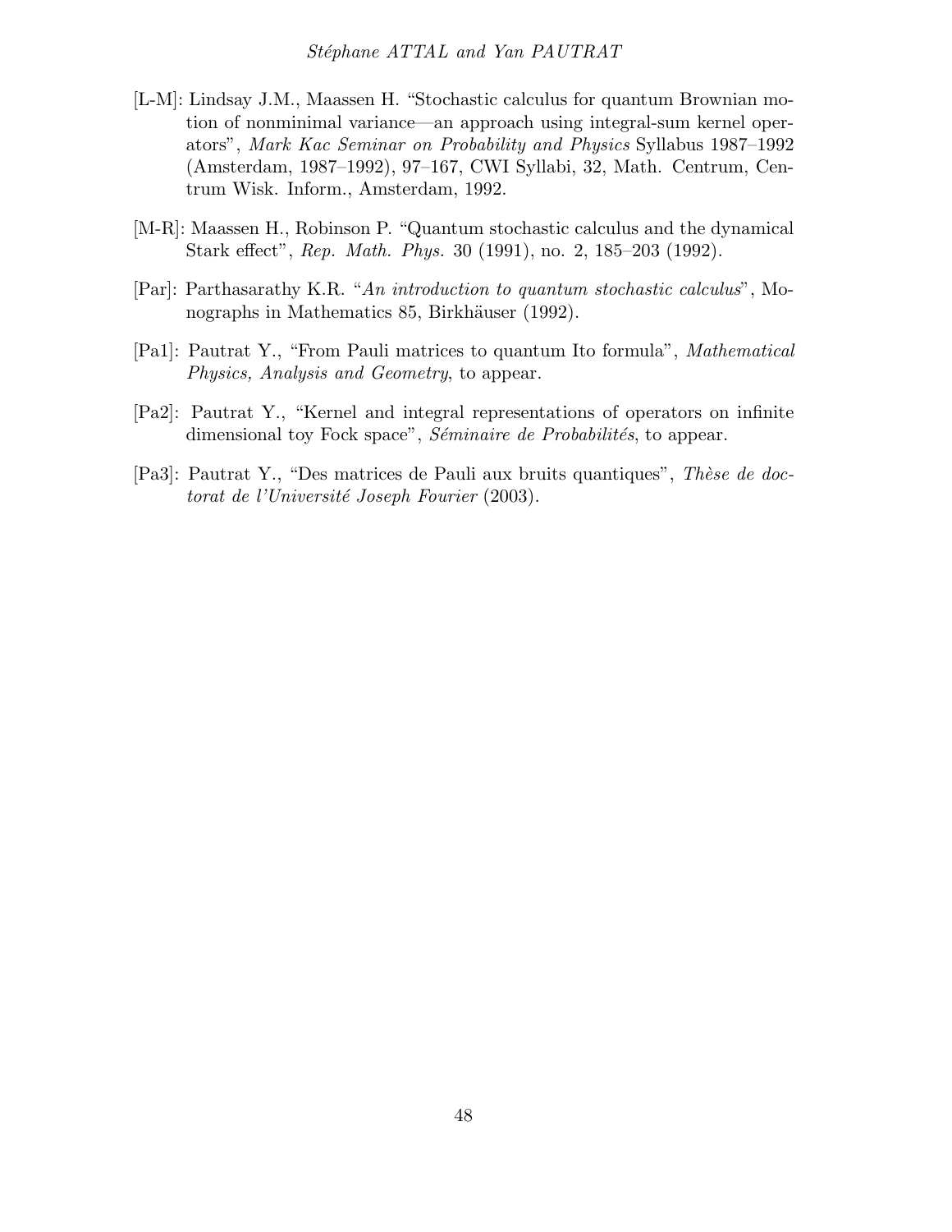[L-M]: Lindsay J.M., Maassen H. "Stochastic calculus for quantum Brownian motion of nonminimal variance—an approach using integral-sum kernel operators", *Mark Kac Seminar on Probability and Physics* Syllabus 1987–1992 (Amsterdam, 1987–1992), 97–167, CWI Syllabi, 32, Math. Centrum, Centrum Wisk. Inform., Amsterdam, 1992.

[M-R]: Maassen H., Robinson P. "Quantum stochastic calculus and the dynamical Stark effect", *Rep. Math. Phys.* 30 (1991), no. 2, 185–203 (1992).

[Par]: Parthasarathy K.R. "*An introduction to quantum stochastic calculus*", Monographs in Mathematics 85, Birkhäuser (1992).

[Pa1]: Pautrat Y., "From Pauli matrices to quantum Ito formula", *Mathematical Physics, Analysis and Geometry*, to appear.

[Pa2]: Pautrat Y., "Kernel and integral representations of operators on infinite dimensional toy Fock space", *Séminaire de Probabilités*, to appear.

[Pa3]: Pautrat Y., "Des matrices de Pauli aux bruits quantiques", *Thèse de doctorat de l'Université Joseph Fourier* (2003).